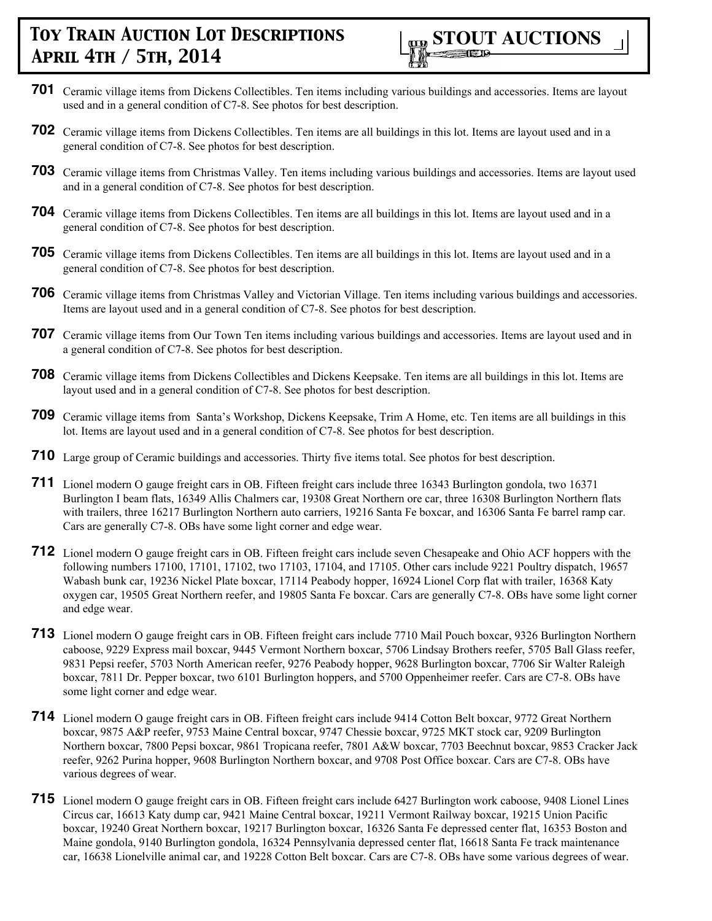# Toy Train Auction Lot Descriptions
## April 4th / 5th, 2014

**STOUT AUCTIONS**

**701** Ceramic village items from Dickens Collectibles. Ten items including various buildings and accessories. Items are layout used and in a general condition of C7-8. See photos for best description.

**702** Ceramic village items from Dickens Collectibles. Ten items are all buildings in this lot. Items are layout used and in a general condition of C7-8. See photos for best description.

**703** Ceramic village items from Christmas Valley. Ten items including various buildings and accessories. Items are layout used and in a general condition of C7-8. See photos for best description.

**704** Ceramic village items from Dickens Collectibles. Ten items are all buildings in this lot. Items are layout used and in a general condition of C7-8. See photos for best description.

**705** Ceramic village items from Dickens Collectibles. Ten items are all buildings in this lot. Items are layout used and in a general condition of C7-8. See photos for best description.

**706** Ceramic village items from Christmas Valley and Victorian Village. Ten items including various buildings and accessories. Items are layout used and in a general condition of C7-8. See photos for best description.

**707** Ceramic village items from Our Town Ten items including various buildings and accessories. Items are layout used and in a general condition of C7-8. See photos for best description.

**708** Ceramic village items from Dickens Collectibles and Dickens Keepsake. Ten items are all buildings in this lot. Items are layout used and in a general condition of C7-8. See photos for best description.

**709** Ceramic village items from Santa's Workshop, Dickens Keepsake, Trim A Home, etc. Ten items are all buildings in this lot. Items are layout used and in a general condition of C7-8. See photos for best description.

**710** Large group of Ceramic buildings and accessories. Thirty five items total. See photos for best description.

**711** Lionel modern O gauge freight cars in OB. Fifteen freight cars include three 16343 Burlington gondola, two 16371 Burlington I beam flats, 16349 Allis Chalmers car, 19308 Great Northern ore car, three 16308 Burlington Northern flats with trailers, three 16217 Burlington Northern auto carriers, 19216 Santa Fe boxcar, and 16306 Santa Fe barrel ramp car. Cars are generally C7-8. OBs have some light corner and edge wear.

**712** Lionel modern O gauge freight cars in OB. Fifteen freight cars include seven Chesapeake and Ohio ACF hoppers with the following numbers 17100, 17101, 17102, two 17103, 17104, and 17105. Other cars include 9221 Poultry dispatch, 19657 Wabash bunk car, 19236 Nickel Plate boxcar, 17114 Peabody hopper, 16924 Lionel Corp flat with trailer, 16368 Katy oxygen car, 19505 Great Northern reefer, and 19805 Santa Fe boxcar. Cars are generally C7-8. OBs have some light corner and edge wear.

**713** Lionel modern O gauge freight cars in OB. Fifteen freight cars include 7710 Mail Pouch boxcar, 9326 Burlington Northern caboose, 9229 Express mail boxcar, 9445 Vermont Northern boxcar, 5706 Lindsay Brothers reefer, 5705 Ball Glass reefer, 9831 Pepsi reefer, 5703 North American reefer, 9276 Peabody hopper, 9628 Burlington boxcar, 7706 Sir Walter Raleigh boxcar, 7811 Dr. Pepper boxcar, two 6101 Burlington hoppers, and 5700 Oppenheimer reefer. Cars are C7-8. OBs have some light corner and edge wear.

**714** Lionel modern O gauge freight cars in OB. Fifteen freight cars include 9414 Cotton Belt boxcar, 9772 Great Northern boxcar, 9875 A&P reefer, 9753 Maine Central boxcar, 9747 Chessie boxcar, 9725 MKT stock car, 9209 Burlington Northern boxcar, 7800 Pepsi boxcar, 9861 Tropicana reefer, 7801 A&W boxcar, 7703 Beechnut boxcar, 9853 Cracker Jack reefer, 9262 Purina hopper, 9608 Burlington Northern boxcar, and 9708 Post Office boxcar. Cars are C7-8. OBs have various degrees of wear.

**715** Lionel modern O gauge freight cars in OB. Fifteen freight cars include 6427 Burlington work caboose, 9408 Lionel Lines Circus car, 16613 Katy dump car, 9421 Maine Central boxcar, 19211 Vermont Railway boxcar, 19215 Union Pacific boxcar, 19240 Great Northern boxcar, 19217 Burlington boxcar, 16326 Santa Fe depressed center flat, 16353 Boston and Maine gondola, 9140 Burlington gondola, 16324 Pennsylvania depressed center flat, 16618 Santa Fe track maintenance car, 16638 Lionelville animal car, and 19228 Cotton Belt boxcar. Cars are C7-8. OBs have some various degrees of wear.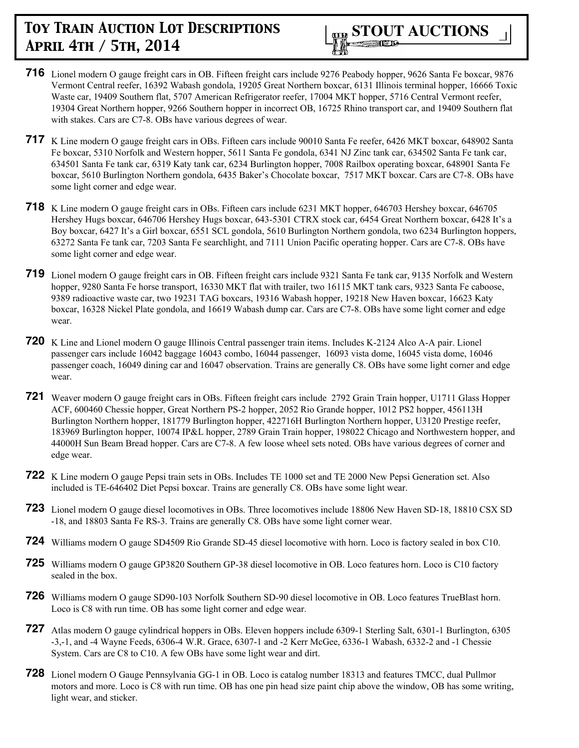**716** Lionel modern O gauge freight cars in OB. Fifteen freight cars include 9276 Peabody hopper, 9626 Santa Fe boxcar, 9876 Vermont Central reefer, 16392 Wabash gondola, 19205 Great Northern boxcar, 6131 Illinois terminal hopper, 16666 Toxic Waste car, 19409 Southern flat, 5707 American Refrigerator reefer, 17004 MKT hopper, 5716 Central Vermont reefer, 19304 Great Northern hopper, 9266 Southern hopper in incorrect OB, 16725 Rhino transport car, and 19409 Southern flat with stakes. Cars are C7-8. OBs have various degrees of wear.

**717** K Line modern O gauge freight cars in OBs. Fifteen cars include 90010 Santa Fe reefer, 6426 MKT boxcar, 648902 Santa Fe boxcar, 5310 Norfolk and Western hopper, 5611 Santa Fe gondola, 6341 NJ Zinc tank car, 634502 Santa Fe tank car, 634501 Santa Fe tank car, 6319 Katy tank car, 6234 Burlington hopper, 7008 Railbox operating boxcar, 648901 Santa Fe boxcar, 5610 Burlington Northern gondola, 6435 Baker's Chocolate boxcar, 7517 MKT boxcar. Cars are C7-8. OBs have some light corner and edge wear.

**718** K Line modern O gauge freight cars in OBs. Fifteen cars include 6231 MKT hopper, 646703 Hershey boxcar, 646705 Hershey Hugs boxcar, 646706 Hershey Hugs boxcar, 643-5301 CTRX stock car, 6454 Great Northern boxcar, 6428 It's a Boy boxcar, 6427 It's a Girl boxcar, 6551 SCL gondola, 5610 Burlington Northern gondola, two 6234 Burlington hoppers, 63272 Santa Fe tank car, 7203 Santa Fe searchlight, and 7111 Union Pacific operating hopper. Cars are C7-8. OBs have some light corner and edge wear.

**719** Lionel modern O gauge freight cars in OB. Fifteen freight cars include 9321 Santa Fe tank car, 9135 Norfolk and Western hopper, 9280 Santa Fe horse transport, 16330 MKT flat with trailer, two 16115 MKT tank cars, 9323 Santa Fe caboose, 9389 radioactive waste car, two 19231 TAG boxcars, 19316 Wabash hopper, 19218 New Haven boxcar, 16623 Katy boxcar, 16328 Nickel Plate gondola, and 16619 Wabash dump car. Cars are C7-8. OBs have some light corner and edge wear.

**720** K Line and Lionel modern O gauge Illinois Central passenger train items. Includes K-2124 Alco A-A pair. Lionel passenger cars include 16042 baggage 16043 combo, 16044 passenger, 16093 vista dome, 16045 vista dome, 16046 passenger coach, 16049 dining car and 16047 observation. Trains are generally C8. OBs have some light corner and edge wear.

**721** Weaver modern O gauge freight cars in OBs. Fifteen freight cars include 2792 Grain Train hopper, U1711 Glass Hopper ACF, 600460 Chessie hopper, Great Northern PS-2 hopper, 2052 Rio Grande hopper, 1012 PS2 hopper, 456113H Burlington Northern hopper, 181779 Burlington hopper, 422716H Burlington Northern hopper, U3120 Prestige reefer, 183969 Burlington hopper, 10074 IP&L hopper, 2789 Grain Train hopper, 198022 Chicago and Northwestern hopper, and 44000H Sun Beam Bread hopper. Cars are C7-8. A few loose wheel sets noted. OBs have various degrees of corner and edge wear.

**722** K Line modern O gauge Pepsi train sets in OBs. Includes TE 1000 set and TE 2000 New Pepsi Generation set. Also included is TE-646402 Diet Pepsi boxcar. Trains are generally C8. OBs have some light wear.

**723** Lionel modern O gauge diesel locomotives in OBs. Three locomotives include 18806 New Haven SD-18, 18810 CSX SD -18, and 18803 Santa Fe RS-3. Trains are generally C8. OBs have some light corner wear.

**724** Williams modern O gauge SD4509 Rio Grande SD-45 diesel locomotive with horn. Loco is factory sealed in box C10.

**725** Williams modern O gauge GP3820 Southern GP-38 diesel locomotive in OB. Loco features horn. Loco is C10 factory sealed in the box.

**726** Williams modern O gauge SD90-103 Norfolk Southern SD-90 diesel locomotive in OB. Loco features TrueBlast horn. Loco is C8 with run time. OB has some light corner and edge wear.

**727** Atlas modern O gauge cylindrical hoppers in OBs. Eleven hoppers include 6309-1 Sterling Salt, 6301-1 Burlington, 6305 -3,-1, and -4 Wayne Feeds, 6306-4 W.R. Grace, 6307-1 and -2 Kerr McGee, 6336-1 Wabash, 6332-2 and -1 Chessie System. Cars are C8 to C10. A few OBs have some light wear and dirt.

**728** Lionel modern O Gauge Pennsylvania GG-1 in OB. Loco is catalog number 18313 and features TMCC, dual Pullmor motors and more. Loco is C8 with run time. OB has one pin head size paint chip above the window, OB has some writing, light wear, and sticker.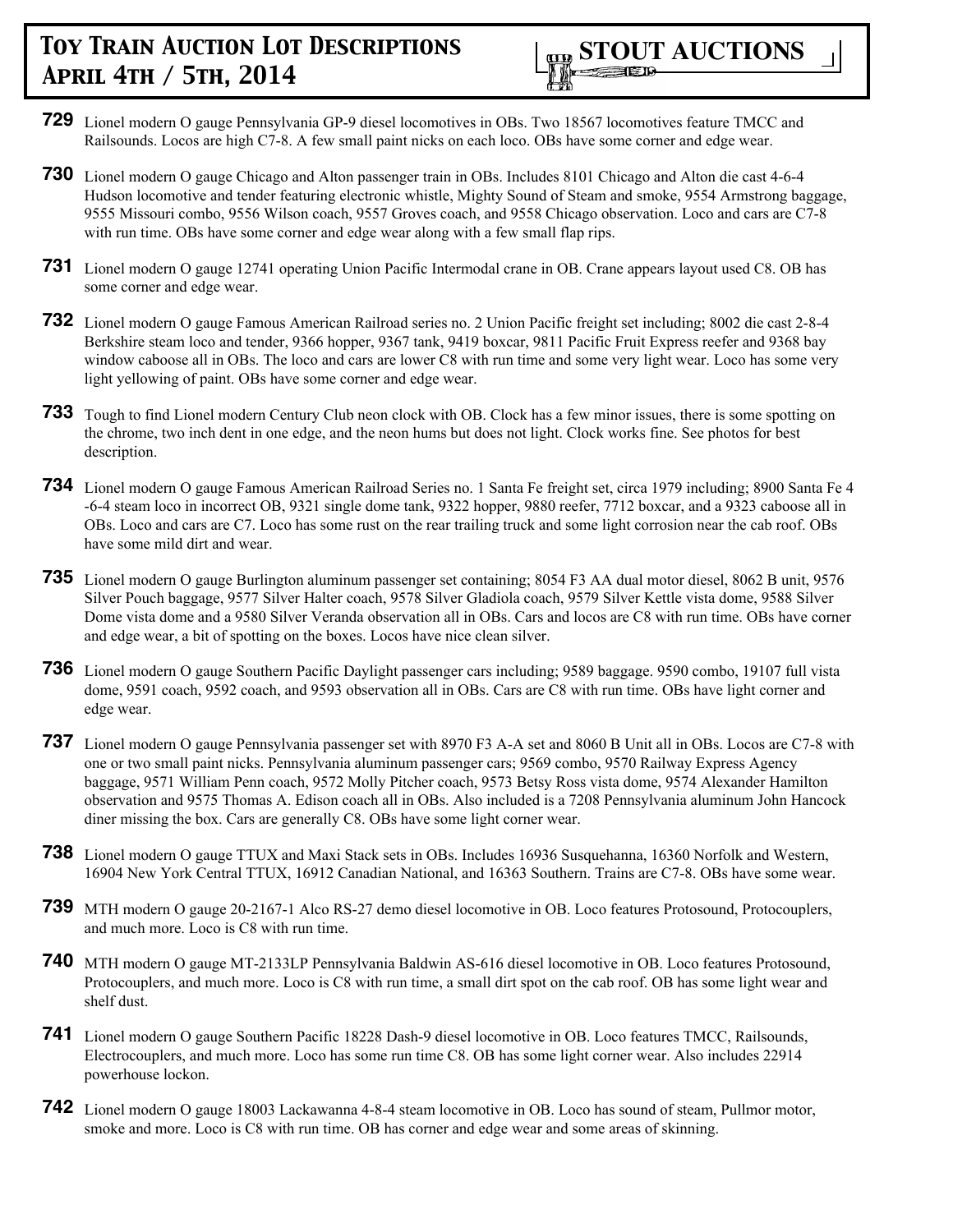**729** Lionel modern O gauge Pennsylvania GP-9 diesel locomotives in OBs. Two 18567 locomotives feature TMCC and Railsounds. Locos are high C7-8. A few small paint nicks on each loco. OBs have some corner and edge wear.

**730** Lionel modern O gauge Chicago and Alton passenger train in OBs. Includes 8101 Chicago and Alton die cast 4-6-4 Hudson locomotive and tender featuring electronic whistle, Mighty Sound of Steam and smoke, 9554 Armstrong baggage, 9555 Missouri combo, 9556 Wilson coach, 9557 Groves coach, and 9558 Chicago observation. Loco and cars are C7-8 with run time. OBs have some corner and edge wear along with a few small flap rips.

**731** Lionel modern O gauge 12741 operating Union Pacific Intermodal crane in OB. Crane appears layout used C8. OB has some corner and edge wear.

**732** Lionel modern O gauge Famous American Railroad series no. 2 Union Pacific freight set including; 8002 die cast 2-8-4 Berkshire steam loco and tender, 9366 hopper, 9367 tank, 9419 boxcar, 9811 Pacific Fruit Express reefer and 9368 bay window caboose all in OBs. The loco and cars are lower C8 with run time and some very light wear. Loco has some very light yellowing of paint. OBs have some corner and edge wear.

**733** Tough to find Lionel modern Century Club neon clock with OB. Clock has a few minor issues, there is some spotting on the chrome, two inch dent in one edge, and the neon hums but does not light. Clock works fine. See photos for best description.

**734** Lionel modern O gauge Famous American Railroad Series no. 1 Santa Fe freight set, circa 1979 including; 8900 Santa Fe 4-6-4 steam loco in incorrect OB, 9321 single dome tank, 9322 hopper, 9880 reefer, 7712 boxcar, and a 9323 caboose all in OBs. Loco and cars are C7. Loco has some rust on the rear trailing truck and some light corrosion near the cab roof. OBs have some mild dirt and wear.

**735** Lionel modern O gauge Burlington aluminum passenger set containing; 8054 F3 AA dual motor diesel, 8062 B unit, 9576 Silver Pouch baggage, 9577 Silver Halter coach, 9578 Silver Gladiola coach, 9579 Silver Kettle vista dome, 9588 Silver Dome vista dome and a 9580 Silver Veranda observation all in OBs. Cars and locos are C8 with run time. OBs have corner and edge wear, a bit of spotting on the boxes. Locos have nice clean silver.

**736** Lionel modern O gauge Southern Pacific Daylight passenger cars including; 9589 baggage. 9590 combo, 19107 full vista dome, 9591 coach, 9592 coach, and 9593 observation all in OBs. Cars are C8 with run time. OBs have light corner and edge wear.

**737** Lionel modern O gauge Pennsylvania passenger set with 8970 F3 A-A set and 8060 B Unit all in OBs. Locos are C7-8 with one or two small paint nicks. Pennsylvania aluminum passenger cars; 9569 combo, 9570 Railway Express Agency baggage, 9571 William Penn coach, 9572 Molly Pitcher coach, 9573 Betsy Ross vista dome, 9574 Alexander Hamilton observation and 9575 Thomas A. Edison coach all in OBs. Also included is a 7208 Pennsylvania aluminum John Hancock diner missing the box. Cars are generally C8. OBs have some light corner wear.

**738** Lionel modern O gauge TTUX and Maxi Stack sets in OBs. Includes 16936 Susquehanna, 16360 Norfolk and Western, 16904 New York Central TTUX, 16912 Canadian National, and 16363 Southern. Trains are C7-8. OBs have some wear.

**739** MTH modern O gauge 20-2167-1 Alco RS-27 demo diesel locomotive in OB. Loco features Protosound, Protocouplers, and much more. Loco is C8 with run time.

**740** MTH modern O gauge MT-2133LP Pennsylvania Baldwin AS-616 diesel locomotive in OB. Loco features Protosound, Protocouplers, and much more. Loco is C8 with run time, a small dirt spot on the cab roof. OB has some light wear and shelf dust.

**741** Lionel modern O gauge Southern Pacific 18228 Dash-9 diesel locomotive in OB. Loco features TMCC, Railsounds, Electrocouplers, and much more. Loco has some run time C8. OB has some light corner wear. Also includes 22914 powerhouse lockon.

**742** Lionel modern O gauge 18003 Lackawanna 4-8-4 steam locomotive in OB. Loco has sound of steam, Pullmor motor, smoke and more. Loco is C8 with run time. OB has corner and edge wear and some areas of skinning.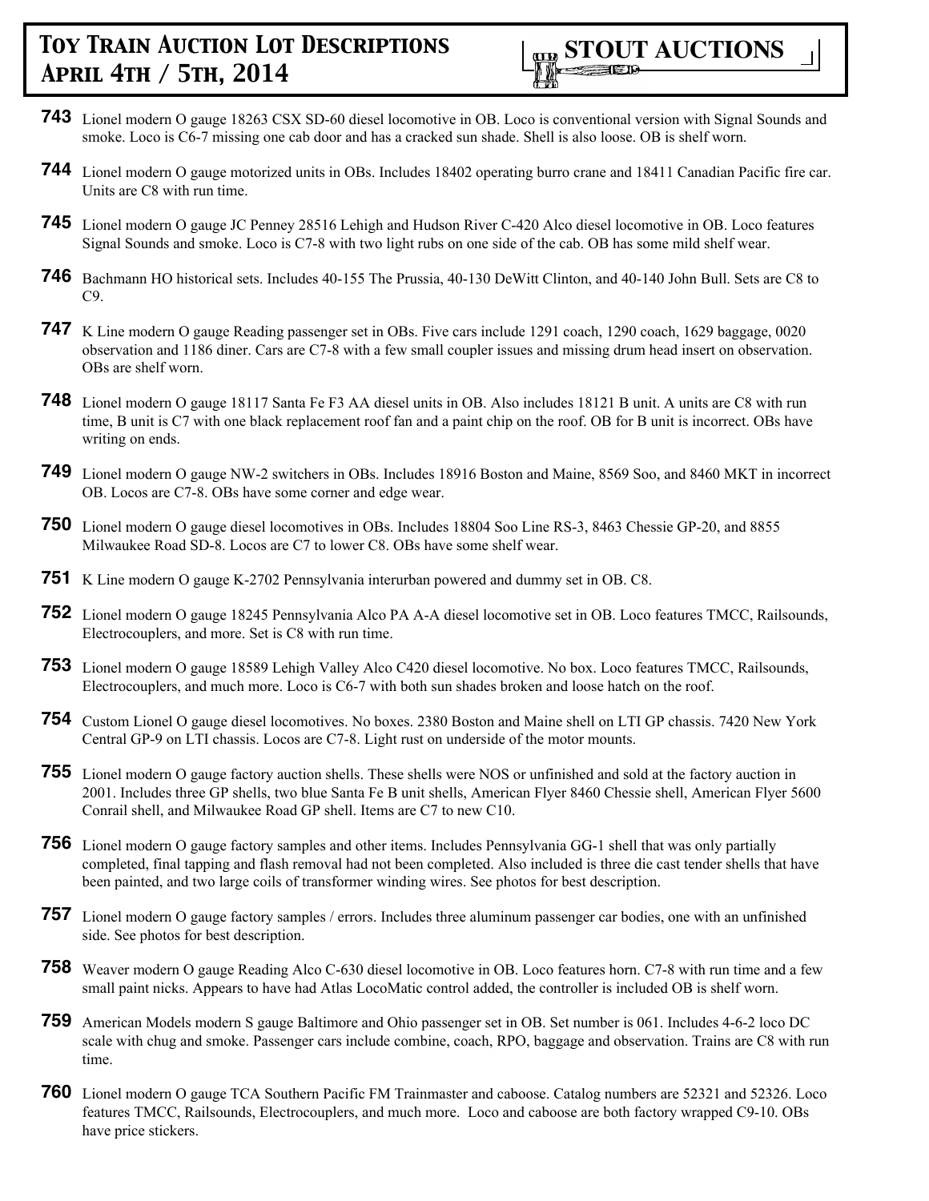743 Lionel modern O gauge 18263 CSX SD-60 diesel locomotive in OB. Loco is conventional version with Signal Sounds and smoke. Loco is C6-7 missing one cab door and has a cracked sun shade. Shell is also loose. OB is shelf worn.

744 Lionel modern O gauge motorized units in OBs. Includes 18402 operating burro crane and 18411 Canadian Pacific fire car. Units are C8 with run time.

745 Lionel modern O gauge JC Penney 28516 Lehigh and Hudson River C-420 Alco diesel locomotive in OB. Loco features Signal Sounds and smoke. Loco is C7-8 with two light rubs on one side of the cab. OB has some mild shelf wear.

746 Bachmann HO historical sets. Includes 40-155 The Prussia, 40-130 DeWitt Clinton, and 40-140 John Bull. Sets are C8 to C9.

747 K Line modern O gauge Reading passenger set in OBs. Five cars include 1291 coach, 1290 coach, 1629 baggage, 0020 observation and 1186 diner. Cars are C7-8 with a few small coupler issues and missing drum head insert on observation. OBs are shelf worn.

748 Lionel modern O gauge 18117 Santa Fe F3 AA diesel units in OB. Also includes 18121 B unit. A units are C8 with run time, B unit is C7 with one black replacement roof fan and a paint chip on the roof. OB for B unit is incorrect. OBs have writing on ends.

749 Lionel modern O gauge NW-2 switchers in OBs. Includes 18916 Boston and Maine, 8569 Soo, and 8460 MKT in incorrect OB. Locos are C7-8. OBs have some corner and edge wear.

750 Lionel modern O gauge diesel locomotives in OBs. Includes 18804 Soo Line RS-3, 8463 Chessie GP-20, and 8855 Milwaukee Road SD-8. Locos are C7 to lower C8. OBs have some shelf wear.

751 K Line modern O gauge K-2702 Pennsylvania interurban powered and dummy set in OB. C8.

752 Lionel modern O gauge 18245 Pennsylvania Alco PA A-A diesel locomotive set in OB. Loco features TMCC, Railsounds, Electrocouplers, and more. Set is C8 with run time.

753 Lionel modern O gauge 18589 Lehigh Valley Alco C420 diesel locomotive. No box. Loco features TMCC, Railsounds, Electrocouplers, and much more. Loco is C6-7 with both sun shades broken and loose hatch on the roof.

754 Custom Lionel O gauge diesel locomotives. No boxes. 2380 Boston and Maine shell on LTI GP chassis. 7420 New York Central GP-9 on LTI chassis. Locos are C7-8. Light rust on underside of the motor mounts.

755 Lionel modern O gauge factory auction shells. These shells were NOS or unfinished and sold at the factory auction in 2001. Includes three GP shells, two blue Santa Fe B unit shells, American Flyer 8460 Chessie shell, American Flyer 5600 Conrail shell, and Milwaukee Road GP shell. Items are C7 to new C10.

756 Lionel modern O gauge factory samples and other items. Includes Pennsylvania GG-1 shell that was only partially completed, final tapping and flash removal had not been completed. Also included is three die cast tender shells that have been painted, and two large coils of transformer winding wires. See photos for best description.

757 Lionel modern O gauge factory samples / errors. Includes three aluminum passenger car bodies, one with an unfinished side. See photos for best description.

758 Weaver modern O gauge Reading Alco C-630 diesel locomotive in OB. Loco features horn. C7-8 with run time and a few small paint nicks. Appears to have had Atlas LocoMatic control added, the controller is included OB is shelf worn.

759 American Models modern S gauge Baltimore and Ohio passenger set in OB. Set number is 061. Includes 4-6-2 loco DC scale with chug and smoke. Passenger cars include combine, coach, RPO, baggage and observation. Trains are C8 with run time.

760 Lionel modern O gauge TCA Southern Pacific FM Trainmaster and caboose. Catalog numbers are 52321 and 52326. Loco features TMCC, Railsounds, Electrocouplers, and much more. Loco and caboose are both factory wrapped C9-10. OBs have price stickers.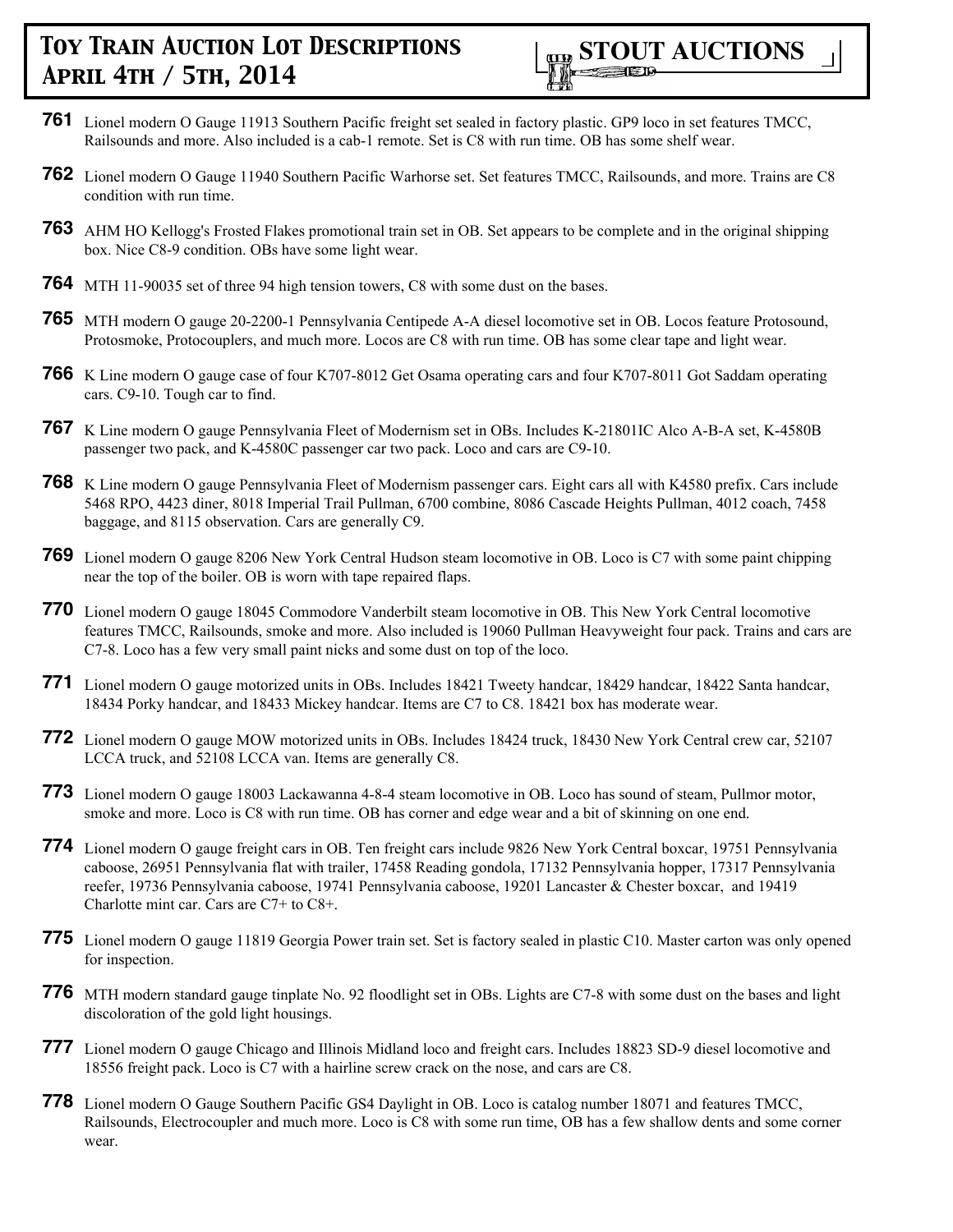**761** Lionel modern O Gauge 11913 Southern Pacific freight set sealed in factory plastic. GP9 loco in set features TMCC, Railsounds and more. Also included is a cab-1 remote. Set is C8 with run time. OB has some shelf wear.

**762** Lionel modern O Gauge 11940 Southern Pacific Warhorse set. Set features TMCC, Railsounds, and more. Trains are C8 condition with run time.

**763** AHM HO Kellogg's Frosted Flakes promotional train set in OB. Set appears to be complete and in the original shipping box. Nice C8-9 condition. OBs have some light wear.

**764** MTH 11-90035 set of three 94 high tension towers, C8 with some dust on the bases.

**765** MTH modern O gauge 20-2200-1 Pennsylvania Centipede A-A diesel locomotive set in OB. Locos feature Protosound, Protosmoke, Protocouplers, and much more. Locos are C8 with run time. OB has some clear tape and light wear.

**766** K Line modern O gauge case of four K707-8012 Get Osama operating cars and four K707-8011 Got Saddam operating cars. C9-10. Tough car to find.

**767** K Line modern O gauge Pennsylvania Fleet of Modernism set in OBs. Includes K-21801IC Alco A-B-A set, K-4580B passenger two pack, and K-4580C passenger car two pack. Loco and cars are C9-10.

**768** K Line modern O gauge Pennsylvania Fleet of Modernism passenger cars. Eight cars all with K4580 prefix. Cars include 5468 RPO, 4423 diner, 8018 Imperial Trail Pullman, 6700 combine, 8086 Cascade Heights Pullman, 4012 coach, 7458 baggage, and 8115 observation. Cars are generally C9.

**769** Lionel modern O gauge 8206 New York Central Hudson steam locomotive in OB. Loco is C7 with some paint chipping near the top of the boiler. OB is worn with tape repaired flaps.

**770** Lionel modern O gauge 18045 Commodore Vanderbilt steam locomotive in OB. This New York Central locomotive features TMCC, Railsounds, smoke and more. Also included is 19060 Pullman Heavyweight four pack. Trains and cars are C7-8. Loco has a few very small paint nicks and some dust on top of the loco.

**771** Lionel modern O gauge motorized units in OBs. Includes 18421 Tweety handcar, 18429 handcar, 18422 Santa handcar, 18434 Porky handcar, and 18433 Mickey handcar. Items are C7 to C8. 18421 box has moderate wear.

**772** Lionel modern O gauge MOW motorized units in OBs. Includes 18424 truck, 18430 New York Central crew car, 52107 LCCA truck, and 52108 LCCA van. Items are generally C8.

**773** Lionel modern O gauge 18003 Lackawanna 4-8-4 steam locomotive in OB. Loco has sound of steam, Pullmor motor, smoke and more. Loco is C8 with run time. OB has corner and edge wear and a bit of skinning on one end.

**774** Lionel modern O gauge freight cars in OB. Ten freight cars include 9826 New York Central boxcar, 19751 Pennsylvania caboose, 26951 Pennsylvania flat with trailer, 17458 Reading gondola, 17132 Pennsylvania hopper, 17317 Pennsylvania reefer, 19736 Pennsylvania caboose, 19741 Pennsylvania caboose, 19201 Lancaster & Chester boxcar, and 19419 Charlotte mint car. Cars are C7+ to C8+.

**775** Lionel modern O gauge 11819 Georgia Power train set. Set is factory sealed in plastic C10. Master carton was only opened for inspection.

**776** MTH modern standard gauge tinplate No. 92 floodlight set in OBs. Lights are C7-8 with some dust on the bases and light discoloration of the gold light housings.

**777** Lionel modern O gauge Chicago and Illinois Midland loco and freight cars. Includes 18823 SD-9 diesel locomotive and 18556 freight pack. Loco is C7 with a hairline screw crack on the nose, and cars are C8.

**778** Lionel modern O Gauge Southern Pacific GS4 Daylight in OB. Loco is catalog number 18071 and features TMCC, Railsounds, Electrocoupler and much more. Loco is C8 with some run time, OB has a few shallow dents and some corner wear.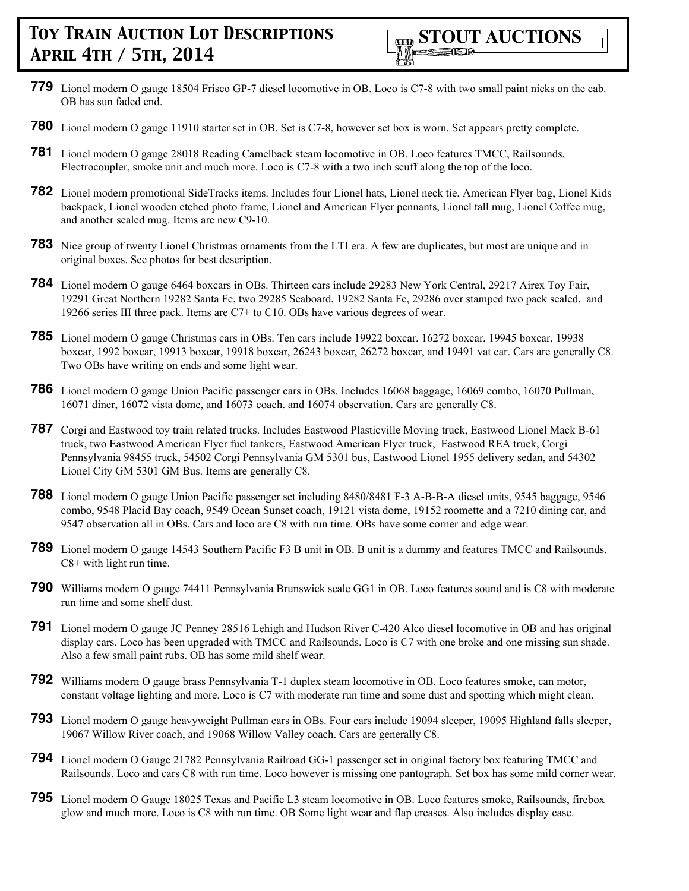**779** Lionel modern O gauge 18504 Frisco GP-7 diesel locomotive in OB. Loco is C7-8 with two small paint nicks on the cab. OB has sun faded end.

**780** Lionel modern O gauge 11910 starter set in OB. Set is C7-8, however set box is worn. Set appears pretty complete.

**781** Lionel modern O gauge 28018 Reading Camelback steam locomotive in OB. Loco features TMCC, Railsounds, Electrocoupler, smoke unit and much more. Loco is C7-8 with a two inch scuff along the top of the loco.

**782** Lionel modern promotional SideTracks items. Includes four Lionel hats, Lionel neck tie, American Flyer bag, Lionel Kids backpack, Lionel wooden etched photo frame, Lionel and American Flyer pennants, Lionel tall mug, Lionel Coffee mug, and another sealed mug. Items are new C9-10.

**783** Nice group of twenty Lionel Christmas ornaments from the LTI era. A few are duplicates, but most are unique and in original boxes. See photos for best description.

**784** Lionel modern O gauge 6464 boxcars in OBs. Thirteen cars include 29283 New York Central, 29217 Airex Toy Fair, 19291 Great Northern 19282 Santa Fe, two 29285 Seaboard, 19282 Santa Fe, 29286 over stamped two pack sealed, and 19266 series III three pack. Items are C7+ to C10. OBs have various degrees of wear.

**785** Lionel modern O gauge Christmas cars in OBs. Ten cars include 19922 boxcar, 16272 boxcar, 19945 boxcar, 19938 boxcar, 1992 boxcar, 19913 boxcar, 19918 boxcar, 26243 boxcar, 26272 boxcar, and 19491 vat car. Cars are generally C8. Two OBs have writing on ends and some light wear.

**786** Lionel modern O gauge Union Pacific passenger cars in OBs. Includes 16068 baggage, 16069 combo, 16070 Pullman, 16071 diner, 16072 vista dome, and 16073 coach. and 16074 observation. Cars are generally C8.

**787** Corgi and Eastwood toy train related trucks. Includes Eastwood Plasticville Moving truck, Eastwood Lionel Mack B-61 truck, two Eastwood American Flyer fuel tankers, Eastwood American Flyer truck, Eastwood REA truck, Corgi Pennsylvania 98455 truck, 54502 Corgi Pennsylvania GM 5301 bus, Eastwood Lionel 1955 delivery sedan, and 54302 Lionel City GM 5301 GM Bus. Items are generally C8.

**788** Lionel modern O gauge Union Pacific passenger set including 8480/8481 F-3 A-B-B-A diesel units, 9545 baggage, 9546 combo, 9548 Placid Bay coach, 9549 Ocean Sunset coach, 19121 vista dome, 19152 roomette and a 7210 dining car, and 9547 observation all in OBs. Cars and loco are C8 with run time. OBs have some corner and edge wear.

**789** Lionel modern O gauge 14543 Southern Pacific F3 B unit in OB. B unit is a dummy and features TMCC and Railsounds. C8+ with light run time.

**790** Williams modern O gauge 74411 Pennsylvania Brunswick scale GG1 in OB. Loco features sound and is C8 with moderate run time and some shelf dust.

**791** Lionel modern O gauge JC Penney 28516 Lehigh and Hudson River C-420 Alco diesel locomotive in OB and has original display cars. Loco has been upgraded with TMCC and Railsounds. Loco is C7 with one broke and one missing sun shade. Also a few small paint rubs. OB has some mild shelf wear.

**792** Williams modern O gauge brass Pennsylvania T-1 duplex steam locomotive in OB. Loco features smoke, can motor, constant voltage lighting and more. Loco is C7 with moderate run time and some dust and spotting which might clean.

**793** Lionel modern O gauge heavyweight Pullman cars in OBs. Four cars include 19094 sleeper, 19095 Highland falls sleeper, 19067 Willow River coach, and 19068 Willow Valley coach. Cars are generally C8.

**794** Lionel modern O Gauge 21782 Pennsylvania Railroad GG-1 passenger set in original factory box featuring TMCC and Railsounds. Loco and cars C8 with run time. Loco however is missing one pantograph. Set box has some mild corner wear.

**795** Lionel modern O Gauge 18025 Texas and Pacific L3 steam locomotive in OB. Loco features smoke, Railsounds, firebox glow and much more. Loco is C8 with run time. OB Some light wear and flap creases. Also includes display case.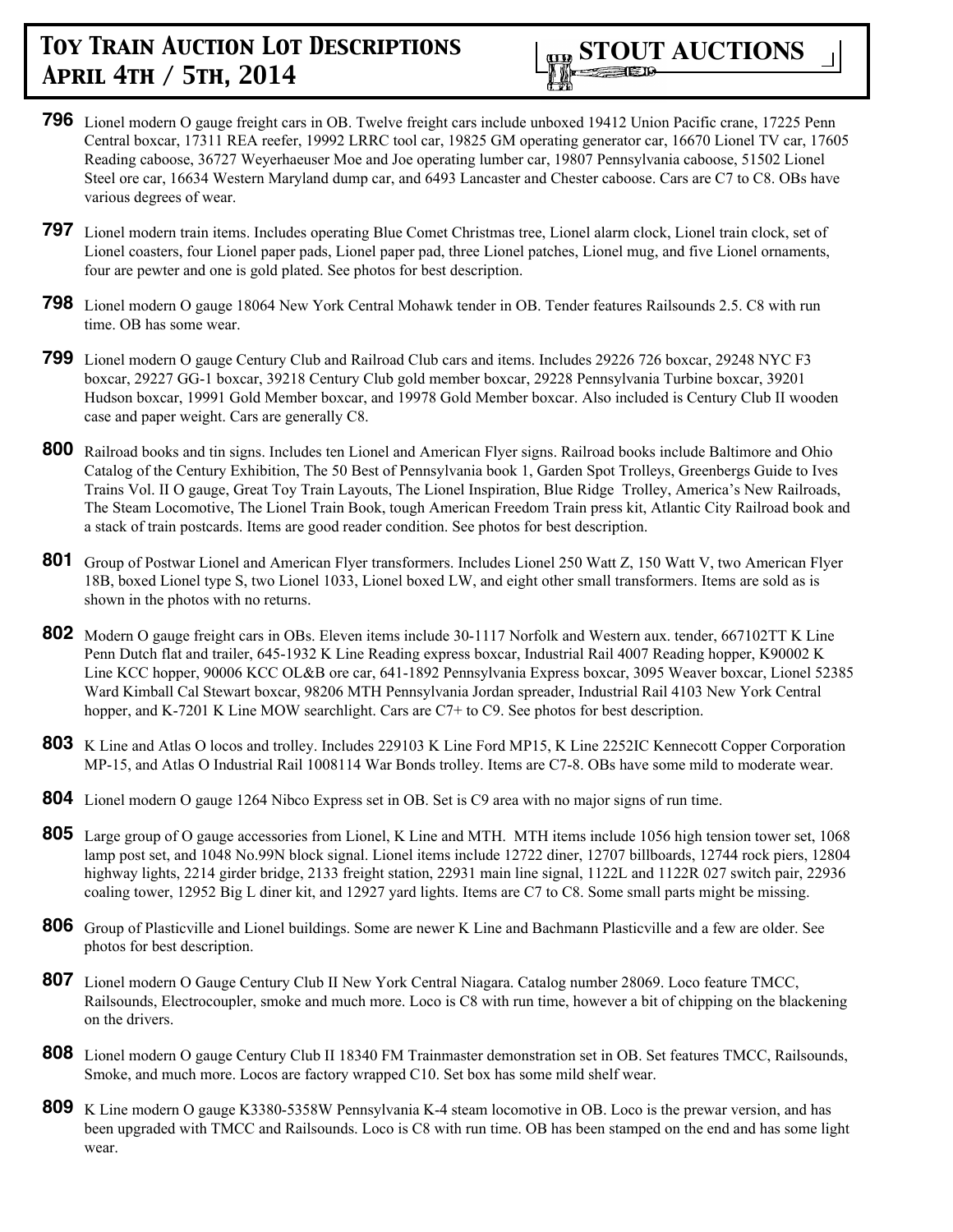**796** Lionel modern O gauge freight cars in OB. Twelve freight cars include unboxed 19412 Union Pacific crane, 17225 Penn Central boxcar, 17311 REA reefer, 19992 LRRC tool car, 19825 GM operating generator car, 16670 Lionel TV car, 17605 Reading caboose, 36727 Weyerhaeuser Moe and Joe operating lumber car, 19807 Pennsylvania caboose, 51502 Lionel Steel ore car, 16634 Western Maryland dump car, and 6493 Lancaster and Chester caboose. Cars are C7 to C8. OBs have various degrees of wear.

**797** Lionel modern train items. Includes operating Blue Comet Christmas tree, Lionel alarm clock, Lionel train clock, set of Lionel coasters, four Lionel paper pads, Lionel paper pad, three Lionel patches, Lionel mug, and five Lionel ornaments, four are pewter and one is gold plated. See photos for best description.

**798** Lionel modern O gauge 18064 New York Central Mohawk tender in OB. Tender features Railsounds 2.5. C8 with run time. OB has some wear.

**799** Lionel modern O gauge Century Club and Railroad Club cars and items. Includes 29226 726 boxcar, 29248 NYC F3 boxcar, 29227 GG-1 boxcar, 39218 Century Club gold member boxcar, 29228 Pennsylvania Turbine boxcar, 39201 Hudson boxcar, 19991 Gold Member boxcar, and 19978 Gold Member boxcar. Also included is Century Club II wooden case and paper weight. Cars are generally C8.

**800** Railroad books and tin signs. Includes ten Lionel and American Flyer signs. Railroad books include Baltimore and Ohio Catalog of the Century Exhibition, The 50 Best of Pennsylvania book 1, Garden Spot Trolleys, Greenbergs Guide to Ives Trains Vol. II O gauge, Great Toy Train Layouts, The Lionel Inspiration, Blue Ridge Trolley, America's New Railroads, The Steam Locomotive, The Lionel Train Book, tough American Freedom Train press kit, Atlantic City Railroad book and a stack of train postcards. Items are good reader condition. See photos for best description.

**801** Group of Postwar Lionel and American Flyer transformers. Includes Lionel 250 Watt Z, 150 Watt V, two American Flyer 18B, boxed Lionel type S, two Lionel 1033, Lionel boxed LW, and eight other small transformers. Items are sold as is shown in the photos with no returns.

**802** Modern O gauge freight cars in OBs. Eleven items include 30-1117 Norfolk and Western aux. tender, 667102TT K Line Penn Dutch flat and trailer, 645-1932 K Line Reading express boxcar, Industrial Rail 4007 Reading hopper, K90002 K Line KCC hopper, 90006 KCC OL&B ore car, 641-1892 Pennsylvania Express boxcar, 3095 Weaver boxcar, Lionel 52385 Ward Kimball Cal Stewart boxcar, 98206 MTH Pennsylvania Jordan spreader, Industrial Rail 4103 New York Central hopper, and K-7201 K Line MOW searchlight. Cars are C7+ to C9. See photos for best description.

**803** K Line and Atlas O locos and trolley. Includes 229103 K Line Ford MP15, K Line 2252IC Kennecott Copper Corporation MP-15, and Atlas O Industrial Rail 1008114 War Bonds trolley. Items are C7-8. OBs have some mild to moderate wear.

**804** Lionel modern O gauge 1264 Nibco Express set in OB. Set is C9 area with no major signs of run time.

**805** Large group of O gauge accessories from Lionel, K Line and MTH. MTH items include 1056 high tension tower set, 1068 lamp post set, and 1048 No.99N block signal. Lionel items include 12722 diner, 12707 billboards, 12744 rock piers, 12804 highway lights, 2214 girder bridge, 2133 freight station, 22931 main line signal, 1122L and 1122R 027 switch pair, 22936 coaling tower, 12952 Big L diner kit, and 12927 yard lights. Items are C7 to C8. Some small parts might be missing.

**806** Group of Plasticville and Lionel buildings. Some are newer K Line and Bachmann Plasticville and a few are older. See photos for best description.

**807** Lionel modern O Gauge Century Club II New York Central Niagara. Catalog number 28069. Loco feature TMCC, Railsounds, Electrocoupler, smoke and much more. Loco is C8 with run time, however a bit of chipping on the blackening on the drivers.

**808** Lionel modern O gauge Century Club II 18340 FM Trainmaster demonstration set in OB. Set features TMCC, Railsounds, Smoke, and much more. Locos are factory wrapped C10. Set box has some mild shelf wear.

**809** K Line modern O gauge K3380-5358W Pennsylvania K-4 steam locomotive in OB. Loco is the prewar version, and has been upgraded with TMCC and Railsounds. Loco is C8 with run time. OB has been stamped on the end and has some light wear.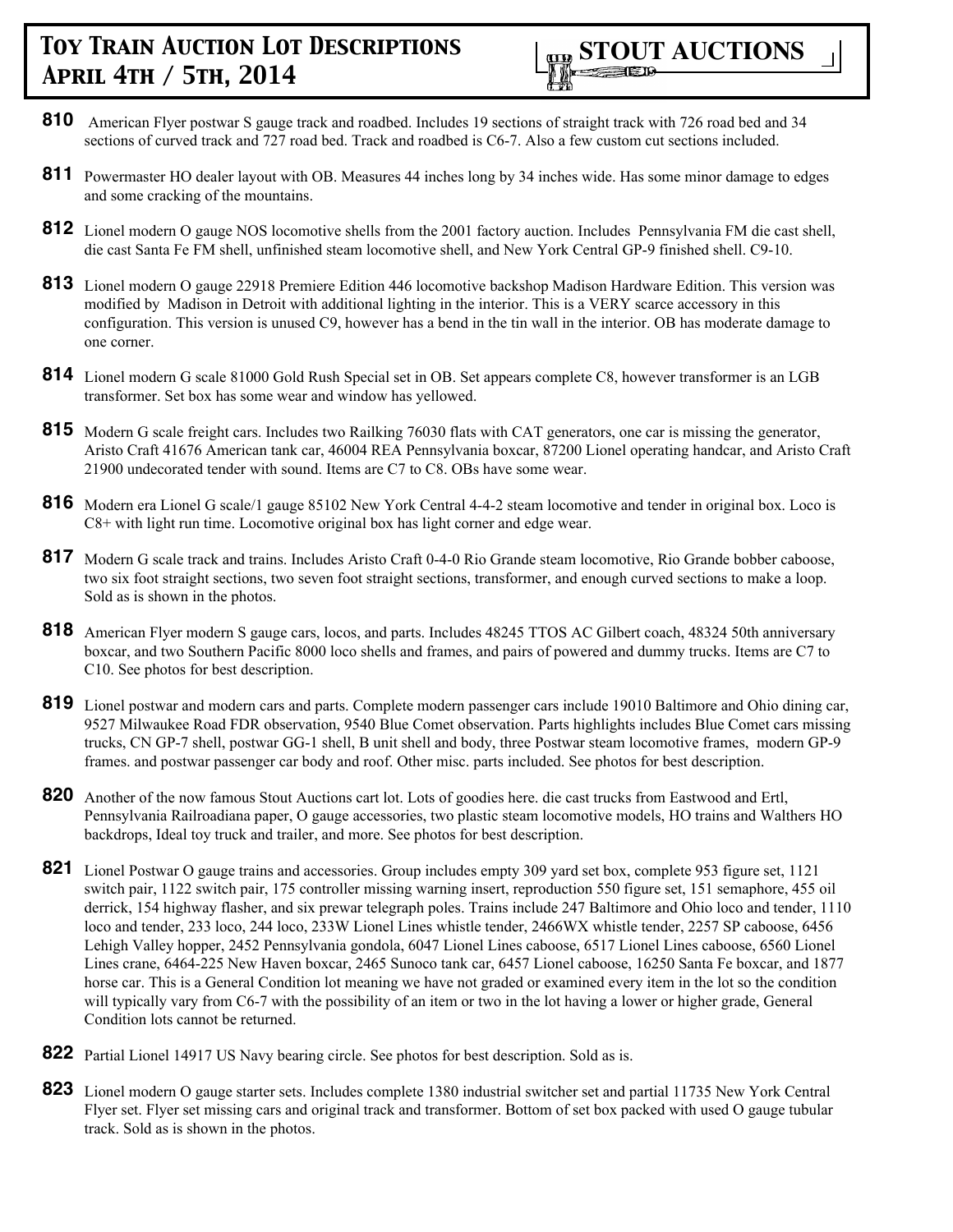**810** American Flyer postwar S gauge track and roadbed. Includes 19 sections of straight track with 726 road bed and 34 sections of curved track and 727 road bed. Track and roadbed is C6-7. Also a few custom cut sections included.

**811** Powermaster HO dealer layout with OB. Measures 44 inches long by 34 inches wide. Has some minor damage to edges and some cracking of the mountains.

**812** Lionel modern O gauge NOS locomotive shells from the 2001 factory auction. Includes Pennsylvania FM die cast shell, die cast Santa Fe FM shell, unfinished steam locomotive shell, and New York Central GP-9 finished shell. C9-10.

**813** Lionel modern O gauge 22918 Premiere Edition 446 locomotive backshop Madison Hardware Edition. This version was modified by Madison in Detroit with additional lighting in the interior. This is a VERY scarce accessory in this configuration. This version is unused C9, however has a bend in the tin wall in the interior. OB has moderate damage to one corner.

**814** Lionel modern G scale 81000 Gold Rush Special set in OB. Set appears complete C8, however transformer is an LGB transformer. Set box has some wear and window has yellowed.

**815** Modern G scale freight cars. Includes two Railking 76030 flats with CAT generators, one car is missing the generator, Aristo Craft 41676 American tank car, 46004 REA Pennsylvania boxcar, 87200 Lionel operating handcar, and Aristo Craft 21900 undecorated tender with sound. Items are C7 to C8. OBs have some wear.

**816** Modern era Lionel G scale/1 gauge 85102 New York Central 4-4-2 steam locomotive and tender in original box. Loco is C8+ with light run time. Locomotive original box has light corner and edge wear.

**817** Modern G scale track and trains. Includes Aristo Craft 0-4-0 Rio Grande steam locomotive, Rio Grande bobber caboose, two six foot straight sections, two seven foot straight sections, transformer, and enough curved sections to make a loop. Sold as is shown in the photos.

**818** American Flyer modern S gauge cars, locos, and parts. Includes 48245 TTOS AC Gilbert coach, 48324 50th anniversary boxcar, and two Southern Pacific 8000 loco shells and frames, and pairs of powered and dummy trucks. Items are C7 to C10. See photos for best description.

**819** Lionel postwar and modern cars and parts. Complete modern passenger cars include 19010 Baltimore and Ohio dining car, 9527 Milwaukee Road FDR observation, 9540 Blue Comet observation. Parts highlights includes Blue Comet cars missing trucks, CN GP-7 shell, postwar GG-1 shell, B unit shell and body, three Postwar steam locomotive frames, modern GP-9 frames. and postwar passenger car body and roof. Other misc. parts included. See photos for best description.

**820** Another of the now famous Stout Auctions cart lot. Lots of goodies here. die cast trucks from Eastwood and Ertl, Pennsylvania Railroadiana paper, O gauge accessories, two plastic steam locomotive models, HO trains and Walthers HO backdrops, Ideal toy truck and trailer, and more. See photos for best description.

**821** Lionel Postwar O gauge trains and accessories. Group includes empty 309 yard set box, complete 953 figure set, 1121 switch pair, 1122 switch pair, 175 controller missing warning insert, reproduction 550 figure set, 151 semaphore, 455 oil derrick, 154 highway flasher, and six prewar telegraph poles. Trains include 247 Baltimore and Ohio loco and tender, 1110 loco and tender, 233 loco, 244 loco, 233W Lionel Lines whistle tender, 2466WX whistle tender, 2257 SP caboose, 6456 Lehigh Valley hopper, 2452 Pennsylvania gondola, 6047 Lionel Lines caboose, 6517 Lionel Lines caboose, 6560 Lionel Lines crane, 6464-225 New Haven boxcar, 2465 Sunoco tank car, 6457 Lionel caboose, 16250 Santa Fe boxcar, and 1877 horse car. This is a General Condition lot meaning we have not graded or examined every item in the lot so the condition will typically vary from C6-7 with the possibility of an item or two in the lot having a lower or higher grade, General Condition lots cannot be returned.

**822** Partial Lionel 14917 US Navy bearing circle. See photos for best description. Sold as is.

**823** Lionel modern O gauge starter sets. Includes complete 1380 industrial switcher set and partial 11735 New York Central Flyer set. Flyer set missing cars and original track and transformer. Bottom of set box packed with used O gauge tubular track. Sold as is shown in the photos.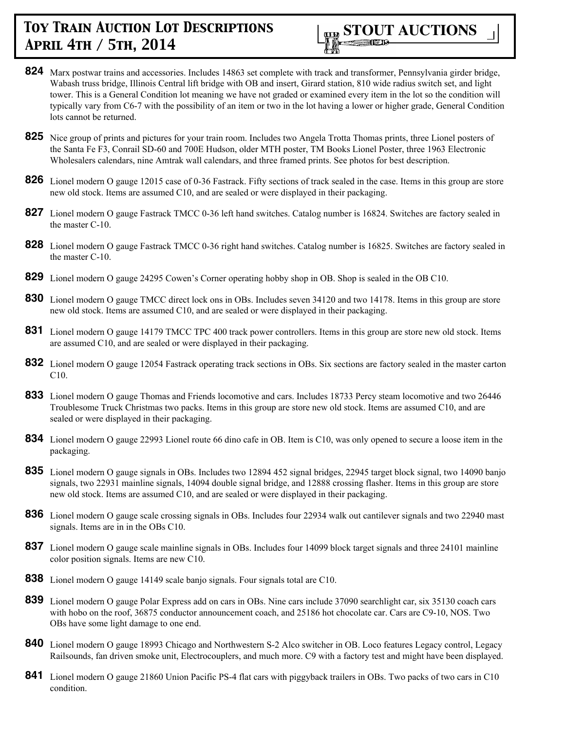**824** Marx postwar trains and accessories. Includes 14863 set complete with track and transformer, Pennsylvania girder bridge, Wabash truss bridge, Illinois Central lift bridge with OB and insert, Girard station, 810 wide radius switch set, and light tower. This is a General Condition lot meaning we have not graded or examined every item in the lot so the condition will typically vary from C6-7 with the possibility of an item or two in the lot having a lower or higher grade, General Condition lots cannot be returned.

**825** Nice group of prints and pictures for your train room. Includes two Angela Trotta Thomas prints, three Lionel posters of the Santa Fe F3, Conrail SD-60 and 700E Hudson, older MTH poster, TM Books Lionel Poster, three 1963 Electronic Wholesalers calendars, nine Amtrak wall calendars, and three framed prints. See photos for best description.

**826** Lionel modern O gauge 12015 case of 0-36 Fastrack. Fifty sections of track sealed in the case. Items in this group are store new old stock. Items are assumed C10, and are sealed or were displayed in their packaging.

**827** Lionel modern O gauge Fastrack TMCC 0-36 left hand switches. Catalog number is 16824. Switches are factory sealed in the master C-10.

**828** Lionel modern O gauge Fastrack TMCC 0-36 right hand switches. Catalog number is 16825. Switches are factory sealed in the master C-10.

**829** Lionel modern O gauge 24295 Cowen's Corner operating hobby shop in OB. Shop is sealed in the OB C10.

**830** Lionel modern O gauge TMCC direct lock ons in OBs. Includes seven 34120 and two 14178. Items in this group are store new old stock. Items are assumed C10, and are sealed or were displayed in their packaging.

**831** Lionel modern O gauge 14179 TMCC TPC 400 track power controllers. Items in this group are store new old stock. Items are assumed C10, and are sealed or were displayed in their packaging.

**832** Lionel modern O gauge 12054 Fastrack operating track sections in OBs. Six sections are factory sealed in the master carton C10.

**833** Lionel modern O gauge Thomas and Friends locomotive and cars. Includes 18733 Percy steam locomotive and two 26446 Troublesome Truck Christmas two packs. Items in this group are store new old stock. Items are assumed C10, and are sealed or were displayed in their packaging.

**834** Lionel modern O gauge 22993 Lionel route 66 dino cafe in OB. Item is C10, was only opened to secure a loose item in the packaging.

**835** Lionel modern O gauge signals in OBs. Includes two 12894 452 signal bridges, 22945 target block signal, two 14090 banjo signals, two 22931 mainline signals, 14094 double signal bridge, and 12888 crossing flasher. Items in this group are store new old stock. Items are assumed C10, and are sealed or were displayed in their packaging.

**836** Lionel modern O gauge scale crossing signals in OBs. Includes four 22934 walk out cantilever signals and two 22940 mast signals. Items are in in the OBs C10.

**837** Lionel modern O gauge scale mainline signals in OBs. Includes four 14099 block target signals and three 24101 mainline color position signals. Items are new C10.

**838** Lionel modern O gauge 14149 scale banjo signals. Four signals total are C10.

**839** Lionel modern O gauge Polar Express add on cars in OBs. Nine cars include 37090 searchlight car, six 35130 coach cars with hobo on the roof, 36875 conductor announcement coach, and 25186 hot chocolate car. Cars are C9-10, NOS. Two OBs have some light damage to one end.

**840** Lionel modern O gauge 18993 Chicago and Northwestern S-2 Alco switcher in OB. Loco features Legacy control, Legacy Railsounds, fan driven smoke unit, Electrocouplers, and much more. C9 with a factory test and might have been displayed.

**841** Lionel modern O gauge 21860 Union Pacific PS-4 flat cars with piggyback trailers in OBs. Two packs of two cars in C10 condition.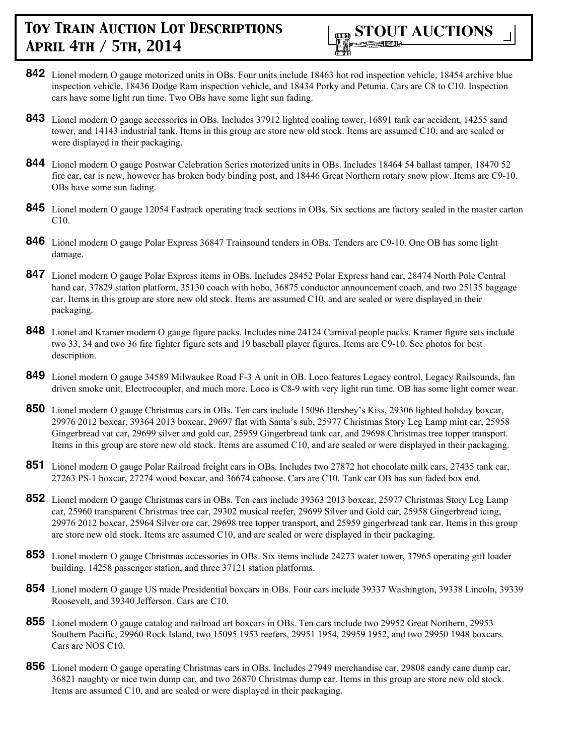**842** Lionel modern O gauge motorized units in OBs. Four units include 18463 hot rod inspection vehicle, 18454 archive blue inspection vehicle, 18436 Dodge Ram inspection vehicle, and 18434 Porky and Petunia. Cars are C8 to C10. Inspection cars have some light run time. Two OBs have some light sun fading.

**843** Lionel modern O gauge accessories in OBs. Includes 37912 lighted coaling tower, 16891 tank car accident, 14255 sand tower, and 14143 industrial tank. Items in this group are store new old stock. Items are assumed C10, and are sealed or were displayed in their packaging.

**844** Lionel modern O gauge Postwar Celebration Series motorized units in OBs. Includes 18464 54 ballast tamper, 18470 52 fire car, car is new, however has broken body binding post, and 18446 Great Northern rotary snow plow. Items are C9-10. OBs have some sun fading.

**845** Lionel modern O gauge 12054 Fastrack operating track sections in OBs. Six sections are factory sealed in the master carton C10.

**846** Lionel modern O gauge Polar Express 36847 Trainsound tenders in OBs. Tenders are C9-10. One OB has some light damage.

**847** Lionel modern O gauge Polar Express items in OBs. Includes 28452 Polar Express hand car, 28474 North Pole Central hand car, 37829 station platform, 35130 coach with hobo, 36875 conductor announcement coach, and two 25135 baggage car. Items in this group are store new old stock. Items are assumed C10, and are sealed or were displayed in their packaging.

**848** Lionel and Kramer modern O gauge figure packs. Includes nine 24124 Carnival people packs. Kramer figure sets include two 33, 34 and two 36 fire fighter figure sets and 19 baseball player figures. Items are C9-10. See photos for best description.

**849** Lionel modern O gauge 34589 Milwaukee Road F-3 A unit in OB. Loco features Legacy control, Legacy Railsounds, fan driven smoke unit, Electrocoupler, and much more. Loco is C8-9 with very light run time. OB has some light corner wear.

**850** Lionel modern O gauge Christmas cars in OBs. Ten cars include 15096 Hershey's Kiss, 29306 lighted holiday boxcar, 29976 2012 boxcar, 39364 2013 boxcar, 29697 flat with Santa's sub, 25977 Christmas Story Leg Lamp mint car, 25958 Gingerbread vat car, 29699 silver and gold car, 25959 Gingerbread tank car, and 29698 Christmas tree topper transport. Items in this group are store new old stock. Items are assumed C10, and are sealed or were displayed in their packaging.

**851** Lionel modern O gauge Polar Railroad freight cars in OBs. Includes two 27872 hot chocolate milk cars, 27435 tank car, 27263 PS-1 boxcar, 27274 wood boxcar, and 36674 caboose. Cars are C10. Tank car OB has sun faded box end.

**852** Lionel modern O gauge Christmas cars in OBs. Ten cars include 39363 2013 boxcar, 25977 Christmas Story Leg Lamp car, 25960 transparent Christmas tree car, 29302 musical reefer, 29699 Silver and Gold car, 25958 Gingerbread icing, 29976 2012 boxcar, 25964 Silver ore car, 29698 tree topper transport, and 25959 gingerbread tank car. Items in this group are store new old stock. Items are assumed C10, and are sealed or were displayed in their packaging.

**853** Lionel modern O gauge Christmas accessories in OBs. Six items include 24273 water tower, 37965 operating gift loader building, 14258 passenger station, and three 37121 station platforms.

**854** Lionel modern O gauge US made Presidential boxcars in OBs. Four cars include 39337 Washington, 39338 Lincoln, 39339 Roosevelt, and 39340 Jefferson. Cars are C10.

**855** Lionel modern O gauge catalog and railroad art boxcars in OBs. Ten cars include two 29952 Great Northern, 29953 Southern Pacific, 29960 Rock Island, two 15095 1953 reefers, 29951 1954, 29959 1952, and two 29950 1948 boxcars. Cars are NOS C10.

**856** Lionel modern O gauge operating Christmas cars in OBs. Includes 27949 merchandise car, 29808 candy cane dump car, 36821 naughty or nice twin dump car, and two 26870 Christmas dump car. Items in this group are store new old stock. Items are assumed C10, and are sealed or were displayed in their packaging.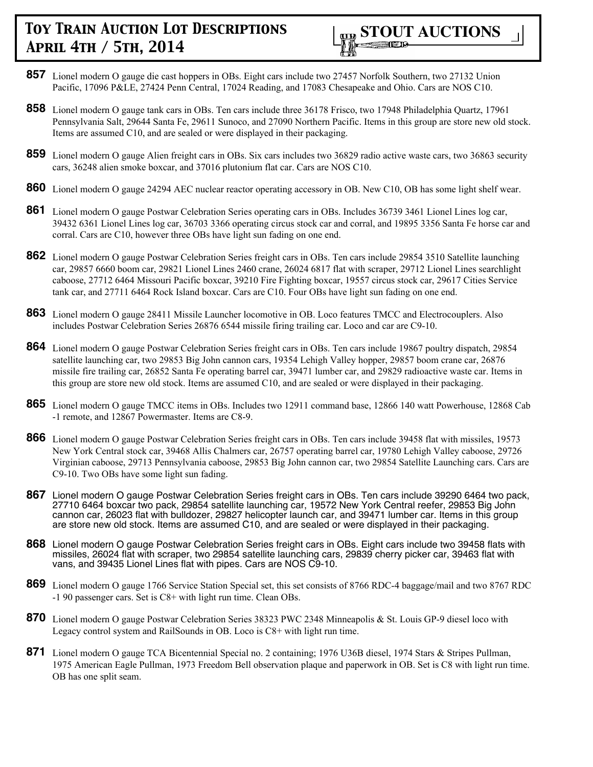**857** Lionel modern O gauge die cast hoppers in OBs. Eight cars include two 27457 Norfolk Southern, two 27132 Union Pacific, 17096 P&LE, 27424 Penn Central, 17024 Reading, and 17083 Chesapeake and Ohio. Cars are NOS C10.

**858** Lionel modern O gauge tank cars in OBs. Ten cars include three 36178 Frisco, two 17948 Philadelphia Quartz, 17961 Pennsylvania Salt, 29644 Santa Fe, 29611 Sunoco, and 27090 Northern Pacific. Items in this group are store new old stock. Items are assumed C10, and are sealed or were displayed in their packaging.

**859** Lionel modern O gauge Alien freight cars in OBs. Six cars includes two 36829 radio active waste cars, two 36863 security cars, 36248 alien smoke boxcar, and 37016 plutonium flat car. Cars are NOS C10.

**860** Lionel modern O gauge 24294 AEC nuclear reactor operating accessory in OB. New C10, OB has some light shelf wear.

**861** Lionel modern O gauge Postwar Celebration Series operating cars in OBs. Includes 36739 3461 Lionel Lines log car, 39432 6361 Lionel Lines log car, 36703 3366 operating circus stock car and corral, and 19895 3356 Santa Fe horse car and corral. Cars are C10, however three OBs have light sun fading on one end.

**862** Lionel modern O gauge Postwar Celebration Series freight cars in OBs. Ten cars include 29854 3510 Satellite launching car, 29857 6660 boom car, 29821 Lionel Lines 2460 crane, 26024 6817 flat with scraper, 29712 Lionel Lines searchlight caboose, 27712 6464 Missouri Pacific boxcar, 39210 Fire Fighting boxcar, 19557 circus stock car, 29617 Cities Service tank car, and 27711 6464 Rock Island boxcar. Cars are C10. Four OBs have light sun fading on one end.

**863** Lionel modern O gauge 28411 Missile Launcher locomotive in OB. Loco features TMCC and Electrocouplers. Also includes Postwar Celebration Series 26876 6544 missile firing trailing car. Loco and car are C9-10.

**864** Lionel modern O gauge Postwar Celebration Series freight cars in OBs. Ten cars include 19867 poultry dispatch, 29854 satellite launching car, two 29853 Big John cannon cars, 19354 Lehigh Valley hopper, 29857 boom crane car, 26876 missile fire trailing car, 26852 Santa Fe operating barrel car, 39471 lumber car, and 29829 radioactive waste car. Items in this group are store new old stock. Items are assumed C10, and are sealed or were displayed in their packaging.

**865** Lionel modern O gauge TMCC items in OBs. Includes two 12911 command base, 12866 140 watt Powerhouse, 12868 Cab -1 remote, and 12867 Powermaster. Items are C8-9.

**866** Lionel modern O gauge Postwar Celebration Series freight cars in OBs. Ten cars include 39458 flat with missiles, 19573 New York Central stock car, 39468 Allis Chalmers car, 26757 operating barrel car, 19780 Lehigh Valley caboose, 29726 Virginian caboose, 29713 Pennsylvania caboose, 29853 Big John cannon car, two 29854 Satellite Launching cars. Cars are C9-10. Two OBs have some light sun fading.

**867** Lionel modern O gauge Postwar Celebration Series freight cars in OBs. Ten cars include 39290 6464 two pack, 27710 6464 boxcar two pack, 29854 satellite launching car, 19572 New York Central reefer, 29853 Big John cannon car, 26023 flat with bulldozer, 29827 helicopter launch car, and 39471 lumber car. Items in this group are store new old stock. Items are assumed C10, and are sealed or were displayed in their packaging.

**868** Lionel modern O gauge Postwar Celebration Series freight cars in OBs. Eight cars include two 39458 flats with missiles, 26024 flat with scraper, two 29854 satellite launching cars, 29839 cherry picker car, 39463 flat with vans, and 39435 Lionel Lines flat with pipes. Cars are NOS C9-10.

**869** Lionel modern O gauge 1766 Service Station Special set, this set consists of 8766 RDC-4 baggage/mail and two 8767 RDC -1 90 passenger cars. Set is C8+ with light run time. Clean OBs.

**870** Lionel modern O gauge Postwar Celebration Series 38323 PWC 2348 Minneapolis & St. Louis GP-9 diesel loco with Legacy control system and RailSounds in OB. Loco is C8+ with light run time.

**871** Lionel modern O gauge TCA Bicentennial Special no. 2 containing; 1976 U36B diesel, 1974 Stars & Stripes Pullman, 1975 American Eagle Pullman, 1973 Freedom Bell observation plaque and paperwork in OB. Set is C8 with light run time. OB has one split seam.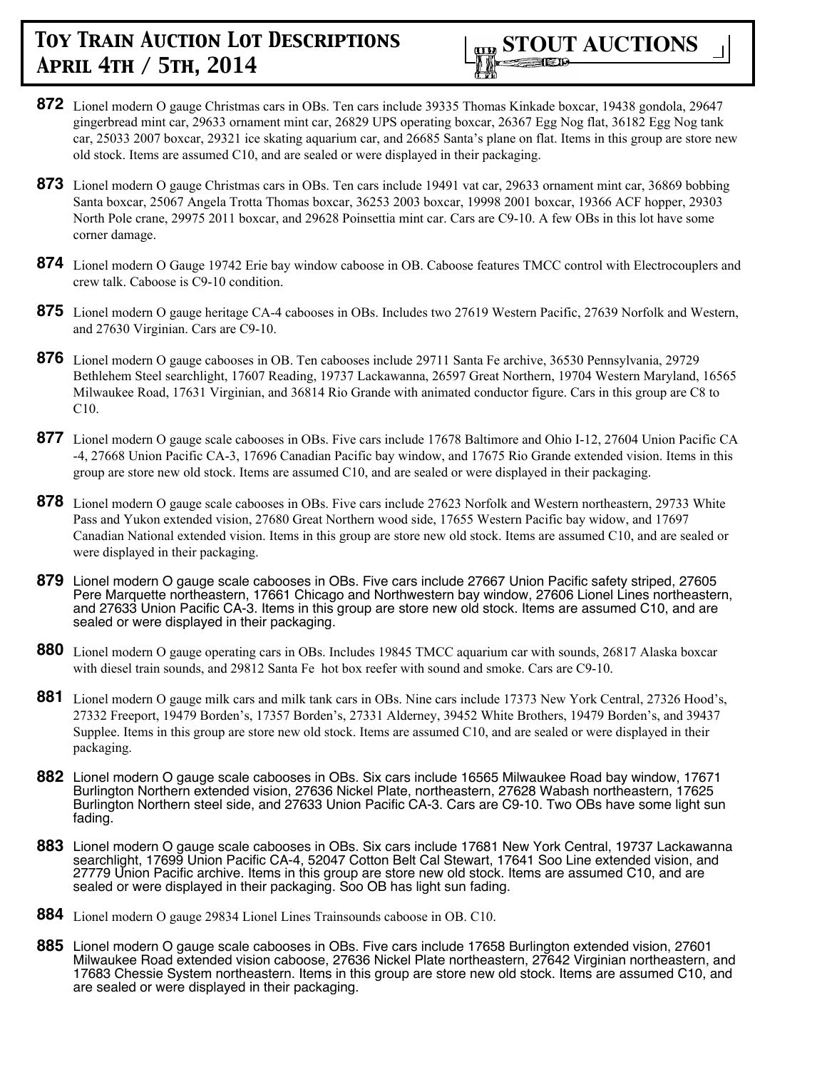**872** Lionel modern O gauge Christmas cars in OBs. Ten cars include 39335 Thomas Kinkade boxcar, 19438 gondola, 29647 gingerbread mint car, 29633 ornament mint car, 26829 UPS operating boxcar, 26367 Egg Nog flat, 36182 Egg Nog tank car, 25033 2007 boxcar, 29321 ice skating aquarium car, and 26685 Santa's plane on flat. Items in this group are store new old stock. Items are assumed C10, and are sealed or were displayed in their packaging.

**873** Lionel modern O gauge Christmas cars in OBs. Ten cars include 19491 vat car, 29633 ornament mint car, 36869 bobbing Santa boxcar, 25067 Angela Trotta Thomas boxcar, 36253 2003 boxcar, 19998 2001 boxcar, 19366 ACF hopper, 29303 North Pole crane, 29975 2011 boxcar, and 29628 Poinsettia mint car. Cars are C9-10. A few OBs in this lot have some corner damage.

**874** Lionel modern O Gauge 19742 Erie bay window caboose in OB. Caboose features TMCC control with Electrocouplers and crew talk. Caboose is C9-10 condition.

**875** Lionel modern O gauge heritage CA-4 cabooses in OBs. Includes two 27619 Western Pacific, 27639 Norfolk and Western, and 27630 Virginian. Cars are C9-10.

**876** Lionel modern O gauge cabooses in OB. Ten cabooses include 29711 Santa Fe archive, 36530 Pennsylvania, 29729 Bethlehem Steel searchlight, 17607 Reading, 19737 Lackawanna, 26597 Great Northern, 19704 Western Maryland, 16565 Milwaukee Road, 17631 Virginian, and 36814 Rio Grande with animated conductor figure. Cars in this group are C8 to C10.

**877** Lionel modern O gauge scale cabooses in OBs. Five cars include 17678 Baltimore and Ohio I-12, 27604 Union Pacific CA -4, 27668 Union Pacific CA-3, 17696 Canadian Pacific bay window, and 17675 Rio Grande extended vision. Items in this group are store new old stock. Items are assumed C10, and are sealed or were displayed in their packaging.

**878** Lionel modern O gauge scale cabooses in OBs. Five cars include 27623 Norfolk and Western northeastern, 29733 White Pass and Yukon extended vision, 27680 Great Northern wood side, 17655 Western Pacific bay widow, and 17697 Canadian National extended vision. Items in this group are store new old stock. Items are assumed C10, and are sealed or were displayed in their packaging.

**879** Lionel modern O gauge scale cabooses in OBs. Five cars include 27667 Union Pacific safety striped, 27605 Pere Marquette northeastern, 17661 Chicago and Northwestern bay window, 27606 Lionel Lines northeastern, and 27633 Union Pacific CA-3. Items in this group are store new old stock. Items are assumed C10, and are sealed or were displayed in their packaging.

**880** Lionel modern O gauge operating cars in OBs. Includes 19845 TMCC aquarium car with sounds, 26817 Alaska boxcar with diesel train sounds, and 29812 Santa Fe hot box reefer with sound and smoke. Cars are C9-10.

**881** Lionel modern O gauge milk cars and milk tank cars in OBs. Nine cars include 17373 New York Central, 27326 Hood's, 27332 Freeport, 19479 Borden's, 17357 Borden's, 27331 Alderney, 39452 White Brothers, 19479 Borden's, and 39437 Supplee. Items in this group are store new old stock. Items are assumed C10, and are sealed or were displayed in their packaging.

**882** Lionel modern O gauge scale cabooses in OBs. Six cars include 16565 Milwaukee Road bay window, 17671 Burlington Northern extended vision, 27636 Nickel Plate, northeastern, 27628 Wabash northeastern, 17625 Burlington Northern steel side, and 27633 Union Pacific CA-3. Cars are C9-10. Two OBs have some light sun fading.

**883** Lionel modern O gauge scale cabooses in OBs. Six cars include 17681 New York Central, 19737 Lackawanna searchlight, 17699 Union Pacific CA-4, 52047 Cotton Belt Cal Stewart, 17641 Soo Line extended vision, and 27779 Union Pacific archive. Items in this group are store new old stock. Items are assumed C10, and are sealed or were displayed in their packaging. Soo OB has light sun fading.

**884** Lionel modern O gauge 29834 Lionel Lines Trainsounds caboose in OB. C10.

**885** Lionel modern O gauge scale cabooses in OBs. Five cars include 17658 Burlington extended vision, 27601 Milwaukee Road extended vision caboose, 27636 Nickel Plate northeastern, 27642 Virginian northeastern, and 17683 Chessie System northeastern. Items in this group are store new old stock. Items are assumed C10, and are sealed or were displayed in their packaging.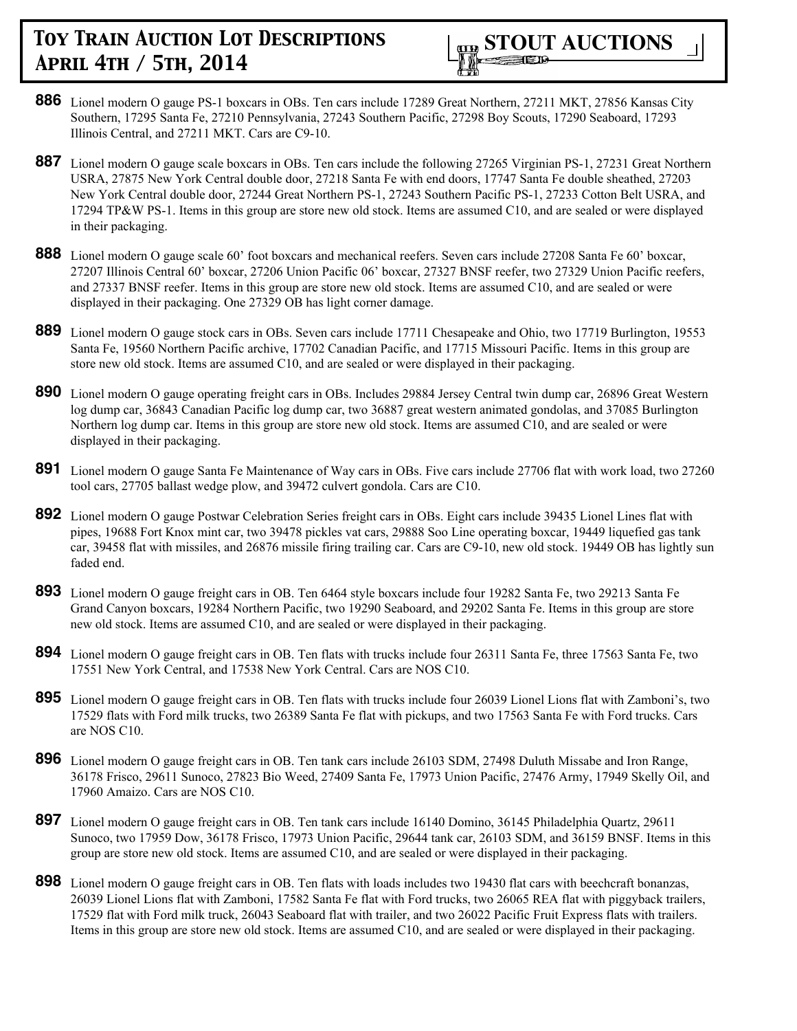**886** Lionel modern O gauge PS-1 boxcars in OBs. Ten cars include 17289 Great Northern, 27211 MKT, 27856 Kansas City Southern, 17295 Santa Fe, 27210 Pennsylvania, 27243 Southern Pacific, 27298 Boy Scouts, 17290 Seaboard, 17293 Illinois Central, and 27211 MKT. Cars are C9-10.

**887** Lionel modern O gauge scale boxcars in OBs. Ten cars include the following 27265 Virginian PS-1, 27231 Great Northern USRA, 27875 New York Central double door, 27218 Santa Fe with end doors, 17747 Santa Fe double sheathed, 27203 New York Central double door, 27244 Great Northern PS-1, 27243 Southern Pacific PS-1, 27233 Cotton Belt USRA, and 17294 TP&W PS-1. Items in this group are store new old stock. Items are assumed C10, and are sealed or were displayed in their packaging.

**888** Lionel modern O gauge scale 60' foot boxcars and mechanical reefers. Seven cars include 27208 Santa Fe 60' boxcar, 27207 Illinois Central 60' boxcar, 27206 Union Pacific 06' boxcar, 27327 BNSF reefer, two 27329 Union Pacific reefers, and 27337 BNSF reefer. Items in this group are store new old stock. Items are assumed C10, and are sealed or were displayed in their packaging. One 27329 OB has light corner damage.

**889** Lionel modern O gauge stock cars in OBs. Seven cars include 17711 Chesapeake and Ohio, two 17719 Burlington, 19553 Santa Fe, 19560 Northern Pacific archive, 17702 Canadian Pacific, and 17715 Missouri Pacific. Items in this group are store new old stock. Items are assumed C10, and are sealed or were displayed in their packaging.

**890** Lionel modern O gauge operating freight cars in OBs. Includes 29884 Jersey Central twin dump car, 26896 Great Western log dump car, 36843 Canadian Pacific log dump car, two 36887 great western animated gondolas, and 37085 Burlington Northern log dump car. Items in this group are store new old stock. Items are assumed C10, and are sealed or were displayed in their packaging.

**891** Lionel modern O gauge Santa Fe Maintenance of Way cars in OBs. Five cars include 27706 flat with work load, two 27260 tool cars, 27705 ballast wedge plow, and 39472 culvert gondola. Cars are C10.

**892** Lionel modern O gauge Postwar Celebration Series freight cars in OBs. Eight cars include 39435 Lionel Lines flat with pipes, 19688 Fort Knox mint car, two 39478 pickles vat cars, 29888 Soo Line operating boxcar, 19449 liquefied gas tank car, 39458 flat with missiles, and 26876 missile firing trailing car. Cars are C9-10, new old stock. 19449 OB has lightly sun faded end.

**893** Lionel modern O gauge freight cars in OB. Ten 6464 style boxcars include four 19282 Santa Fe, two 29213 Santa Fe Grand Canyon boxcars, 19284 Northern Pacific, two 19290 Seaboard, and 29202 Santa Fe. Items in this group are store new old stock. Items are assumed C10, and are sealed or were displayed in their packaging.

**894** Lionel modern O gauge freight cars in OB. Ten flats with trucks include four 26311 Santa Fe, three 17563 Santa Fe, two 17551 New York Central, and 17538 New York Central. Cars are NOS C10.

**895** Lionel modern O gauge freight cars in OB. Ten flats with trucks include four 26039 Lionel Lions flat with Zamboni's, two 17529 flats with Ford milk trucks, two 26389 Santa Fe flat with pickups, and two 17563 Santa Fe with Ford trucks. Cars are NOS C10.

**896** Lionel modern O gauge freight cars in OB. Ten tank cars include 26103 SDM, 27498 Duluth Missabe and Iron Range, 36178 Frisco, 29611 Sunoco, 27823 Bio Weed, 27409 Santa Fe, 17973 Union Pacific, 27476 Army, 17949 Skelly Oil, and 17960 Amaizo. Cars are NOS C10.

**897** Lionel modern O gauge freight cars in OB. Ten tank cars include 16140 Domino, 36145 Philadelphia Quartz, 29611 Sunoco, two 17959 Dow, 36178 Frisco, 17973 Union Pacific, 29644 tank car, 26103 SDM, and 36159 BNSF. Items in this group are store new old stock. Items are assumed C10, and are sealed or were displayed in their packaging.

**898** Lionel modern O gauge freight cars in OB. Ten flats with loads includes two 19430 flat cars with beechcraft bonanzas, 26039 Lionel Lions flat with Zamboni, 17582 Santa Fe flat with Ford trucks, two 26065 REA flat with piggyback trailers, 17529 flat with Ford milk truck, 26043 Seaboard flat with trailer, and two 26022 Pacific Fruit Express flats with trailers. Items in this group are store new old stock. Items are assumed C10, and are sealed or were displayed in their packaging.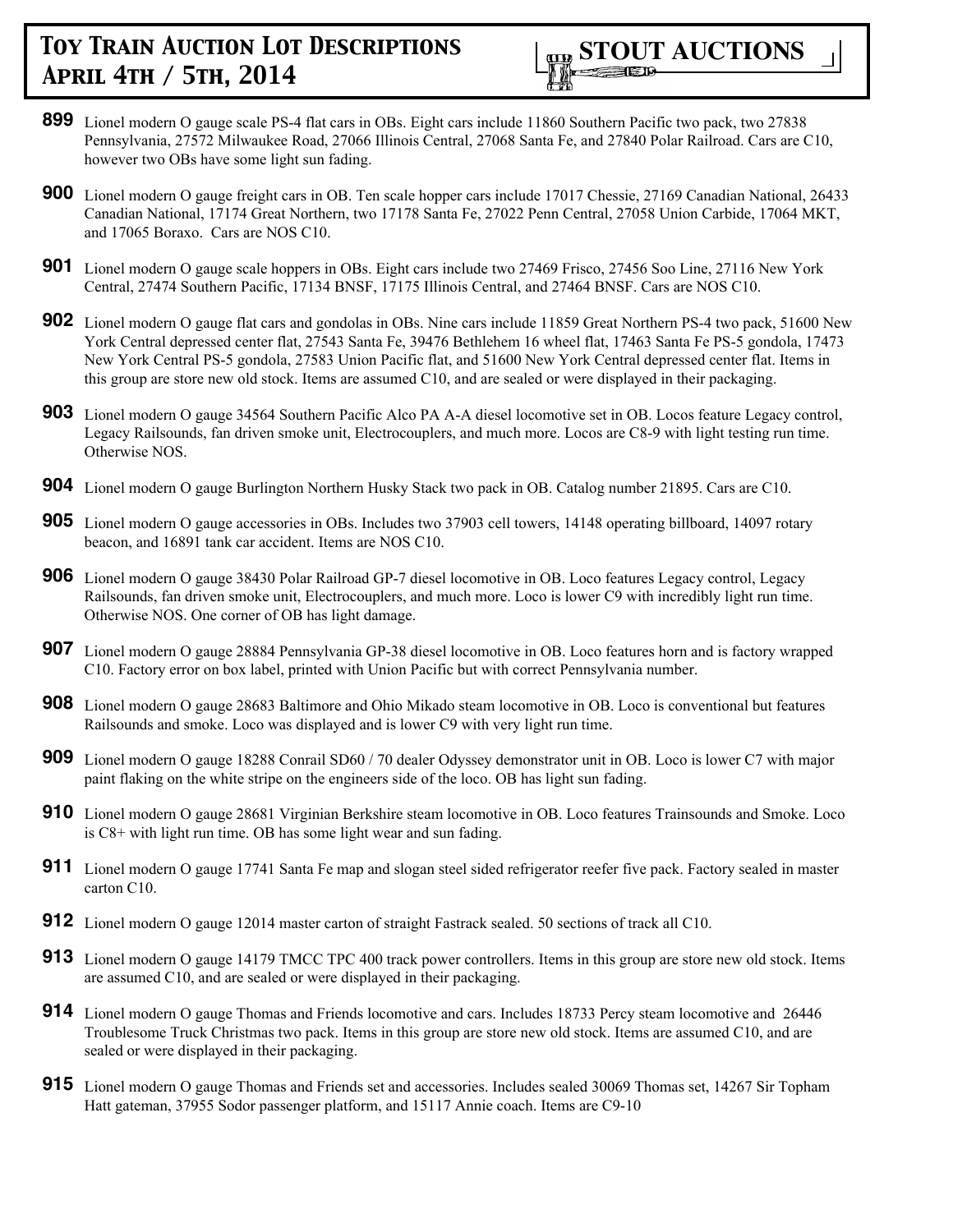**899** Lionel modern O gauge scale PS-4 flat cars in OBs. Eight cars include 11860 Southern Pacific two pack, two 27838 Pennsylvania, 27572 Milwaukee Road, 27066 Illinois Central, 27068 Santa Fe, and 27840 Polar Railroad. Cars are C10, however two OBs have some light sun fading.

**900** Lionel modern O gauge freight cars in OB. Ten scale hopper cars include 17017 Chessie, 27169 Canadian National, 26433 Canadian National, 17174 Great Northern, two 17178 Santa Fe, 27022 Penn Central, 27058 Union Carbide, 17064 MKT, and 17065 Boraxo. Cars are NOS C10.

**901** Lionel modern O gauge scale hoppers in OBs. Eight cars include two 27469 Frisco, 27456 Soo Line, 27116 New York Central, 27474 Southern Pacific, 17134 BNSF, 17175 Illinois Central, and 27464 BNSF. Cars are NOS C10.

**902** Lionel modern O gauge flat cars and gondolas in OBs. Nine cars include 11859 Great Northern PS-4 two pack, 51600 New York Central depressed center flat, 27543 Santa Fe, 39476 Bethlehem 16 wheel flat, 17463 Santa Fe PS-5 gondola, 17473 New York Central PS-5 gondola, 27583 Union Pacific flat, and 51600 New York Central depressed center flat. Items in this group are store new old stock. Items are assumed C10, and are sealed or were displayed in their packaging.

**903** Lionel modern O gauge 34564 Southern Pacific Alco PA A-A diesel locomotive set in OB. Locos feature Legacy control, Legacy Railsounds, fan driven smoke unit, Electrocouplers, and much more. Locos are C8-9 with light testing run time. Otherwise NOS.

**904** Lionel modern O gauge Burlington Northern Husky Stack two pack in OB. Catalog number 21895. Cars are C10.

**905** Lionel modern O gauge accessories in OBs. Includes two 37903 cell towers, 14148 operating billboard, 14097 rotary beacon, and 16891 tank car accident. Items are NOS C10.

**906** Lionel modern O gauge 38430 Polar Railroad GP-7 diesel locomotive in OB. Loco features Legacy control, Legacy Railsounds, fan driven smoke unit, Electrocouplers, and much more. Loco is lower C9 with incredibly light run time. Otherwise NOS. One corner of OB has light damage.

**907** Lionel modern O gauge 28884 Pennsylvania GP-38 diesel locomotive in OB. Loco features horn and is factory wrapped C10. Factory error on box label, printed with Union Pacific but with correct Pennsylvania number.

**908** Lionel modern O gauge 28683 Baltimore and Ohio Mikado steam locomotive in OB. Loco is conventional but features Railsounds and smoke. Loco was displayed and is lower C9 with very light run time.

**909** Lionel modern O gauge 18288 Conrail SD60 / 70 dealer Odyssey demonstrator unit in OB. Loco is lower C7 with major paint flaking on the white stripe on the engineers side of the loco. OB has light sun fading.

**910** Lionel modern O gauge 28681 Virginian Berkshire steam locomotive in OB. Loco features Trainsounds and Smoke. Loco is C8+ with light run time. OB has some light wear and sun fading.

**911** Lionel modern O gauge 17741 Santa Fe map and slogan steel sided refrigerator reefer five pack. Factory sealed in master carton C10.

**912** Lionel modern O gauge 12014 master carton of straight Fastrack sealed. 50 sections of track all C10.

**913** Lionel modern O gauge 14179 TMCC TPC 400 track power controllers. Items in this group are store new old stock. Items are assumed C10, and are sealed or were displayed in their packaging.

**914** Lionel modern O gauge Thomas and Friends locomotive and cars. Includes 18733 Percy steam locomotive and 26446 Troublesome Truck Christmas two pack. Items in this group are store new old stock. Items are assumed C10, and are sealed or were displayed in their packaging.

**915** Lionel modern O gauge Thomas and Friends set and accessories. Includes sealed 30069 Thomas set, 14267 Sir Topham Hatt gateman, 37955 Sodor passenger platform, and 15117 Annie coach. Items are C9-10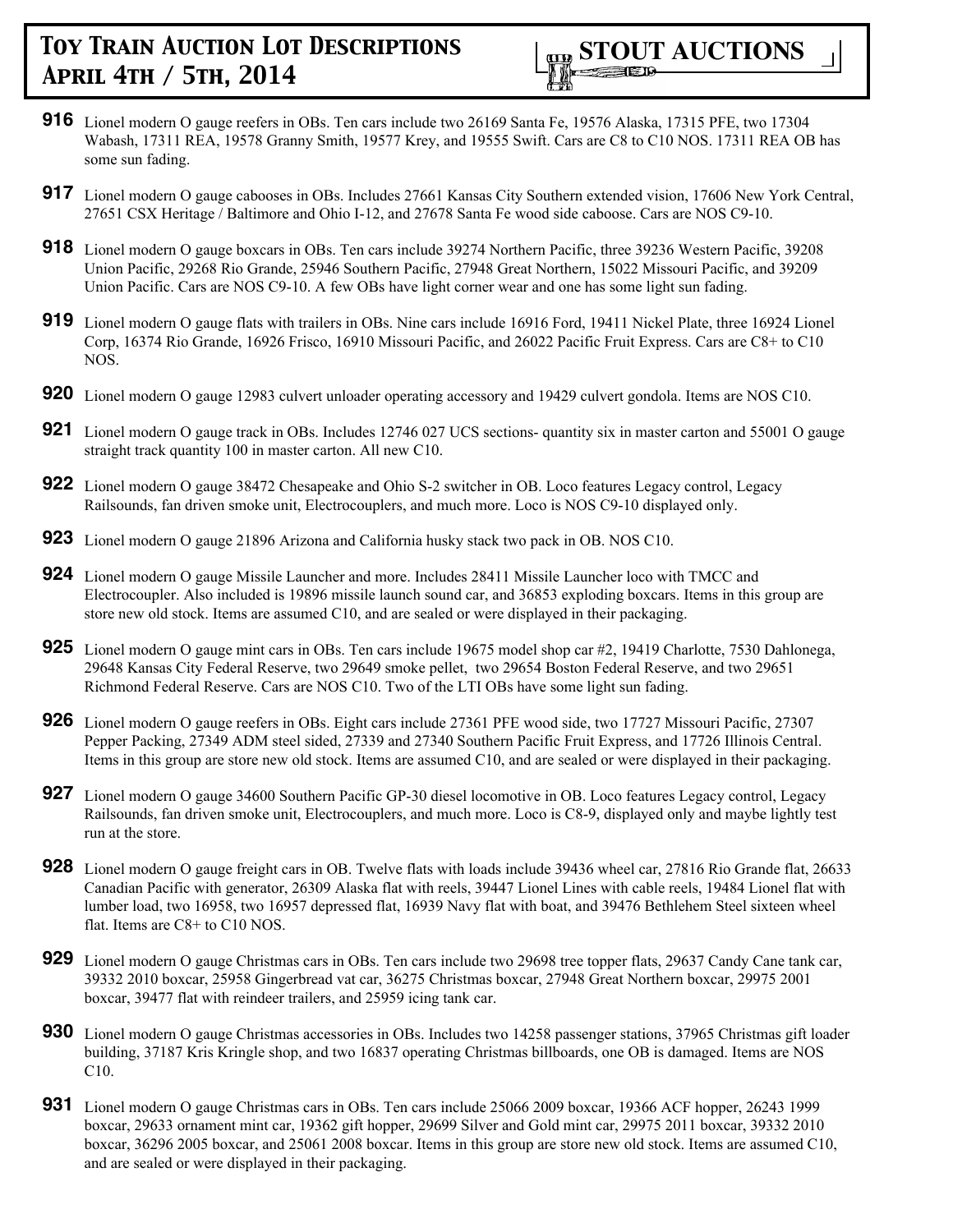**916** Lionel modern O gauge reefers in OBs. Ten cars include two 26169 Santa Fe, 19576 Alaska, 17315 PFE, two 17304 Wabash, 17311 REA, 19578 Granny Smith, 19577 Krey, and 19555 Swift. Cars are C8 to C10 NOS. 17311 REA OB has some sun fading.

**917** Lionel modern O gauge cabooses in OBs. Includes 27661 Kansas City Southern extended vision, 17606 New York Central, 27651 CSX Heritage / Baltimore and Ohio I-12, and 27678 Santa Fe wood side caboose. Cars are NOS C9-10.

**918** Lionel modern O gauge boxcars in OBs. Ten cars include 39274 Northern Pacific, three 39236 Western Pacific, 39208 Union Pacific, 29268 Rio Grande, 25946 Southern Pacific, 27948 Great Northern, 15022 Missouri Pacific, and 39209 Union Pacific. Cars are NOS C9-10. A few OBs have light corner wear and one has some light sun fading.

**919** Lionel modern O gauge flats with trailers in OBs. Nine cars include 16916 Ford, 19411 Nickel Plate, three 16924 Lionel Corp, 16374 Rio Grande, 16926 Frisco, 16910 Missouri Pacific, and 26022 Pacific Fruit Express. Cars are C8+ to C10 NOS.

**920** Lionel modern O gauge 12983 culvert unloader operating accessory and 19429 culvert gondola. Items are NOS C10.

**921** Lionel modern O gauge track in OBs. Includes 12746 027 UCS sections- quantity six in master carton and 55001 O gauge straight track quantity 100 in master carton. All new C10.

**922** Lionel modern O gauge 38472 Chesapeake and Ohio S-2 switcher in OB. Loco features Legacy control, Legacy Railsounds, fan driven smoke unit, Electrocouplers, and much more. Loco is NOS C9-10 displayed only.

**923** Lionel modern O gauge 21896 Arizona and California husky stack two pack in OB. NOS C10.

**924** Lionel modern O gauge Missile Launcher and more. Includes 28411 Missile Launcher loco with TMCC and Electrocoupler. Also included is 19896 missile launch sound car, and 36853 exploding boxcars. Items in this group are store new old stock. Items are assumed C10, and are sealed or were displayed in their packaging.

**925** Lionel modern O gauge mint cars in OBs. Ten cars include 19675 model shop car #2, 19419 Charlotte, 7530 Dahlonega, 29648 Kansas City Federal Reserve, two 29649 smoke pellet, two 29654 Boston Federal Reserve, and two 29651 Richmond Federal Reserve. Cars are NOS C10. Two of the LTI OBs have some light sun fading.

**926** Lionel modern O gauge reefers in OBs. Eight cars include 27361 PFE wood side, two 17727 Missouri Pacific, 27307 Pepper Packing, 27349 ADM steel sided, 27339 and 27340 Southern Pacific Fruit Express, and 17726 Illinois Central. Items in this group are store new old stock. Items are assumed C10, and are sealed or were displayed in their packaging.

**927** Lionel modern O gauge 34600 Southern Pacific GP-30 diesel locomotive in OB. Loco features Legacy control, Legacy Railsounds, fan driven smoke unit, Electrocouplers, and much more. Loco is C8-9, displayed only and maybe lightly test run at the store.

**928** Lionel modern O gauge freight cars in OB. Twelve flats with loads include 39436 wheel car, 27816 Rio Grande flat, 26633 Canadian Pacific with generator, 26309 Alaska flat with reels, 39447 Lionel Lines with cable reels, 19484 Lionel flat with lumber load, two 16958, two 16957 depressed flat, 16939 Navy flat with boat, and 39476 Bethlehem Steel sixteen wheel flat. Items are C8+ to C10 NOS.

**929** Lionel modern O gauge Christmas cars in OBs. Ten cars include two 29698 tree topper flats, 29637 Candy Cane tank car, 39332 2010 boxcar, 25958 Gingerbread vat car, 36275 Christmas boxcar, 27948 Great Northern boxcar, 29975 2001 boxcar, 39477 flat with reindeer trailers, and 25959 icing tank car.

**930** Lionel modern O gauge Christmas accessories in OBs. Includes two 14258 passenger stations, 37965 Christmas gift loader building, 37187 Kris Kringle shop, and two 16837 operating Christmas billboards, one OB is damaged. Items are NOS C10.

**931** Lionel modern O gauge Christmas cars in OBs. Ten cars include 25066 2009 boxcar, 19366 ACF hopper, 26243 1999 boxcar, 29633 ornament mint car, 19362 gift hopper, 29699 Silver and Gold mint car, 29975 2011 boxcar, 39332 2010 boxcar, 36296 2005 boxcar, and 25061 2008 boxcar. Items in this group are store new old stock. Items are assumed C10, and are sealed or were displayed in their packaging.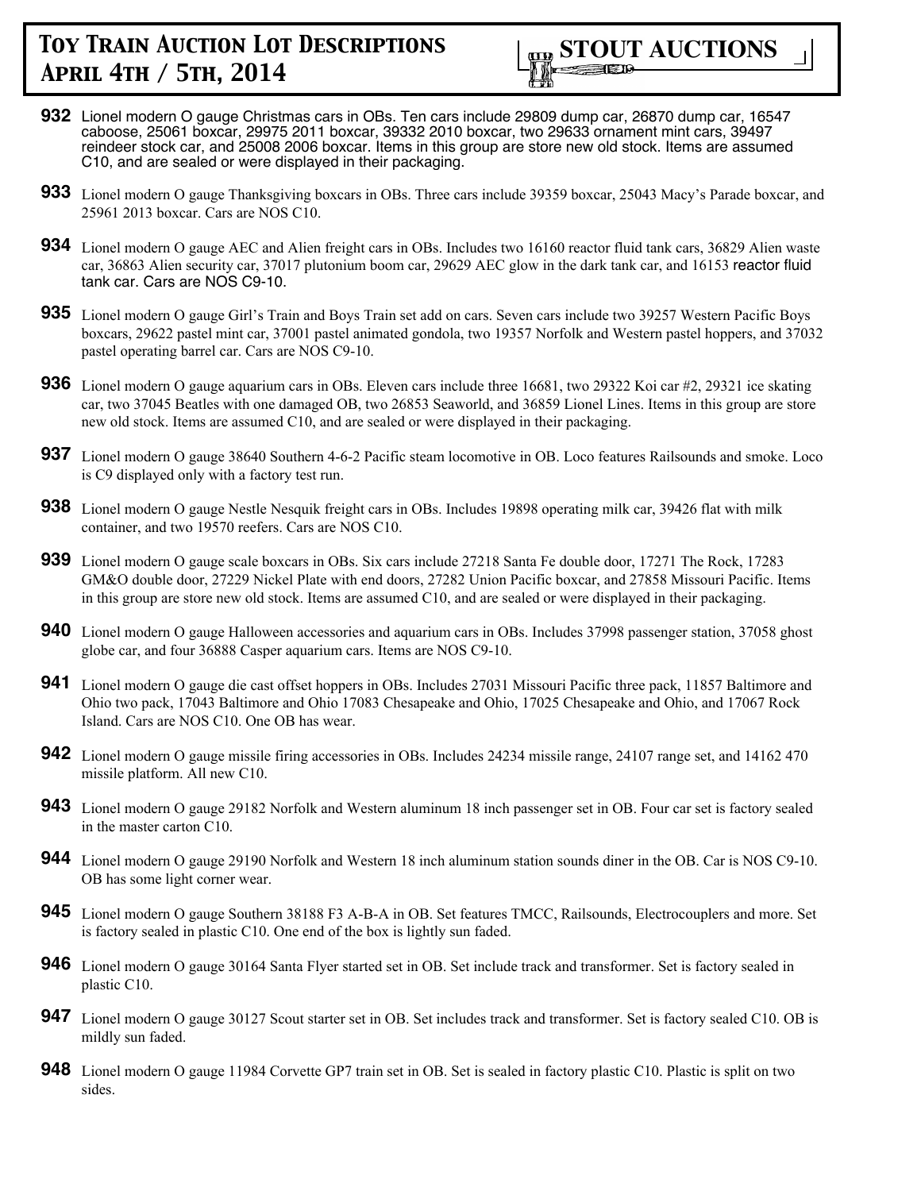**932** Lionel modern O gauge Christmas cars in OBs. Ten cars include 29809 dump car, 26870 dump car, 16547 caboose, 25061 boxcar, 29975 2011 boxcar, 39332 2010 boxcar, two 29633 ornament mint cars, 39497 reindeer stock car, and 25008 2006 boxcar. Items in this group are store new old stock. Items are assumed C10, and are sealed or were displayed in their packaging.

**933** Lionel modern O gauge Thanksgiving boxcars in OBs. Three cars include 39359 boxcar, 25043 Macy's Parade boxcar, and 25961 2013 boxcar. Cars are NOS C10.

**934** Lionel modern O gauge AEC and Alien freight cars in OBs. Includes two 16160 reactor fluid tank cars, 36829 Alien waste car, 36863 Alien security car, 37017 plutonium boom car, 29629 AEC glow in the dark tank car, and 16153 reactor fluid tank car. Cars are NOS C9-10.

**935** Lionel modern O gauge Girl's Train and Boys Train set add on cars. Seven cars include two 39257 Western Pacific Boys boxcars, 29622 pastel mint car, 37001 pastel animated gondola, two 19357 Norfolk and Western pastel hoppers, and 37032 pastel operating barrel car. Cars are NOS C9-10.

**936** Lionel modern O gauge aquarium cars in OBs. Eleven cars include three 16681, two 29322 Koi car #2, 29321 ice skating car, two 37045 Beatles with one damaged OB, two 26853 Seaworld, and 36859 Lionel Lines. Items in this group are store new old stock. Items are assumed C10, and are sealed or were displayed in their packaging.

**937** Lionel modern O gauge 38640 Southern 4-6-2 Pacific steam locomotive in OB. Loco features Railsounds and smoke. Loco is C9 displayed only with a factory test run.

**938** Lionel modern O gauge Nestle Nesquik freight cars in OBs. Includes 19898 operating milk car, 39426 flat with milk container, and two 19570 reefers. Cars are NOS C10.

**939** Lionel modern O gauge scale boxcars in OBs. Six cars include 27218 Santa Fe double door, 17271 The Rock, 17283 GM&O double door, 27229 Nickel Plate with end doors, 27282 Union Pacific boxcar, and 27858 Missouri Pacific. Items in this group are store new old stock. Items are assumed C10, and are sealed or were displayed in their packaging.

**940** Lionel modern O gauge Halloween accessories and aquarium cars in OBs. Includes 37998 passenger station, 37058 ghost globe car, and four 36888 Casper aquarium cars. Items are NOS C9-10.

**941** Lionel modern O gauge die cast offset hoppers in OBs. Includes 27031 Missouri Pacific three pack, 11857 Baltimore and Ohio two pack, 17043 Baltimore and Ohio 17083 Chesapeake and Ohio, 17025 Chesapeake and Ohio, and 17067 Rock Island. Cars are NOS C10. One OB has wear.

**942** Lionel modern O gauge missile firing accessories in OBs. Includes 24234 missile range, 24107 range set, and 14162 470 missile platform. All new C10.

**943** Lionel modern O gauge 29182 Norfolk and Western aluminum 18 inch passenger set in OB. Four car set is factory sealed in the master carton C10.

**944** Lionel modern O gauge 29190 Norfolk and Western 18 inch aluminum station sounds diner in the OB. Car is NOS C9-10. OB has some light corner wear.

**945** Lionel modern O gauge Southern 38188 F3 A-B-A in OB. Set features TMCC, Railsounds, Electrocouplers and more. Set is factory sealed in plastic C10. One end of the box is lightly sun faded.

**946** Lionel modern O gauge 30164 Santa Flyer started set in OB. Set include track and transformer. Set is factory sealed in plastic C10.

**947** Lionel modern O gauge 30127 Scout starter set in OB. Set includes track and transformer. Set is factory sealed C10. OB is mildly sun faded.

**948** Lionel modern O gauge 11984 Corvette GP7 train set in OB. Set is sealed in factory plastic C10. Plastic is split on two sides.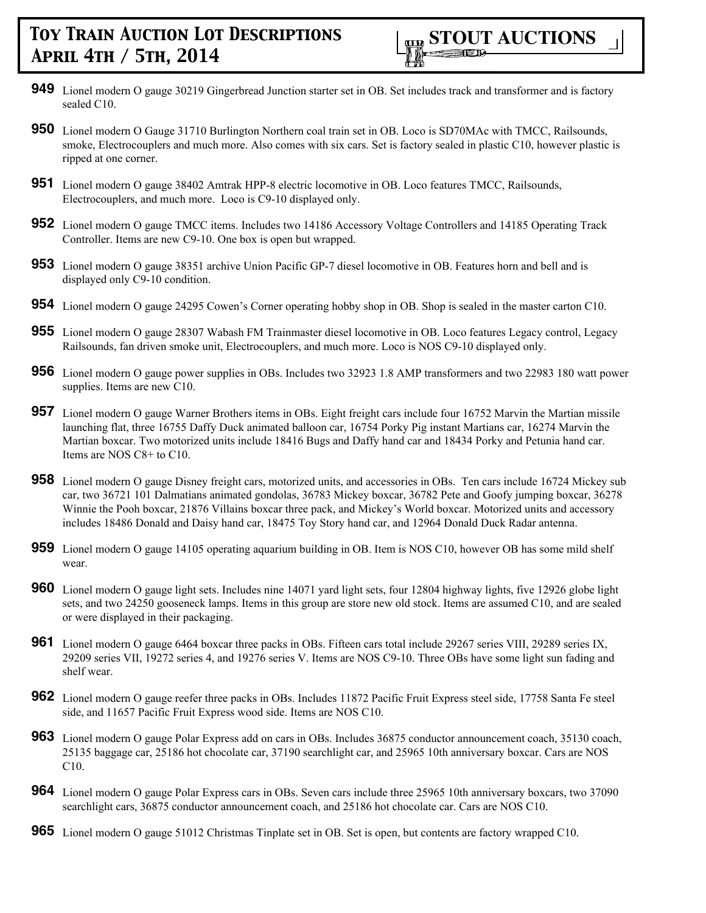**949** Lionel modern O gauge 30219 Gingerbread Junction starter set in OB. Set includes track and transformer and is factory sealed C10.

**950** Lionel modern O Gauge 31710 Burlington Northern coal train set in OB. Loco is SD70MAc with TMCC, Railsounds, smoke, Electrocouplers and much more. Also comes with six cars. Set is factory sealed in plastic C10, however plastic is ripped at one corner.

**951** Lionel modern O gauge 38402 Amtrak HPP-8 electric locomotive in OB. Loco features TMCC, Railsounds, Electrocouplers, and much more. Loco is C9-10 displayed only.

**952** Lionel modern O gauge TMCC items. Includes two 14186 Accessory Voltage Controllers and 14185 Operating Track Controller. Items are new C9-10. One box is open but wrapped.

**953** Lionel modern O gauge 38351 archive Union Pacific GP-7 diesel locomotive in OB. Features horn and bell and is displayed only C9-10 condition.

**954** Lionel modern O gauge 24295 Cowen's Corner operating hobby shop in OB. Shop is sealed in the master carton C10.

**955** Lionel modern O gauge 28307 Wabash FM Trainmaster diesel locomotive in OB. Loco features Legacy control, Legacy Railsounds, fan driven smoke unit, Electrocouplers, and much more. Loco is NOS C9-10 displayed only.

**956** Lionel modern O gauge power supplies in OBs. Includes two 32923 1.8 AMP transformers and two 22983 180 watt power supplies. Items are new C10.

**957** Lionel modern O gauge Warner Brothers items in OBs. Eight freight cars include four 16752 Marvin the Martian missile launching flat, three 16755 Daffy Duck animated balloon car, 16754 Porky Pig instant Martians car, 16274 Marvin the Martian boxcar. Two motorized units include 18416 Bugs and Daffy hand car and 18434 Porky and Petunia hand car. Items are NOS C8+ to C10.

**958** Lionel modern O gauge Disney freight cars, motorized units, and accessories in OBs. Ten cars include 16724 Mickey sub car, two 36721 101 Dalmatians animated gondolas, 36783 Mickey boxcar, 36782 Pete and Goofy jumping boxcar, 36278 Winnie the Pooh boxcar, 21876 Villains boxcar three pack, and Mickey's World boxcar. Motorized units and accessory includes 18486 Donald and Daisy hand car, 18475 Toy Story hand car, and 12964 Donald Duck Radar antenna.

**959** Lionel modern O gauge 14105 operating aquarium building in OB. Item is NOS C10, however OB has some mild shelf wear.

**960** Lionel modern O gauge light sets. Includes nine 14071 yard light sets, four 12804 highway lights, five 12926 globe light sets, and two 24250 gooseneck lamps. Items in this group are store new old stock. Items are assumed C10, and are sealed or were displayed in their packaging.

**961** Lionel modern O gauge 6464 boxcar three packs in OBs. Fifteen cars total include 29267 series VIII, 29289 series IX, 29209 series VII, 19272 series 4, and 19276 series V. Items are NOS C9-10. Three OBs have some light sun fading and shelf wear.

**962** Lionel modern O gauge reefer three packs in OBs. Includes 11872 Pacific Fruit Express steel side, 17758 Santa Fe steel side, and 11657 Pacific Fruit Express wood side. Items are NOS C10.

**963** Lionel modern O gauge Polar Express add on cars in OBs. Includes 36875 conductor announcement coach, 35130 coach, 25135 baggage car, 25186 hot chocolate car, 37190 searchlight car, and 25965 10th anniversary boxcar. Cars are NOS C10.

**964** Lionel modern O gauge Polar Express cars in OBs. Seven cars include three 25965 10th anniversary boxcars, two 37090 searchlight cars, 36875 conductor announcement coach, and 25186 hot chocolate car. Cars are NOS C10.

**965** Lionel modern O gauge 51012 Christmas Tinplate set in OB. Set is open, but contents are factory wrapped C10.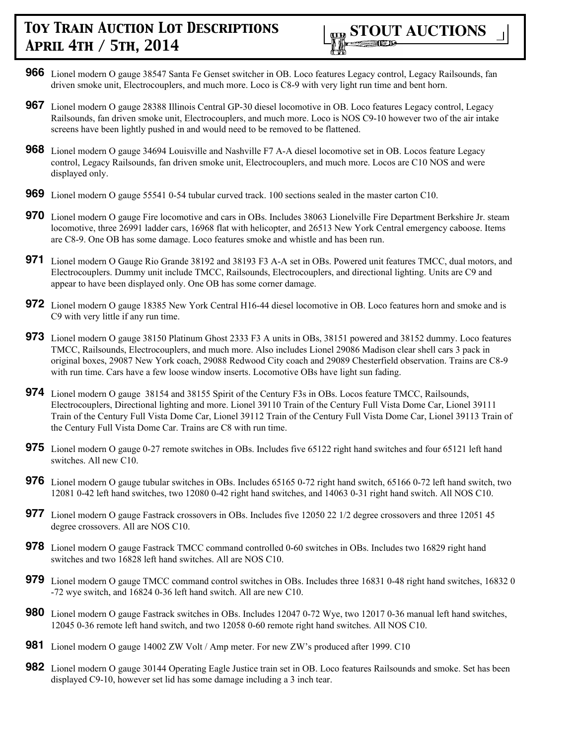**966** Lionel modern O gauge 38547 Santa Fe Genset switcher in OB. Loco features Legacy control, Legacy Railsounds, fan driven smoke unit, Electrocouplers, and much more. Loco is C8-9 with very light run time and bent horn.

**967** Lionel modern O gauge 28388 Illinois Central GP-30 diesel locomotive in OB. Loco features Legacy control, Legacy Railsounds, fan driven smoke unit, Electrocouplers, and much more. Loco is NOS C9-10 however two of the air intake screens have been lightly pushed in and would need to be removed to be flattened.

**968** Lionel modern O gauge 34694 Louisville and Nashville F7 A-A diesel locomotive set in OB. Locos feature Legacy control, Legacy Railsounds, fan driven smoke unit, Electrocouplers, and much more. Locos are C10 NOS and were displayed only.

**969** Lionel modern O gauge 55541 0-54 tubular curved track. 100 sections sealed in the master carton C10.

**970** Lionel modern O gauge Fire locomotive and cars in OBs. Includes 38063 Lionelville Fire Department Berkshire Jr. steam locomotive, three 26991 ladder cars, 16968 flat with helicopter, and 26513 New York Central emergency caboose. Items are C8-9. One OB has some damage. Loco features smoke and whistle and has been run.

**971** Lionel modern O Gauge Rio Grande 38192 and 38193 F3 A-A set in OBs. Powered unit features TMCC, dual motors, and Electrocouplers. Dummy unit include TMCC, Railsounds, Electrocouplers, and directional lighting. Units are C9 and appear to have been displayed only. One OB has some corner damage.

**972** Lionel modern O gauge 18385 New York Central H16-44 diesel locomotive in OB. Loco features horn and smoke and is C9 with very little if any run time.

**973** Lionel modern O gauge 38150 Platinum Ghost 2333 F3 A units in OBs, 38151 powered and 38152 dummy. Loco features TMCC, Railsounds, Electrocouplers, and much more. Also includes Lionel 29086 Madison clear shell cars 3 pack in original boxes, 29087 New York coach, 29088 Redwood City coach and 29089 Chesterfield observation. Trains are C8-9 with run time. Cars have a few loose window inserts. Locomotive OBs have light sun fading.

**974** Lionel modern O gauge 38154 and 38155 Spirit of the Century F3s in OBs. Locos feature TMCC, Railsounds, Electrocouplers, Directional lighting and more. Lionel 39110 Train of the Century Full Vista Dome Car, Lionel 39111 Train of the Century Full Vista Dome Car, Lionel 39112 Train of the Century Full Vista Dome Car, Lionel 39113 Train of the Century Full Vista Dome Car. Trains are C8 with run time.

**975** Lionel modern O gauge 0-27 remote switches in OBs. Includes five 65122 right hand switches and four 65121 left hand switches. All new C10.

**976** Lionel modern O gauge tubular switches in OBs. Includes 65165 0-72 right hand switch, 65166 0-72 left hand switch, two 12081 0-42 left hand switches, two 12080 0-42 right hand switches, and 14063 0-31 right hand switch. All NOS C10.

**977** Lionel modern O gauge Fastrack crossovers in OBs. Includes five 12050 22 1/2 degree crossovers and three 12051 45 degree crossovers. All are NOS C10.

**978** Lionel modern O gauge Fastrack TMCC command controlled 0-60 switches in OBs. Includes two 16829 right hand switches and two 16828 left hand switches. All are NOS C10.

**979** Lionel modern O gauge TMCC command control switches in OBs. Includes three 16831 0-48 right hand switches, 16832 0-72 wye switch, and 16824 0-36 left hand switch. All are new C10.

**980** Lionel modern O gauge Fastrack switches in OBs. Includes 12047 0-72 Wye, two 12017 0-36 manual left hand switches, 12045 0-36 remote left hand switch, and two 12058 0-60 remote right hand switches. All NOS C10.

**981** Lionel modern O gauge 14002 ZW Volt / Amp meter. For new ZW's produced after 1999. C10

**982** Lionel modern O gauge 30144 Operating Eagle Justice train set in OB. Loco features Railsounds and smoke. Set has been displayed C9-10, however set lid has some damage including a 3 inch tear.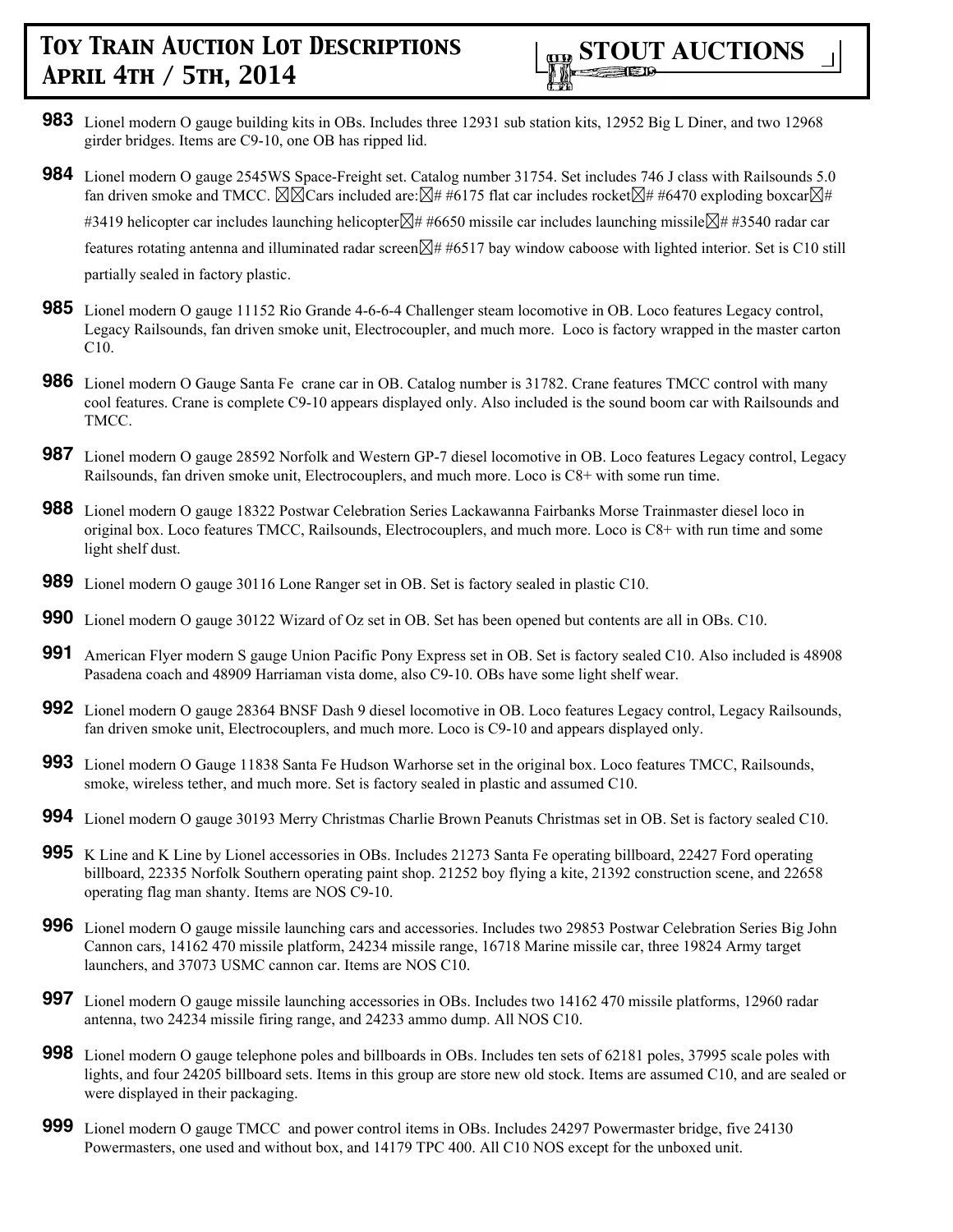**983** Lionel modern O gauge building kits in OBs. Includes three 12931 sub station kits, 12952 Big L Diner, and two 12968 girder bridges. Items are C9-10, one OB has ripped lid.

**984** Lionel modern O gauge 2545WS Space-Freight set. Catalog number 31754. Set includes 746 J class with Railsounds 5.0 fan driven smoke and TMCC. ☒☒Cars included are:☒# #6175 flat car includes rocket☒# #6470 exploding boxcar☒# #3419 helicopter car includes launching helicopter☒# #6650 missile car includes launching missile☒# #3540 radar car features rotating antenna and illuminated radar screen☒# #6517 bay window caboose with lighted interior. Set is C10 still partially sealed in factory plastic.

**985** Lionel modern O gauge 11152 Rio Grande 4-6-6-4 Challenger steam locomotive in OB. Loco features Legacy control, Legacy Railsounds, fan driven smoke unit, Electrocoupler, and much more. Loco is factory wrapped in the master carton C10.

**986** Lionel modern O Gauge Santa Fe crane car in OB. Catalog number is 31782. Crane features TMCC control with many cool features. Crane is complete C9-10 appears displayed only. Also included is the sound boom car with Railsounds and TMCC.

**987** Lionel modern O gauge 28592 Norfolk and Western GP-7 diesel locomotive in OB. Loco features Legacy control, Legacy Railsounds, fan driven smoke unit, Electrocouplers, and much more. Loco is C8+ with some run time.

**988** Lionel modern O gauge 18322 Postwar Celebration Series Lackawanna Fairbanks Morse Trainmaster diesel loco in original box. Loco features TMCC, Railsounds, Electrocouplers, and much more. Loco is C8+ with run time and some light shelf dust.

**989** Lionel modern O gauge 30116 Lone Ranger set in OB. Set is factory sealed in plastic C10.

**990** Lionel modern O gauge 30122 Wizard of Oz set in OB. Set has been opened but contents are all in OBs. C10.

**991** American Flyer modern S gauge Union Pacific Pony Express set in OB. Set is factory sealed C10. Also included is 48908 Pasadena coach and 48909 Harriaman vista dome, also C9-10. OBs have some light shelf wear.

**992** Lionel modern O gauge 28364 BNSF Dash 9 diesel locomotive in OB. Loco features Legacy control, Legacy Railsounds, fan driven smoke unit, Electrocouplers, and much more. Loco is C9-10 and appears displayed only.

**993** Lionel modern O Gauge 11838 Santa Fe Hudson Warhorse set in the original box. Loco features TMCC, Railsounds, smoke, wireless tether, and much more. Set is factory sealed in plastic and assumed C10.

**994** Lionel modern O gauge 30193 Merry Christmas Charlie Brown Peanuts Christmas set in OB. Set is factory sealed C10.

**995** K Line and K Line by Lionel accessories in OBs. Includes 21273 Santa Fe operating billboard, 22427 Ford operating billboard, 22335 Norfolk Southern operating paint shop. 21252 boy flying a kite, 21392 construction scene, and 22658 operating flag man shanty. Items are NOS C9-10.

**996** Lionel modern O gauge missile launching cars and accessories. Includes two 29853 Postwar Celebration Series Big John Cannon cars, 14162 470 missile platform, 24234 missile range, 16718 Marine missile car, three 19824 Army target launchers, and 37073 USMC cannon car. Items are NOS C10.

**997** Lionel modern O gauge missile launching accessories in OBs. Includes two 14162 470 missile platforms, 12960 radar antenna, two 24234 missile firing range, and 24233 ammo dump. All NOS C10.

**998** Lionel modern O gauge telephone poles and billboards in OBs. Includes ten sets of 62181 poles, 37995 scale poles with lights, and four 24205 billboard sets. Items in this group are store new old stock. Items are assumed C10, and are sealed or were displayed in their packaging.

**999** Lionel modern O gauge TMCC and power control items in OBs. Includes 24297 Powermaster bridge, five 24130 Powermasters, one used and without box, and 14179 TPC 400. All C10 NOS except for the unboxed unit.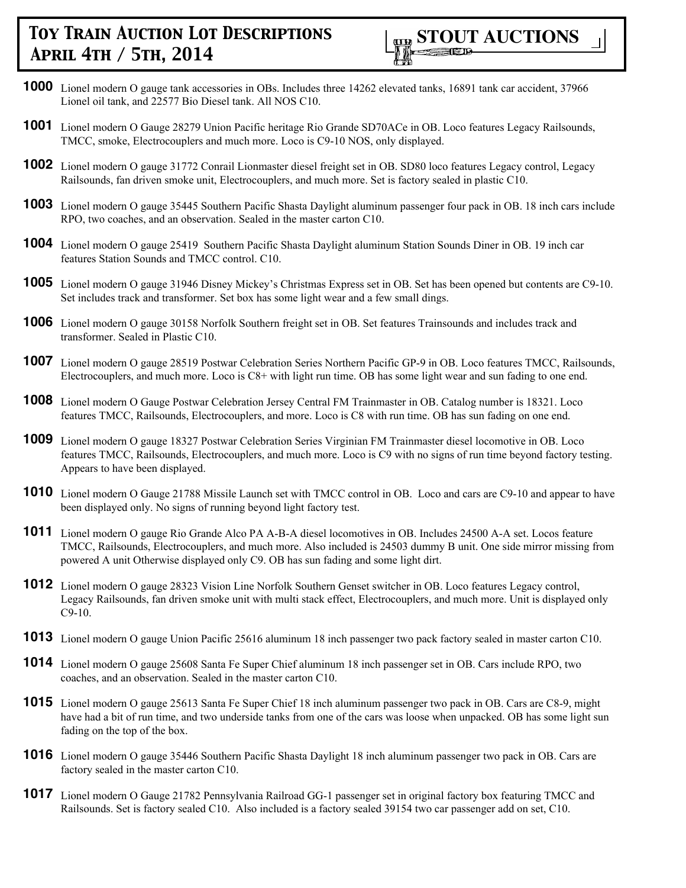# Toy Train Auction Lot Descriptions April 4th / 5th, 2014

**STOUT AUCTIONS**

**1000** Lionel modern O gauge tank accessories in OBs. Includes three 14262 elevated tanks, 16891 tank car accident, 37966 Lionel oil tank, and 22577 Bio Diesel tank. All NOS C10.

**1001** Lionel modern O Gauge 28279 Union Pacific heritage Rio Grande SD70ACe in OB. Loco features Legacy Railsounds, TMCC, smoke, Electrocouplers and much more. Loco is C9-10 NOS, only displayed.

**1002** Lionel modern O gauge 31772 Conrail Lionmaster diesel freight set in OB. SD80 loco features Legacy control, Legacy Railsounds, fan driven smoke unit, Electrocouplers, and much more. Set is factory sealed in plastic C10.

**1003** Lionel modern O gauge 35445 Southern Pacific Shasta Daylight aluminum passenger four pack in OB. 18 inch cars include RPO, two coaches, and an observation. Sealed in the master carton C10.

**1004** Lionel modern O gauge 25419 Southern Pacific Shasta Daylight aluminum Station Sounds Diner in OB. 19 inch car features Station Sounds and TMCC control. C10.

**1005** Lionel modern O gauge 31946 Disney Mickey's Christmas Express set in OB. Set has been opened but contents are C9-10. Set includes track and transformer. Set box has some light wear and a few small dings.

**1006** Lionel modern O gauge 30158 Norfolk Southern freight set in OB. Set features Trainsounds and includes track and transformer. Sealed in Plastic C10.

**1007** Lionel modern O gauge 28519 Postwar Celebration Series Northern Pacific GP-9 in OB. Loco features TMCC, Railsounds, Electrocouplers, and much more. Loco is C8+ with light run time. OB has some light wear and sun fading to one end.

**1008** Lionel modern O Gauge Postwar Celebration Jersey Central FM Trainmaster in OB. Catalog number is 18321. Loco features TMCC, Railsounds, Electrocouplers, and more. Loco is C8 with run time. OB has sun fading on one end.

**1009** Lionel modern O gauge 18327 Postwar Celebration Series Virginian FM Trainmaster diesel locomotive in OB. Loco features TMCC, Railsounds, Electrocouplers, and much more. Loco is C9 with no signs of run time beyond factory testing. Appears to have been displayed.

**1010** Lionel modern O Gauge 21788 Missile Launch set with TMCC control in OB. Loco and cars are C9-10 and appear to have been displayed only. No signs of running beyond light factory test.

**1011** Lionel modern O gauge Rio Grande Alco PA A-B-A diesel locomotives in OB. Includes 24500 A-A set. Locos feature TMCC, Railsounds, Electrocouplers, and much more. Also included is 24503 dummy B unit. One side mirror missing from powered A unit Otherwise displayed only C9. OB has sun fading and some light dirt.

**1012** Lionel modern O gauge 28323 Vision Line Norfolk Southern Genset switcher in OB. Loco features Legacy control, Legacy Railsounds, fan driven smoke unit with multi stack effect, Electrocouplers, and much more. Unit is displayed only C9-10.

**1013** Lionel modern O gauge Union Pacific 25616 aluminum 18 inch passenger two pack factory sealed in master carton C10.

**1014** Lionel modern O gauge 25608 Santa Fe Super Chief aluminum 18 inch passenger set in OB. Cars include RPO, two coaches, and an observation. Sealed in the master carton C10.

**1015** Lionel modern O gauge 25613 Santa Fe Super Chief 18 inch aluminum passenger two pack in OB. Cars are C8-9, might have had a bit of run time, and two underside tanks from one of the cars was loose when unpacked. OB has some light sun fading on the top of the box.

**1016** Lionel modern O gauge 35446 Southern Pacific Shasta Daylight 18 inch aluminum passenger two pack in OB. Cars are factory sealed in the master carton C10.

**1017** Lionel modern O Gauge 21782 Pennsylvania Railroad GG-1 passenger set in original factory box featuring TMCC and Railsounds. Set is factory sealed C10. Also included is a factory sealed 39154 two car passenger add on set, C10.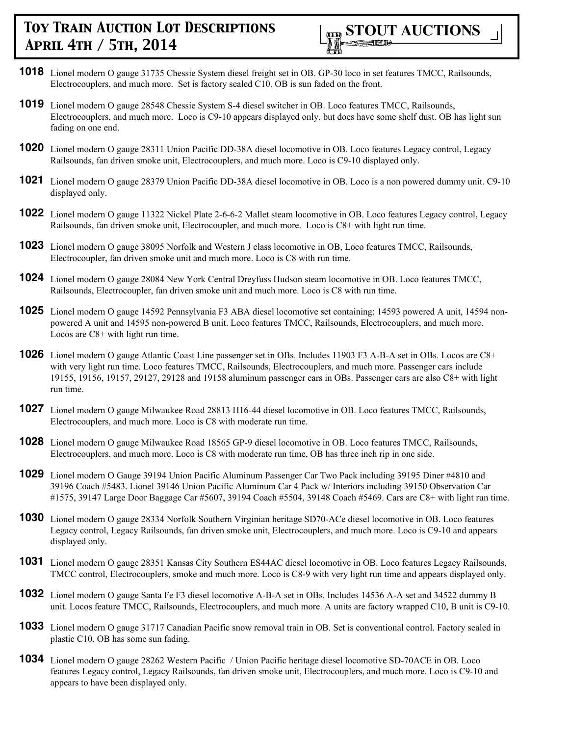**1018** Lionel modern O gauge 31735 Chessie System diesel freight set in OB. GP-30 loco in set features TMCC, Railsounds, Electrocouplers, and much more. Set is factory sealed C10. OB is sun faded on the front.

**1019** Lionel modern O gauge 28548 Chessie System S-4 diesel switcher in OB. Loco features TMCC, Railsounds, Electrocouplers, and much more. Loco is C9-10 appears displayed only, but does have some shelf dust. OB has light sun fading on one end.

**1020** Lionel modern O gauge 28311 Union Pacific DD-38A diesel locomotive in OB. Loco features Legacy control, Legacy Railsounds, fan driven smoke unit, Electrocouplers, and much more. Loco is C9-10 displayed only.

**1021** Lionel modern O gauge 28379 Union Pacific DD-38A diesel locomotive in OB. Loco is a non powered dummy unit. C9-10 displayed only.

**1022** Lionel modern O gauge 11322 Nickel Plate 2-6-6-2 Mallet steam locomotive in OB. Loco features Legacy control, Legacy Railsounds, fan driven smoke unit, Electrocoupler, and much more. Loco is C8+ with light run time.

**1023** Lionel modern O gauge 38095 Norfolk and Western J class locomotive in OB, Loco features TMCC, Railsounds, Electrocoupler, fan driven smoke unit and much more. Loco is C8 with run time.

**1024** Lionel modern O gauge 28084 New York Central Dreyfuss Hudson steam locomotive in OB. Loco features TMCC, Railsounds, Electrocoupler, fan driven smoke unit and much more. Loco is C8 with run time.

**1025** Lionel modern O gauge 14592 Pennsylvania F3 ABA diesel locomotive set containing; 14593 powered A unit, 14594 non-powered A unit and 14595 non-powered B unit. Loco features TMCC, Railsounds, Electrocouplers, and much more. Locos are C8+ with light run time.

**1026** Lionel modern O gauge Atlantic Coast Line passenger set in OBs. Includes 11903 F3 A-B-A set in OBs. Locos are C8+ with very light run time. Loco features TMCC, Railsounds, Electrocouplers, and much more. Passenger cars include 19155, 19156, 19157, 29127, 29128 and 19158 aluminum passenger cars in OBs. Passenger cars are also C8+ with light run time.

**1027** Lionel modern O gauge Milwaukee Road 28813 H16-44 diesel locomotive in OB. Loco features TMCC, Railsounds, Electrocouplers, and much more. Loco is C8 with moderate run time.

**1028** Lionel modern O gauge Milwaukee Road 18565 GP-9 diesel locomotive in OB. Loco features TMCC, Railsounds, Electrocouplers, and much more. Loco is C8 with moderate run time, OB has three inch rip in one side.

**1029** Lionel modern O Gauge 39194 Union Pacific Aluminum Passenger Car Two Pack including 39195 Diner #4810 and 39196 Coach #5483. Lionel 39146 Union Pacific Aluminum Car 4 Pack w/ Interiors including 39150 Observation Car #1575, 39147 Large Door Baggage Car #5607, 39194 Coach #5504, 39148 Coach #5469. Cars are C8+ with light run time.

**1030** Lionel modern O gauge 28334 Norfolk Southern Virginian heritage SD70-ACe diesel locomotive in OB. Loco features Legacy control, Legacy Railsounds, fan driven smoke unit, Electrocouplers, and much more. Loco is C9-10 and appears displayed only.

**1031** Lionel modern O gauge 28351 Kansas City Southern ES44AC diesel locomotive in OB. Loco features Legacy Railsounds, TMCC control, Electrocouplers, smoke and much more. Loco is C8-9 with very light run time and appears displayed only.

**1032** Lionel modern O gauge Santa Fe F3 diesel locomotive A-B-A set in OBs. Includes 14536 A-A set and 34522 dummy B unit. Locos feature TMCC, Railsounds, Electrocouplers, and much more. A units are factory wrapped C10, B unit is C9-10.

**1033** Lionel modern O gauge 31717 Canadian Pacific snow removal train in OB. Set is conventional control. Factory sealed in plastic C10. OB has some sun fading.

**1034** Lionel modern O gauge 28262 Western Pacific / Union Pacific heritage diesel locomotive SD-70ACE in OB. Loco features Legacy control, Legacy Railsounds, fan driven smoke unit, Electrocouplers, and much more. Loco is C9-10 and appears to have been displayed only.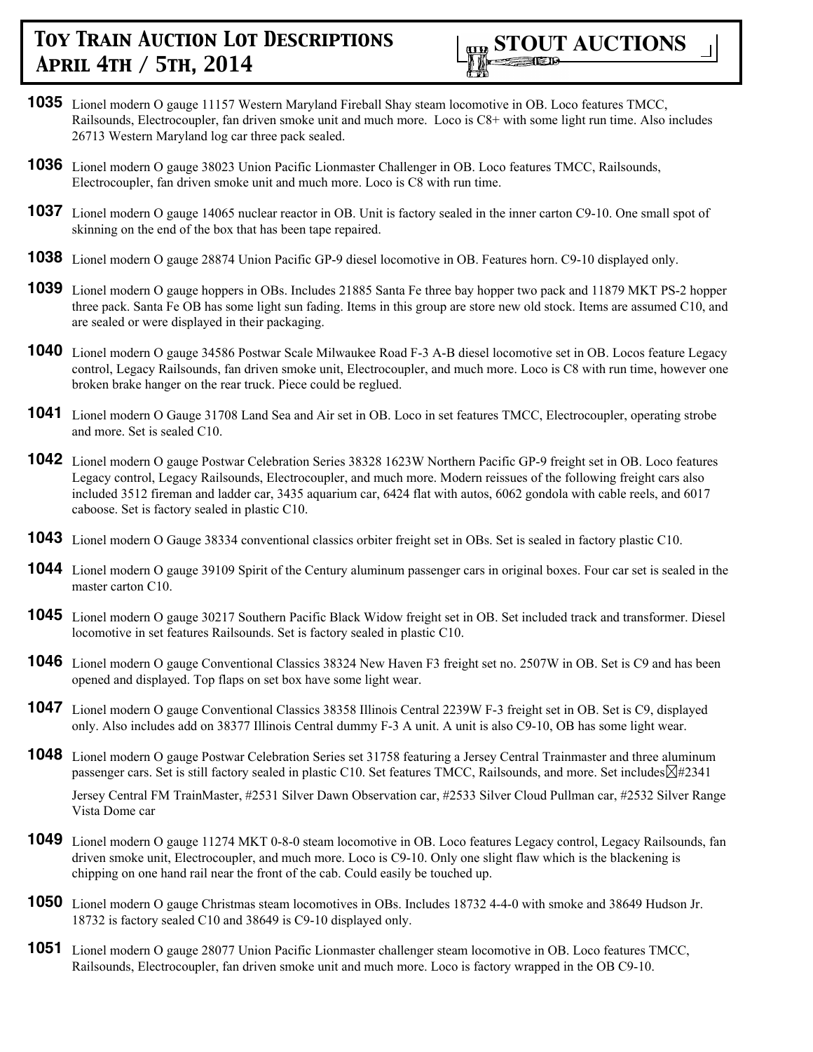**1035** Lionel modern O gauge 11157 Western Maryland Fireball Shay steam locomotive in OB. Loco features TMCC, Railsounds, Electrocoupler, fan driven smoke unit and much more. Loco is C8+ with some light run time. Also includes 26713 Western Maryland log car three pack sealed.

**1036** Lionel modern O gauge 38023 Union Pacific Lionmaster Challenger in OB. Loco features TMCC, Railsounds, Electrocoupler, fan driven smoke unit and much more. Loco is C8 with run time.

**1037** Lionel modern O gauge 14065 nuclear reactor in OB. Unit is factory sealed in the inner carton C9-10. One small spot of skinning on the end of the box that has been tape repaired.

**1038** Lionel modern O gauge 28874 Union Pacific GP-9 diesel locomotive in OB. Features horn. C9-10 displayed only.

**1039** Lionel modern O gauge hoppers in OBs. Includes 21885 Santa Fe three bay hopper two pack and 11879 MKT PS-2 hopper three pack. Santa Fe OB has some light sun fading. Items in this group are store new old stock. Items are assumed C10, and are sealed or were displayed in their packaging.

**1040** Lionel modern O gauge 34586 Postwar Scale Milwaukee Road F-3 A-B diesel locomotive set in OB. Locos feature Legacy control, Legacy Railsounds, fan driven smoke unit, Electrocoupler, and much more. Loco is C8 with run time, however one broken brake hanger on the rear truck. Piece could be reglued.

**1041** Lionel modern O Gauge 31708 Land Sea and Air set in OB. Loco in set features TMCC, Electrocoupler, operating strobe and more. Set is sealed C10.

**1042** Lionel modern O gauge Postwar Celebration Series 38328 1623W Northern Pacific GP-9 freight set in OB. Loco features Legacy control, Legacy Railsounds, Electrocoupler, and much more. Modern reissues of the following freight cars also included 3512 fireman and ladder car, 3435 aquarium car, 6424 flat with autos, 6062 gondola with cable reels, and 6017 caboose. Set is factory sealed in plastic C10.

**1043** Lionel modern O Gauge 38334 conventional classics orbiter freight set in OBs. Set is sealed in factory plastic C10.

**1044** Lionel modern O gauge 39109 Spirit of the Century aluminum passenger cars in original boxes. Four car set is sealed in the master carton C10.

**1045** Lionel modern O gauge 30217 Southern Pacific Black Widow freight set in OB. Set included track and transformer. Diesel locomotive in set features Railsounds. Set is factory sealed in plastic C10.

**1046** Lionel modern O gauge Conventional Classics 38324 New Haven F3 freight set no. 2507W in OB. Set is C9 and has been opened and displayed. Top flaps on set box have some light wear.

**1047** Lionel modern O gauge Conventional Classics 38358 Illinois Central 2239W F-3 freight set in OB. Set is C9, displayed only. Also includes add on 38377 Illinois Central dummy F-3 A unit. A unit is also C9-10, OB has some light wear.

**1048** Lionel modern O gauge Postwar Celebration Series set 31758 featuring a Jersey Central Trainmaster and three aluminum passenger cars. Set is still factory sealed in plastic C10. Set features TMCC, Railsounds, and more. Set includes #2341

Jersey Central FM TrainMaster, #2531 Silver Dawn Observation car, #2533 Silver Cloud Pullman car, #2532 Silver Range Vista Dome car

**1049** Lionel modern O gauge 11274 MKT 0-8-0 steam locomotive in OB. Loco features Legacy control, Legacy Railsounds, fan driven smoke unit, Electrocoupler, and much more. Loco is C9-10. Only one slight flaw which is the blackening is chipping on one hand rail near the front of the cab. Could easily be touched up.

**1050** Lionel modern O gauge Christmas steam locomotives in OBs. Includes 18732 4-4-0 with smoke and 38649 Hudson Jr. 18732 is factory sealed C10 and 38649 is C9-10 displayed only.

**1051** Lionel modern O gauge 28077 Union Pacific Lionmaster challenger steam locomotive in OB. Loco features TMCC, Railsounds, Electrocoupler, fan driven smoke unit and much more. Loco is factory wrapped in the OB C9-10.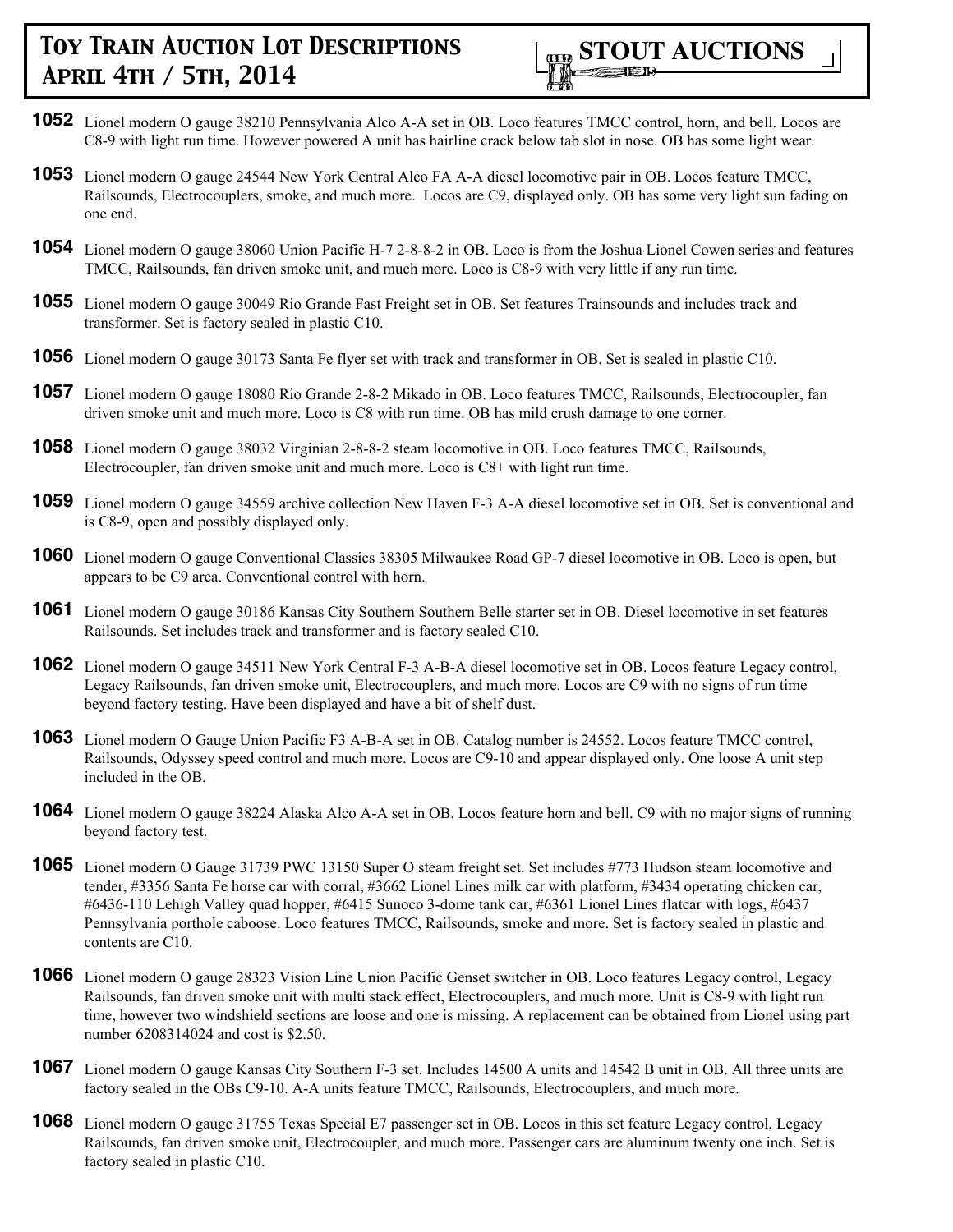**1052** Lionel modern O gauge 38210 Pennsylvania Alco A-A set in OB. Loco features TMCC control, horn, and bell. Locos are C8-9 with light run time. However powered A unit has hairline crack below tab slot in nose. OB has some light wear.

**1053** Lionel modern O gauge 24544 New York Central Alco FA A-A diesel locomotive pair in OB. Locos feature TMCC, Railsounds, Electrocouplers, smoke, and much more. Locos are C9, displayed only. OB has some very light sun fading on one end.

**1054** Lionel modern O gauge 38060 Union Pacific H-7 2-8-8-2 in OB. Loco is from the Joshua Lionel Cowen series and features TMCC, Railsounds, fan driven smoke unit, and much more. Loco is C8-9 with very little if any run time.

**1055** Lionel modern O gauge 30049 Rio Grande Fast Freight set in OB. Set features Trainsounds and includes track and transformer. Set is factory sealed in plastic C10.

**1056** Lionel modern O gauge 30173 Santa Fe flyer set with track and transformer in OB. Set is sealed in plastic C10.

**1057** Lionel modern O gauge 18080 Rio Grande 2-8-2 Mikado in OB. Loco features TMCC, Railsounds, Electrocoupler, fan driven smoke unit and much more. Loco is C8 with run time. OB has mild crush damage to one corner.

**1058** Lionel modern O gauge 38032 Virginian 2-8-8-2 steam locomotive in OB. Loco features TMCC, Railsounds, Electrocoupler, fan driven smoke unit and much more. Loco is C8+ with light run time.

**1059** Lionel modern O gauge 34559 archive collection New Haven F-3 A-A diesel locomotive set in OB. Set is conventional and is C8-9, open and possibly displayed only.

**1060** Lionel modern O gauge Conventional Classics 38305 Milwaukee Road GP-7 diesel locomotive in OB. Loco is open, but appears to be C9 area. Conventional control with horn.

**1061** Lionel modern O gauge 30186 Kansas City Southern Southern Belle starter set in OB. Diesel locomotive in set features Railsounds. Set includes track and transformer and is factory sealed C10.

**1062** Lionel modern O gauge 34511 New York Central F-3 A-B-A diesel locomotive set in OB. Locos feature Legacy control, Legacy Railsounds, fan driven smoke unit, Electrocouplers, and much more. Locos are C9 with no signs of run time beyond factory testing. Have been displayed and have a bit of shelf dust.

**1063** Lionel modern O Gauge Union Pacific F3 A-B-A set in OB. Catalog number is 24552. Locos feature TMCC control, Railsounds, Odyssey speed control and much more. Locos are C9-10 and appear displayed only. One loose A unit step included in the OB.

**1064** Lionel modern O gauge 38224 Alaska Alco A-A set in OB. Locos feature horn and bell. C9 with no major signs of running beyond factory test.

**1065** Lionel modern O Gauge 31739 PWC 13150 Super O steam freight set. Set includes #773 Hudson steam locomotive and tender, #3356 Santa Fe horse car with corral, #3662 Lionel Lines milk car with platform, #3434 operating chicken car, #6436-110 Lehigh Valley quad hopper, #6415 Sunoco 3-dome tank car, #6361 Lionel Lines flatcar with logs, #6437 Pennsylvania porthole caboose. Loco features TMCC, Railsounds, smoke and more. Set is factory sealed in plastic and contents are C10.

**1066** Lionel modern O gauge 28323 Vision Line Union Pacific Genset switcher in OB. Loco features Legacy control, Legacy Railsounds, fan driven smoke unit with multi stack effect, Electrocouplers, and much more. Unit is C8-9 with light run time, however two windshield sections are loose and one is missing. A replacement can be obtained from Lionel using part number 6208314024 and cost is $2.50.

**1067** Lionel modern O gauge Kansas City Southern F-3 set. Includes 14500 A units and 14542 B unit in OB. All three units are factory sealed in the OBs C9-10. A-A units feature TMCC, Railsounds, Electrocouplers, and much more.

**1068** Lionel modern O gauge 31755 Texas Special E7 passenger set in OB. Locos in this set feature Legacy control, Legacy Railsounds, fan driven smoke unit, Electrocoupler, and much more. Passenger cars are aluminum twenty one inch. Set is factory sealed in plastic C10.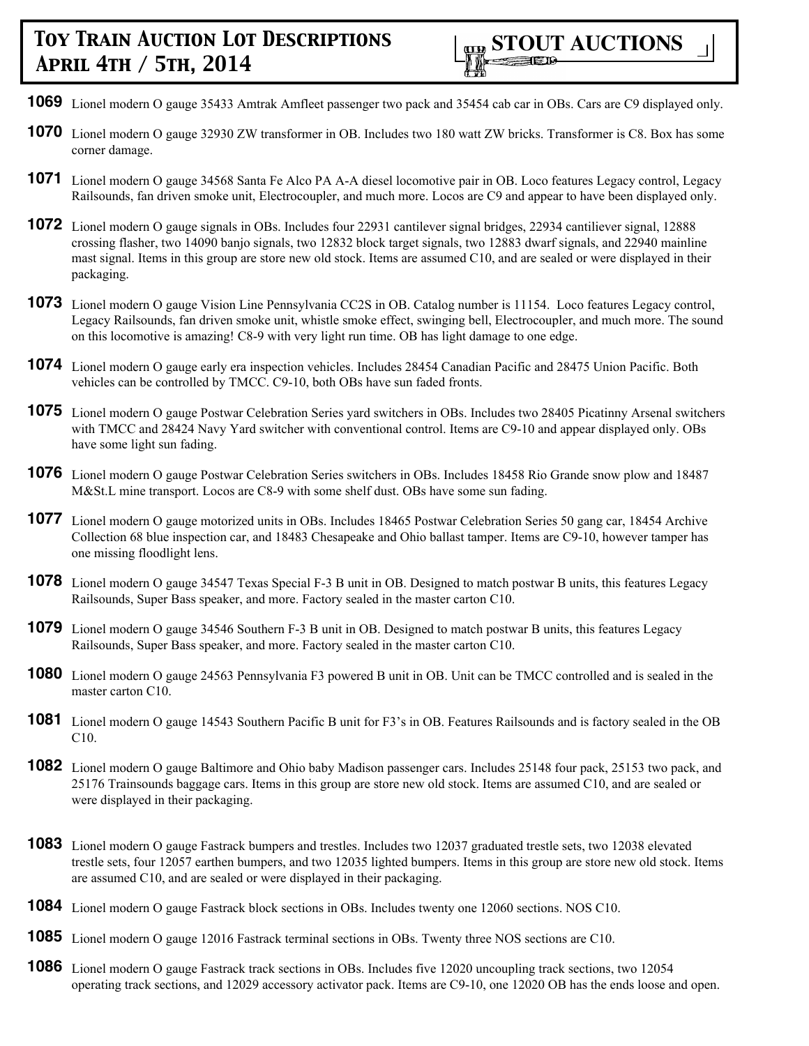**1069** Lionel modern O gauge 35433 Amtrak Amfleet passenger two pack and 35454 cab car in OBs. Cars are C9 displayed only.

**1070** Lionel modern O gauge 32930 ZW transformer in OB. Includes two 180 watt ZW bricks. Transformer is C8. Box has some corner damage.

**1071** Lionel modern O gauge 34568 Santa Fe Alco PA A-A diesel locomotive pair in OB. Loco features Legacy control, Legacy Railsounds, fan driven smoke unit, Electrocoupler, and much more. Locos are C9 and appear to have been displayed only.

**1072** Lionel modern O gauge signals in OBs. Includes four 22931 cantilever signal bridges, 22934 cantiliever signal, 12888 crossing flasher, two 14090 banjo signals, two 12832 block target signals, two 12883 dwarf signals, and 22940 mainline mast signal. Items in this group are store new old stock. Items are assumed C10, and are sealed or were displayed in their packaging.

**1073** Lionel modern O gauge Vision Line Pennsylvania CC2S in OB. Catalog number is 11154. Loco features Legacy control, Legacy Railsounds, fan driven smoke unit, whistle smoke effect, swinging bell, Electrocoupler, and much more. The sound on this locomotive is amazing! C8-9 with very light run time. OB has light damage to one edge.

**1074** Lionel modern O gauge early era inspection vehicles. Includes 28454 Canadian Pacific and 28475 Union Pacific. Both vehicles can be controlled by TMCC. C9-10, both OBs have sun faded fronts.

**1075** Lionel modern O gauge Postwar Celebration Series yard switchers in OBs. Includes two 28405 Picatinny Arsenal switchers with TMCC and 28424 Navy Yard switcher with conventional control. Items are C9-10 and appear displayed only. OBs have some light sun fading.

**1076** Lionel modern O gauge Postwar Celebration Series switchers in OBs. Includes 18458 Rio Grande snow plow and 18487 M&St.L mine transport. Locos are C8-9 with some shelf dust. OBs have some sun fading.

**1077** Lionel modern O gauge motorized units in OBs. Includes 18465 Postwar Celebration Series 50 gang car, 18454 Archive Collection 68 blue inspection car, and 18483 Chesapeake and Ohio ballast tamper. Items are C9-10, however tamper has one missing floodlight lens.

**1078** Lionel modern O gauge 34547 Texas Special F-3 B unit in OB. Designed to match postwar B units, this features Legacy Railsounds, Super Bass speaker, and more. Factory sealed in the master carton C10.

**1079** Lionel modern O gauge 34546 Southern F-3 B unit in OB. Designed to match postwar B units, this features Legacy Railsounds, Super Bass speaker, and more. Factory sealed in the master carton C10.

**1080** Lionel modern O gauge 24563 Pennsylvania F3 powered B unit in OB. Unit can be TMCC controlled and is sealed in the master carton C10.

**1081** Lionel modern O gauge 14543 Southern Pacific B unit for F3's in OB. Features Railsounds and is factory sealed in the OB C10.

**1082** Lionel modern O gauge Baltimore and Ohio baby Madison passenger cars. Includes 25148 four pack, 25153 two pack, and 25176 Trainsounds baggage cars. Items in this group are store new old stock. Items are assumed C10, and are sealed or were displayed in their packaging.

**1083** Lionel modern O gauge Fastrack bumpers and trestles. Includes two 12037 graduated trestle sets, two 12038 elevated trestle sets, four 12057 earthen bumpers, and two 12035 lighted bumpers. Items in this group are store new old stock. Items are assumed C10, and are sealed or were displayed in their packaging.

**1084** Lionel modern O gauge Fastrack block sections in OBs. Includes twenty one 12060 sections. NOS C10.

**1085** Lionel modern O gauge 12016 Fastrack terminal sections in OBs. Twenty three NOS sections are C10.

**1086** Lionel modern O gauge Fastrack track sections in OBs. Includes five 12020 uncoupling track sections, two 12054 operating track sections, and 12029 accessory activator pack. Items are C9-10, one 12020 OB has the ends loose and open.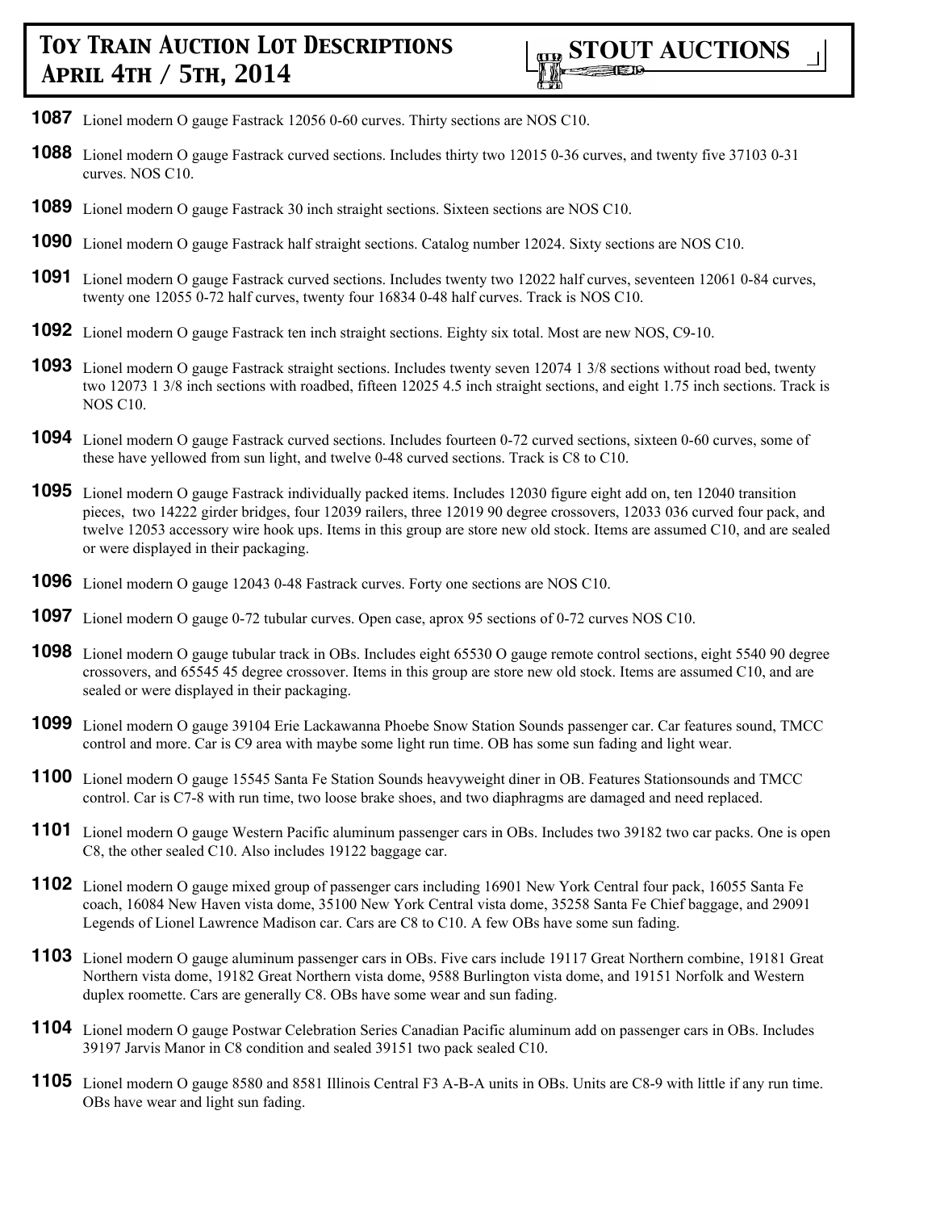**1087** Lionel modern O gauge Fastrack 12056 0-60 curves. Thirty sections are NOS C10.

**1088** Lionel modern O gauge Fastrack curved sections. Includes thirty two 12015 0-36 curves, and twenty five 37103 0-31 curves. NOS C10.

**1089** Lionel modern O gauge Fastrack 30 inch straight sections. Sixteen sections are NOS C10.

**1090** Lionel modern O gauge Fastrack half straight sections. Catalog number 12024. Sixty sections are NOS C10.

**1091** Lionel modern O gauge Fastrack curved sections. Includes twenty two 12022 half curves, seventeen 12061 0-84 curves, twenty one 12055 0-72 half curves, twenty four 16834 0-48 half curves. Track is NOS C10.

**1092** Lionel modern O gauge Fastrack ten inch straight sections. Eighty six total. Most are new NOS, C9-10.

**1093** Lionel modern O gauge Fastrack straight sections. Includes twenty seven 12074 1 3/8 sections without road bed, twenty two 12073 1 3/8 inch sections with roadbed, fifteen 12025 4.5 inch straight sections, and eight 1.75 inch sections. Track is NOS C10.

**1094** Lionel modern O gauge Fastrack curved sections. Includes fourteen 0-72 curved sections, sixteen 0-60 curves, some of these have yellowed from sun light, and twelve 0-48 curved sections. Track is C8 to C10.

**1095** Lionel modern O gauge Fastrack individually packed items. Includes 12030 figure eight add on, ten 12040 transition pieces, two 14222 girder bridges, four 12039 railers, three 12019 90 degree crossovers, 12033 036 curved four pack, and twelve 12053 accessory wire hook ups. Items in this group are store new old stock. Items are assumed C10, and are sealed or were displayed in their packaging.

**1096** Lionel modern O gauge 12043 0-48 Fastrack curves. Forty one sections are NOS C10.

**1097** Lionel modern O gauge 0-72 tubular curves. Open case, aprox 95 sections of 0-72 curves NOS C10.

**1098** Lionel modern O gauge tubular track in OBs. Includes eight 65530 O gauge remote control sections, eight 5540 90 degree crossovers, and 65545 45 degree crossover. Items in this group are store new old stock. Items are assumed C10, and are sealed or were displayed in their packaging.

**1099** Lionel modern O gauge 39104 Erie Lackawanna Phoebe Snow Station Sounds passenger car. Car features sound, TMCC control and more. Car is C9 area with maybe some light run time. OB has some sun fading and light wear.

**1100** Lionel modern O gauge 15545 Santa Fe Station Sounds heavyweight diner in OB. Features Stationsounds and TMCC control. Car is C7-8 with run time, two loose brake shoes, and two diaphragms are damaged and need replaced.

**1101** Lionel modern O gauge Western Pacific aluminum passenger cars in OBs. Includes two 39182 two car packs. One is open C8, the other sealed C10. Also includes 19122 baggage car.

**1102** Lionel modern O gauge mixed group of passenger cars including 16901 New York Central four pack, 16055 Santa Fe coach, 16084 New Haven vista dome, 35100 New York Central vista dome, 35258 Santa Fe Chief baggage, and 29091 Legends of Lionel Lawrence Madison car. Cars are C8 to C10. A few OBs have some sun fading.

**1103** Lionel modern O gauge aluminum passenger cars in OBs. Five cars include 19117 Great Northern combine, 19181 Great Northern vista dome, 19182 Great Northern vista dome, 9588 Burlington vista dome, and 19151 Norfolk and Western duplex roomette. Cars are generally C8. OBs have some wear and sun fading.

**1104** Lionel modern O gauge Postwar Celebration Series Canadian Pacific aluminum add on passenger cars in OBs. Includes 39197 Jarvis Manor in C8 condition and sealed 39151 two pack sealed C10.

**1105** Lionel modern O gauge 8580 and 8581 Illinois Central F3 A-B-A units in OBs. Units are C8-9 with little if any run time. OBs have wear and light sun fading.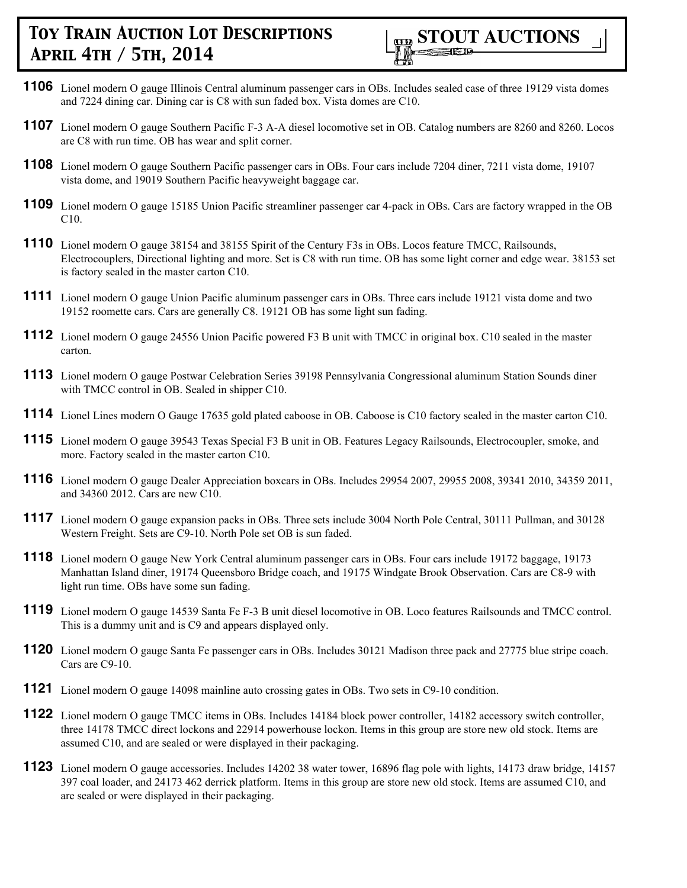**1106** Lionel modern O gauge Illinois Central aluminum passenger cars in OBs. Includes sealed case of three 19129 vista domes and 7224 dining car. Dining car is C8 with sun faded box. Vista domes are C10.

**1107** Lionel modern O gauge Southern Pacific F-3 A-A diesel locomotive set in OB. Catalog numbers are 8260 and 8260. Locos are C8 with run time. OB has wear and split corner.

**1108** Lionel modern O gauge Southern Pacific passenger cars in OBs. Four cars include 7204 diner, 7211 vista dome, 19107 vista dome, and 19019 Southern Pacific heavyweight baggage car.

**1109** Lionel modern O gauge 15185 Union Pacific streamliner passenger car 4-pack in OBs. Cars are factory wrapped in the OB C10.

**1110** Lionel modern O gauge 38154 and 38155 Spirit of the Century F3s in OBs. Locos feature TMCC, Railsounds, Electrocouplers, Directional lighting and more. Set is C8 with run time. OB has some light corner and edge wear. 38153 set is factory sealed in the master carton C10.

**1111** Lionel modern O gauge Union Pacific aluminum passenger cars in OBs. Three cars include 19121 vista dome and two 19152 roomette cars. Cars are generally C8. 19121 OB has some light sun fading.

**1112** Lionel modern O gauge 24556 Union Pacific powered F3 B unit with TMCC in original box. C10 sealed in the master carton.

**1113** Lionel modern O gauge Postwar Celebration Series 39198 Pennsylvania Congressional aluminum Station Sounds diner with TMCC control in OB. Sealed in shipper C10.

**1114** Lionel Lines modern O Gauge 17635 gold plated caboose in OB. Caboose is C10 factory sealed in the master carton C10.

**1115** Lionel modern O gauge 39543 Texas Special F3 B unit in OB. Features Legacy Railsounds, Electrocoupler, smoke, and more. Factory sealed in the master carton C10.

**1116** Lionel modern O gauge Dealer Appreciation boxcars in OBs. Includes 29954 2007, 29955 2008, 39341 2010, 34359 2011, and 34360 2012. Cars are new C10.

**1117** Lionel modern O gauge expansion packs in OBs. Three sets include 3004 North Pole Central, 30111 Pullman, and 30128 Western Freight. Sets are C9-10. North Pole set OB is sun faded.

**1118** Lionel modern O gauge New York Central aluminum passenger cars in OBs. Four cars include 19172 baggage, 19173 Manhattan Island diner, 19174 Queensboro Bridge coach, and 19175 Windgate Brook Observation. Cars are C8-9 with light run time. OBs have some sun fading.

**1119** Lionel modern O gauge 14539 Santa Fe F-3 B unit diesel locomotive in OB. Loco features Railsounds and TMCC control. This is a dummy unit and is C9 and appears displayed only.

**1120** Lionel modern O gauge Santa Fe passenger cars in OBs. Includes 30121 Madison three pack and 27775 blue stripe coach. Cars are C9-10.

**1121** Lionel modern O gauge 14098 mainline auto crossing gates in OBs. Two sets in C9-10 condition.

**1122** Lionel modern O gauge TMCC items in OBs. Includes 14184 block power controller, 14182 accessory switch controller, three 14178 TMCC direct lockons and 22914 powerhouse lockon. Items in this group are store new old stock. Items are assumed C10, and are sealed or were displayed in their packaging.

**1123** Lionel modern O gauge accessories. Includes 14202 38 water tower, 16896 flag pole with lights, 14173 draw bridge, 14157 397 coal loader, and 24173 462 derrick platform. Items in this group are store new old stock. Items are assumed C10, and are sealed or were displayed in their packaging.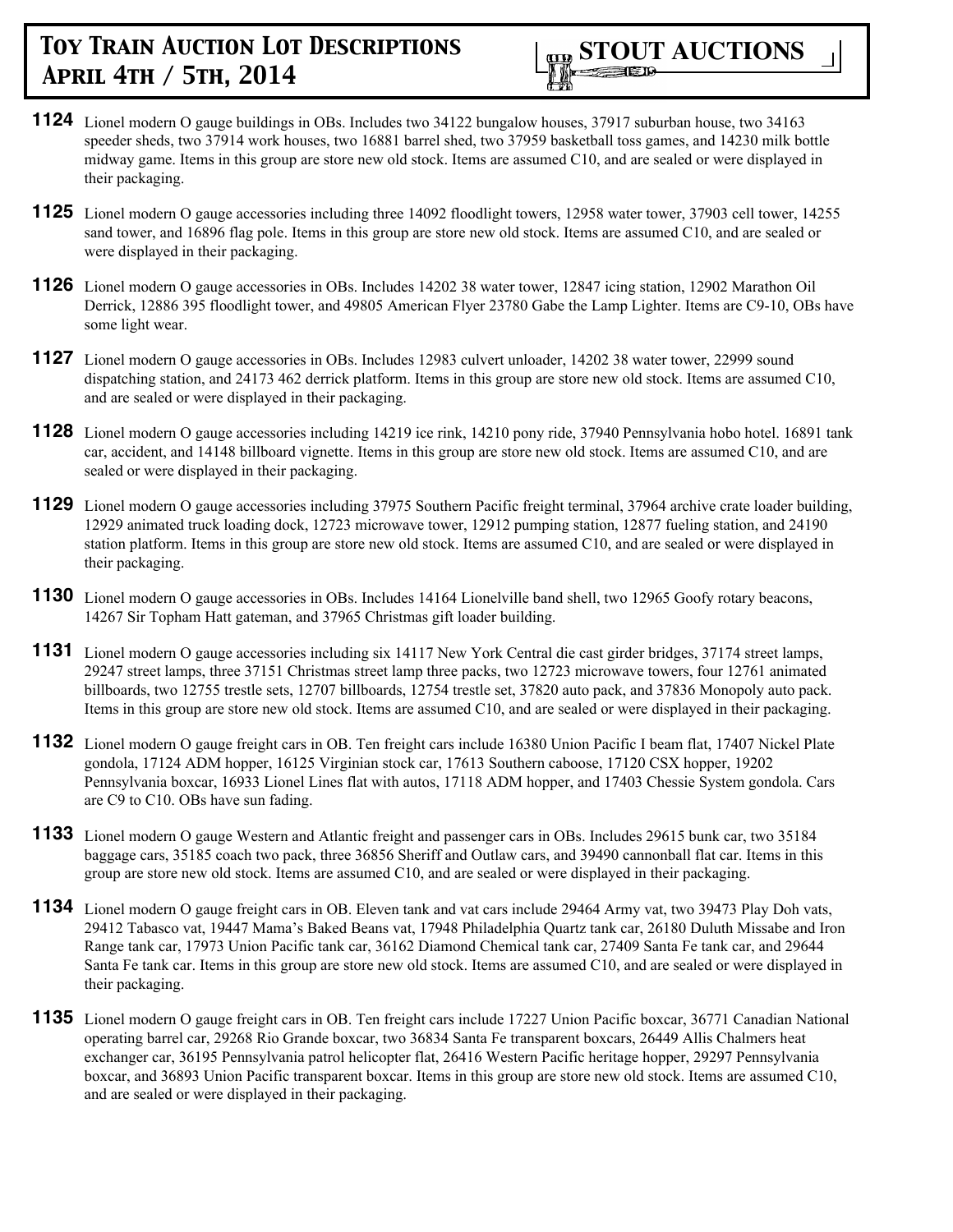**1124** Lionel modern O gauge buildings in OBs. Includes two 34122 bungalow houses, 37917 suburban house, two 34163 speeder sheds, two 37914 work houses, two 16881 barrel shed, two 37959 basketball toss games, and 14230 milk bottle midway game. Items in this group are store new old stock. Items are assumed C10, and are sealed or were displayed in their packaging.

**1125** Lionel modern O gauge accessories including three 14092 floodlight towers, 12958 water tower, 37903 cell tower, 14255 sand tower, and 16896 flag pole. Items in this group are store new old stock. Items are assumed C10, and are sealed or were displayed in their packaging.

**1126** Lionel modern O gauge accessories in OBs. Includes 14202 38 water tower, 12847 icing station, 12902 Marathon Oil Derrick, 12886 395 floodlight tower, and 49805 American Flyer 23780 Gabe the Lamp Lighter. Items are C9-10, OBs have some light wear.

**1127** Lionel modern O gauge accessories in OBs. Includes 12983 culvert unloader, 14202 38 water tower, 22999 sound dispatching station, and 24173 462 derrick platform. Items in this group are store new old stock. Items are assumed C10, and are sealed or were displayed in their packaging.

**1128** Lionel modern O gauge accessories including 14219 ice rink, 14210 pony ride, 37940 Pennsylvania hobo hotel. 16891 tank car, accident, and 14148 billboard vignette. Items in this group are store new old stock. Items are assumed C10, and are sealed or were displayed in their packaging.

**1129** Lionel modern O gauge accessories including 37975 Southern Pacific freight terminal, 37964 archive crate loader building, 12929 animated truck loading dock, 12723 microwave tower, 12912 pumping station, 12877 fueling station, and 24190 station platform. Items in this group are store new old stock. Items are assumed C10, and are sealed or were displayed in their packaging.

**1130** Lionel modern O gauge accessories in OBs. Includes 14164 Lionelville band shell, two 12965 Goofy rotary beacons, 14267 Sir Topham Hatt gateman, and 37965 Christmas gift loader building.

**1131** Lionel modern O gauge accessories including six 14117 New York Central die cast girder bridges, 37174 street lamps, 29247 street lamps, three 37151 Christmas street lamp three packs, two 12723 microwave towers, four 12761 animated billboards, two 12755 trestle sets, 12707 billboards, 12754 trestle set, 37820 auto pack, and 37836 Monopoly auto pack. Items in this group are store new old stock. Items are assumed C10, and are sealed or were displayed in their packaging.

**1132** Lionel modern O gauge freight cars in OB. Ten freight cars include 16380 Union Pacific I beam flat, 17407 Nickel Plate gondola, 17124 ADM hopper, 16125 Virginian stock car, 17613 Southern caboose, 17120 CSX hopper, 19202 Pennsylvania boxcar, 16933 Lionel Lines flat with autos, 17118 ADM hopper, and 17403 Chessie System gondola. Cars are C9 to C10. OBs have sun fading.

**1133** Lionel modern O gauge Western and Atlantic freight and passenger cars in OBs. Includes 29615 bunk car, two 35184 baggage cars, 35185 coach two pack, three 36856 Sheriff and Outlaw cars, and 39490 cannonball flat car. Items in this group are store new old stock. Items are assumed C10, and are sealed or were displayed in their packaging.

**1134** Lionel modern O gauge freight cars in OB. Eleven tank and vat cars include 29464 Army vat, two 39473 Play Doh vats, 29412 Tabasco vat, 19447 Mama's Baked Beans vat, 17948 Philadelphia Quartz tank car, 26180 Duluth Missabe and Iron Range tank car, 17973 Union Pacific tank car, 36162 Diamond Chemical tank car, 27409 Santa Fe tank car, and 29644 Santa Fe tank car. Items in this group are store new old stock. Items are assumed C10, and are sealed or were displayed in their packaging.

**1135** Lionel modern O gauge freight cars in OB. Ten freight cars include 17227 Union Pacific boxcar, 36771 Canadian National operating barrel car, 29268 Rio Grande boxcar, two 36834 Santa Fe transparent boxcars, 26449 Allis Chalmers heat exchanger car, 36195 Pennsylvania patrol helicopter flat, 26416 Western Pacific heritage hopper, 29297 Pennsylvania boxcar, and 36893 Union Pacific transparent boxcar. Items in this group are store new old stock. Items are assumed C10, and are sealed or were displayed in their packaging.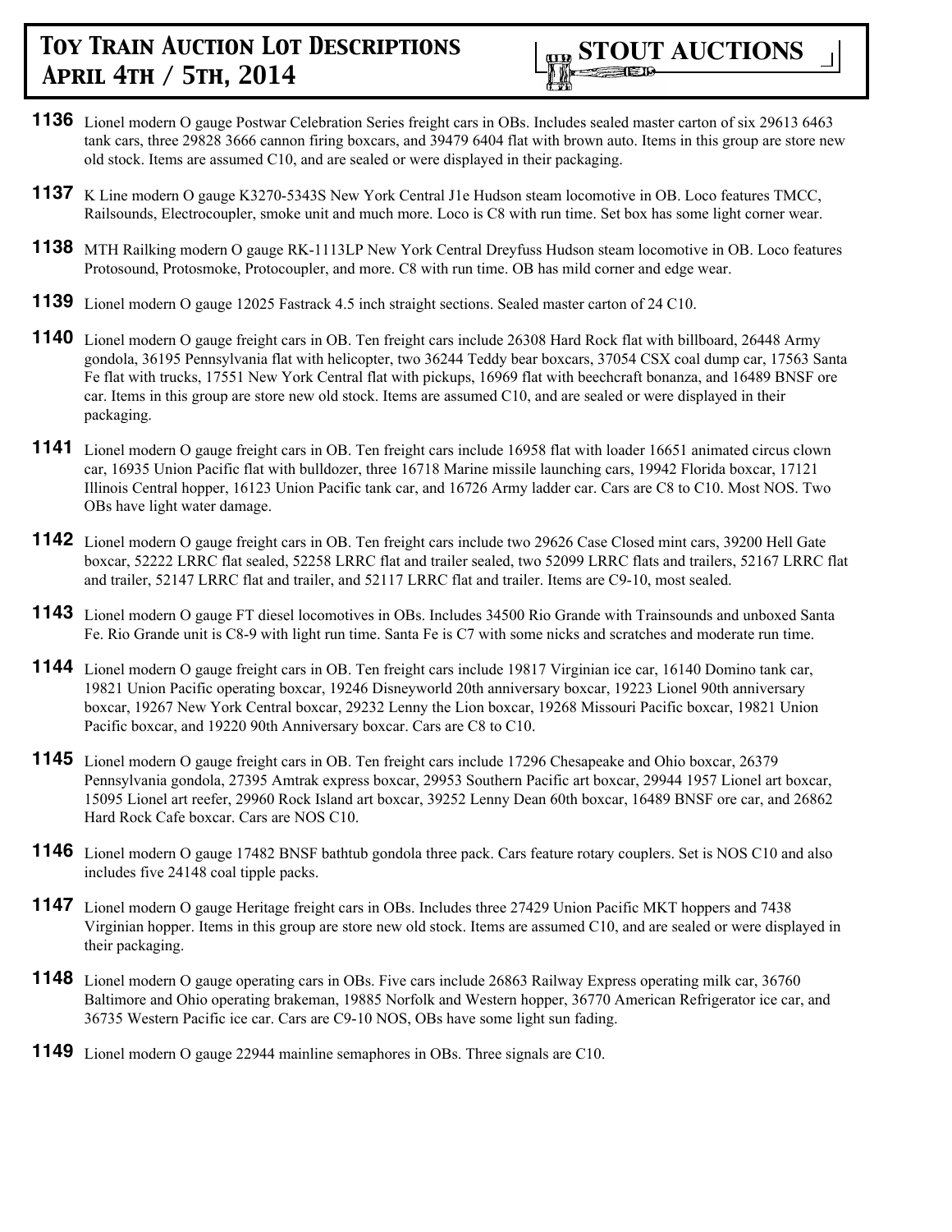**1136** Lionel modern O gauge Postwar Celebration Series freight cars in OBs. Includes sealed master carton of six 29613 6463 tank cars, three 29828 3666 cannon firing boxcars, and 39479 6404 flat with brown auto. Items in this group are store new old stock. Items are assumed C10, and are sealed or were displayed in their packaging.

**1137** K Line modern O gauge K3270-5343S New York Central J1e Hudson steam locomotive in OB. Loco features TMCC, Railsounds, Electrocoupler, smoke unit and much more. Loco is C8 with run time. Set box has some light corner wear.

**1138** MTH Railking modern O gauge RK-1113LP New York Central Dreyfuss Hudson steam locomotive in OB. Loco features Protosound, Protosmoke, Protocoupler, and more. C8 with run time. OB has mild corner and edge wear.

**1139** Lionel modern O gauge 12025 Fastrack 4.5 inch straight sections. Sealed master carton of 24 C10.

**1140** Lionel modern O gauge freight cars in OB. Ten freight cars include 26308 Hard Rock flat with billboard, 26448 Army gondola, 36195 Pennsylvania flat with helicopter, two 36244 Teddy bear boxcars, 37054 CSX coal dump car, 17563 Santa Fe flat with trucks, 17551 New York Central flat with pickups, 16969 flat with beechcraft bonanza, and 16489 BNSF ore car. Items in this group are store new old stock. Items are assumed C10, and are sealed or were displayed in their packaging.

**1141** Lionel modern O gauge freight cars in OB. Ten freight cars include 16958 flat with loader 16651 animated circus clown car, 16935 Union Pacific flat with bulldozer, three 16718 Marine missile launching cars, 19942 Florida boxcar, 17121 Illinois Central hopper, 16123 Union Pacific tank car, and 16726 Army ladder car. Cars are C8 to C10. Most NOS. Two OBs have light water damage.

**1142** Lionel modern O gauge freight cars in OB. Ten freight cars include two 29626 Case Closed mint cars, 39200 Hell Gate boxcar, 52222 LRRC flat sealed, 52258 LRRC flat and trailer sealed, two 52099 LRRC flats and trailers, 52167 LRRC flat and trailer, 52147 LRRC flat and trailer, and 52117 LRRC flat and trailer. Items are C9-10, most sealed.

**1143** Lionel modern O gauge FT diesel locomotives in OBs. Includes 34500 Rio Grande with Trainsounds and unboxed Santa Fe. Rio Grande unit is C8-9 with light run time. Santa Fe is C7 with some nicks and scratches and moderate run time.

**1144** Lionel modern O gauge freight cars in OB. Ten freight cars include 19817 Virginian ice car, 16140 Domino tank car, 19821 Union Pacific operating boxcar, 19246 Disneyworld 20th anniversary boxcar, 19223 Lionel 90th anniversary boxcar, 19267 New York Central boxcar, 29232 Lenny the Lion boxcar, 19268 Missouri Pacific boxcar, 19821 Union Pacific boxcar, and 19220 90th Anniversary boxcar. Cars are C8 to C10.

**1145** Lionel modern O gauge freight cars in OB. Ten freight cars include 17296 Chesapeake and Ohio boxcar, 26379 Pennsylvania gondola, 27395 Amtrak express boxcar, 29953 Southern Pacific art boxcar, 29944 1957 Lionel art boxcar, 15095 Lionel art reefer, 29960 Rock Island art boxcar, 39252 Lenny Dean 60th boxcar, 16489 BNSF ore car, and 26862 Hard Rock Cafe boxcar. Cars are NOS C10.

**1146** Lionel modern O gauge 17482 BNSF bathtub gondola three pack. Cars feature rotary couplers. Set is NOS C10 and also includes five 24148 coal tipple packs.

**1147** Lionel modern O gauge Heritage freight cars in OBs. Includes three 27429 Union Pacific MKT hoppers and 7438 Virginian hopper. Items in this group are store new old stock. Items are assumed C10, and are sealed or were displayed in their packaging.

**1148** Lionel modern O gauge operating cars in OBs. Five cars include 26863 Railway Express operating milk car, 36760 Baltimore and Ohio operating brakeman, 19885 Norfolk and Western hopper, 36770 American Refrigerator ice car, and 36735 Western Pacific ice car. Cars are C9-10 NOS, OBs have some light sun fading.

**1149** Lionel modern O gauge 22944 mainline semaphores in OBs. Three signals are C10.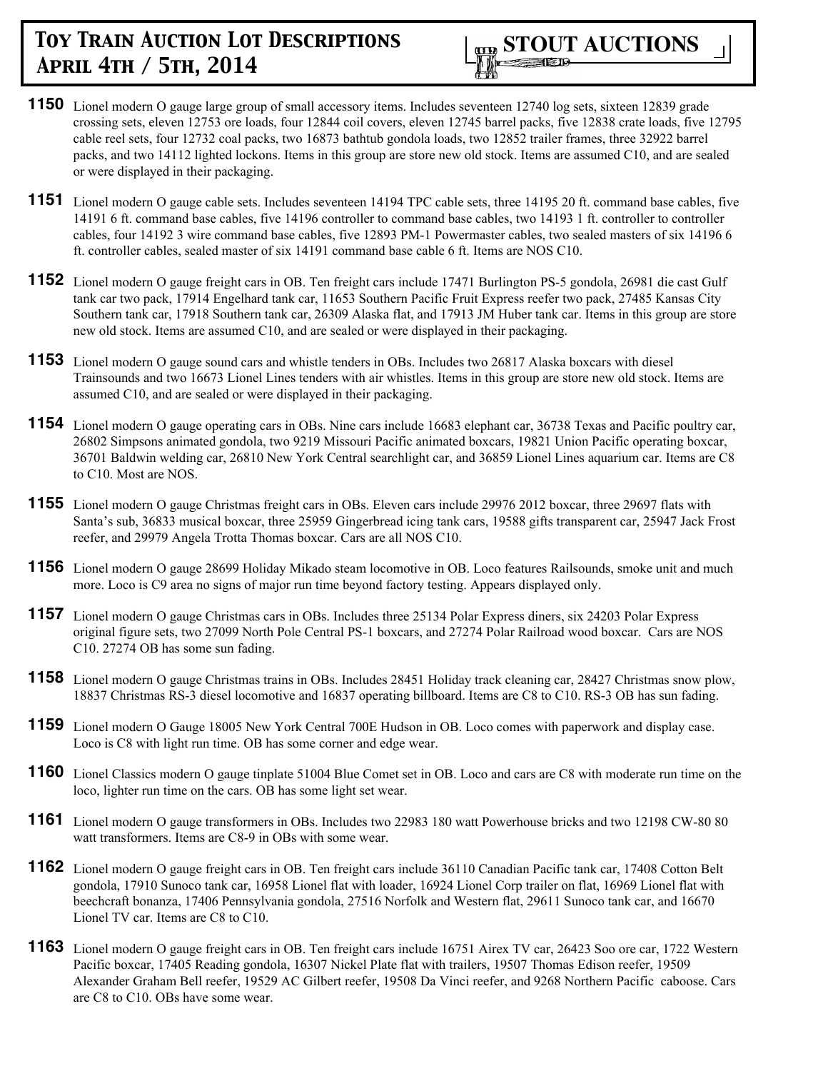**1150** Lionel modern O gauge large group of small accessory items. Includes seventeen 12740 log sets, sixteen 12839 grade crossing sets, eleven 12753 ore loads, four 12844 coil covers, eleven 12745 barrel packs, five 12838 crate loads, five 12795 cable reel sets, four 12732 coal packs, two 16873 bathtub gondola loads, two 12852 trailer frames, three 32922 barrel packs, and two 14112 lighted lockons. Items in this group are store new old stock. Items are assumed C10, and are sealed or were displayed in their packaging.

**1151** Lionel modern O gauge cable sets. Includes seventeen 14194 TPC cable sets, three 14195 20 ft. command base cables, five 14191 6 ft. command base cables, five 14196 controller to command base cables, two 14193 1 ft. controller to controller cables, four 14192 3 wire command base cables, five 12893 PM-1 Powermaster cables, two sealed masters of six 14196 6 ft. controller cables, sealed master of six 14191 command base cable 6 ft. Items are NOS C10.

**1152** Lionel modern O gauge freight cars in OB. Ten freight cars include 17471 Burlington PS-5 gondola, 26981 die cast Gulf tank car two pack, 17914 Engelhard tank car, 11653 Southern Pacific Fruit Express reefer two pack, 27485 Kansas City Southern tank car, 17918 Southern tank car, 26309 Alaska flat, and 17913 JM Huber tank car. Items in this group are store new old stock. Items are assumed C10, and are sealed or were displayed in their packaging.

**1153** Lionel modern O gauge sound cars and whistle tenders in OBs. Includes two 26817 Alaska boxcars with diesel Trainsounds and two 16673 Lionel Lines tenders with air whistles. Items in this group are store new old stock. Items are assumed C10, and are sealed or were displayed in their packaging.

**1154** Lionel modern O gauge operating cars in OBs. Nine cars include 16683 elephant car, 36738 Texas and Pacific poultry car, 26802 Simpsons animated gondola, two 9219 Missouri Pacific animated boxcars, 19821 Union Pacific operating boxcar, 36701 Baldwin welding car, 26810 New York Central searchlight car, and 36859 Lionel Lines aquarium car. Items are C8 to C10. Most are NOS.

**1155** Lionel modern O gauge Christmas freight cars in OBs. Eleven cars include 29976 2012 boxcar, three 29697 flats with Santa's sub, 36833 musical boxcar, three 25959 Gingerbread icing tank cars, 19588 gifts transparent car, 25947 Jack Frost reefer, and 29979 Angela Trotta Thomas boxcar. Cars are all NOS C10.

**1156** Lionel modern O gauge 28699 Holiday Mikado steam locomotive in OB. Loco features Railsounds, smoke unit and much more. Loco is C9 area no signs of major run time beyond factory testing. Appears displayed only.

**1157** Lionel modern O gauge Christmas cars in OBs. Includes three 25134 Polar Express diners, six 24203 Polar Express original figure sets, two 27099 North Pole Central PS-1 boxcars, and 27274 Polar Railroad wood boxcar. Cars are NOS C10. 27274 OB has some sun fading.

**1158** Lionel modern O gauge Christmas trains in OBs. Includes 28451 Holiday track cleaning car, 28427 Christmas snow plow, 18837 Christmas RS-3 diesel locomotive and 16837 operating billboard. Items are C8 to C10. RS-3 OB has sun fading.

**1159** Lionel modern O Gauge 18005 New York Central 700E Hudson in OB. Loco comes with paperwork and display case. Loco is C8 with light run time. OB has some corner and edge wear.

**1160** Lionel Classics modern O gauge tinplate 51004 Blue Comet set in OB. Loco and cars are C8 with moderate run time on the loco, lighter run time on the cars. OB has some light set wear.

**1161** Lionel modern O gauge transformers in OBs. Includes two 22983 180 watt Powerhouse bricks and two 12198 CW-80 80 watt transformers. Items are C8-9 in OBs with some wear.

**1162** Lionel modern O gauge freight cars in OB. Ten freight cars include 36110 Canadian Pacific tank car, 17408 Cotton Belt gondola, 17910 Sunoco tank car, 16958 Lionel flat with loader, 16924 Lionel Corp trailer on flat, 16969 Lionel flat with beechcraft bonanza, 17406 Pennsylvania gondola, 27516 Norfolk and Western flat, 29611 Sunoco tank car, and 16670 Lionel TV car. Items are C8 to C10.

**1163** Lionel modern O gauge freight cars in OB. Ten freight cars include 16751 Airex TV car, 26423 Soo ore car, 1722 Western Pacific boxcar, 17405 Reading gondola, 16307 Nickel Plate flat with trailers, 19507 Thomas Edison reefer, 19509 Alexander Graham Bell reefer, 19529 AC Gilbert reefer, 19508 Da Vinci reefer, and 9268 Northern Pacific caboose. Cars are C8 to C10. OBs have some wear.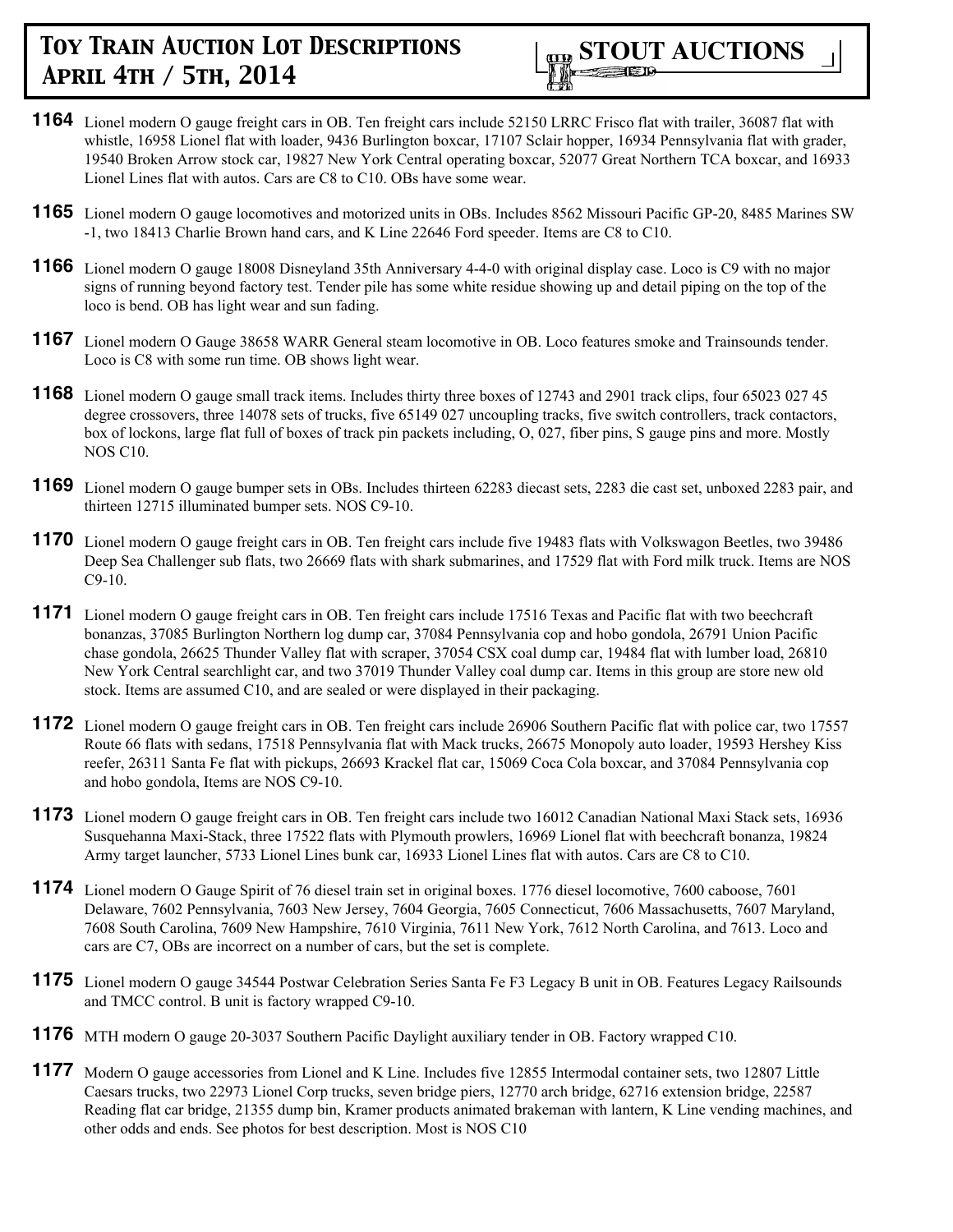**1164** Lionel modern O gauge freight cars in OB. Ten freight cars include 52150 LRRC Frisco flat with trailer, 36087 flat with whistle, 16958 Lionel flat with loader, 9436 Burlington boxcar, 17107 Sclair hopper, 16934 Pennsylvania flat with grader, 19540 Broken Arrow stock car, 19827 New York Central operating boxcar, 52077 Great Northern TCA boxcar, and 16933 Lionel Lines flat with autos. Cars are C8 to C10. OBs have some wear.

**1165** Lionel modern O gauge locomotives and motorized units in OBs. Includes 8562 Missouri Pacific GP-20, 8485 Marines SW -1, two 18413 Charlie Brown hand cars, and K Line 22646 Ford speeder. Items are C8 to C10.

**1166** Lionel modern O gauge 18008 Disneyland 35th Anniversary 4-4-0 with original display case. Loco is C9 with no major signs of running beyond factory test. Tender pile has some white residue showing up and detail piping on the top of the loco is bend. OB has light wear and sun fading.

**1167** Lionel modern O Gauge 38658 WARR General steam locomotive in OB. Loco features smoke and Trainsounds tender. Loco is C8 with some run time. OB shows light wear.

**1168** Lionel modern O gauge small track items. Includes thirty three boxes of 12743 and 2901 track clips, four 65023 027 45 degree crossovers, three 14078 sets of trucks, five 65149 027 uncoupling tracks, five switch controllers, track contactors, box of lockons, large flat full of boxes of track pin packets including, O, 027, fiber pins, S gauge pins and more. Mostly NOS C10.

**1169** Lionel modern O gauge bumper sets in OBs. Includes thirteen 62283 diecast sets, 2283 die cast set, unboxed 2283 pair, and thirteen 12715 illuminated bumper sets. NOS C9-10.

**1170** Lionel modern O gauge freight cars in OB. Ten freight cars include five 19483 flats with Volkswagon Beetles, two 39486 Deep Sea Challenger sub flats, two 26669 flats with shark submarines, and 17529 flat with Ford milk truck. Items are NOS C9-10.

**1171** Lionel modern O gauge freight cars in OB. Ten freight cars include 17516 Texas and Pacific flat with two beechcraft bonanzas, 37085 Burlington Northern log dump car, 37084 Pennsylvania cop and hobo gondola, 26791 Union Pacific chase gondola, 26625 Thunder Valley flat with scraper, 37054 CSX coal dump car, 19484 flat with lumber load, 26810 New York Central searchlight car, and two 37019 Thunder Valley coal dump car. Items in this group are store new old stock. Items are assumed C10, and are sealed or were displayed in their packaging.

**1172** Lionel modern O gauge freight cars in OB. Ten freight cars include 26906 Southern Pacific flat with police car, two 17557 Route 66 flats with sedans, 17518 Pennsylvania flat with Mack trucks, 26675 Monopoly auto loader, 19593 Hershey Kiss reefer, 26311 Santa Fe flat with pickups, 26693 Krackel flat car, 15069 Coca Cola boxcar, and 37084 Pennsylvania cop and hobo gondola, Items are NOS C9-10.

**1173** Lionel modern O gauge freight cars in OB. Ten freight cars include two 16012 Canadian National Maxi Stack sets, 16936 Susquehanna Maxi-Stack, three 17522 flats with Plymouth prowlers, 16969 Lionel flat with beechcraft bonanza, 19824 Army target launcher, 5733 Lionel Lines bunk car, 16933 Lionel Lines flat with autos. Cars are C8 to C10.

**1174** Lionel modern O Gauge Spirit of 76 diesel train set in original boxes. 1776 diesel locomotive, 7600 caboose, 7601 Delaware, 7602 Pennsylvania, 7603 New Jersey, 7604 Georgia, 7605 Connecticut, 7606 Massachusetts, 7607 Maryland, 7608 South Carolina, 7609 New Hampshire, 7610 Virginia, 7611 New York, 7612 North Carolina, and 7613. Loco and cars are C7, OBs are incorrect on a number of cars, but the set is complete.

**1175** Lionel modern O gauge 34544 Postwar Celebration Series Santa Fe F3 Legacy B unit in OB. Features Legacy Railsounds and TMCC control. B unit is factory wrapped C9-10.

**1176** MTH modern O gauge 20-3037 Southern Pacific Daylight auxiliary tender in OB. Factory wrapped C10.

**1177** Modern O gauge accessories from Lionel and K Line. Includes five 12855 Intermodal container sets, two 12807 Little Caesars trucks, two 22973 Lionel Corp trucks, seven bridge piers, 12770 arch bridge, 62716 extension bridge, 22587 Reading flat car bridge, 21355 dump bin, Kramer products animated brakeman with lantern, K Line vending machines, and other odds and ends. See photos for best description. Most is NOS C10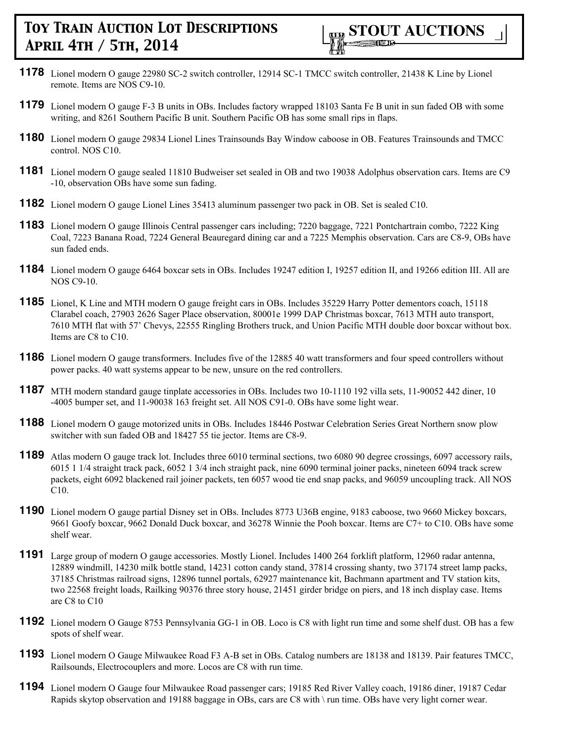**1178** Lionel modern O gauge 22980 SC-2 switch controller, 12914 SC-1 TMCC switch controller, 21438 K Line by Lionel remote. Items are NOS C9-10.

**1179** Lionel modern O gauge F-3 B units in OBs. Includes factory wrapped 18103 Santa Fe B unit in sun faded OB with some writing, and 8261 Southern Pacific B unit. Southern Pacific OB has some small rips in flaps.

**1180** Lionel modern O gauge 29834 Lionel Lines Trainsounds Bay Window caboose in OB. Features Trainsounds and TMCC control. NOS C10.

**1181** Lionel modern O gauge sealed 11810 Budweiser set sealed in OB and two 19038 Adolphus observation cars. Items are C9 -10, observation OBs have some sun fading.

**1182** Lionel modern O gauge Lionel Lines 35413 aluminum passenger two pack in OB. Set is sealed C10.

**1183** Lionel modern O gauge Illinois Central passenger cars including; 7220 baggage, 7221 Pontchartrain combo, 7222 King Coal, 7223 Banana Road, 7224 General Beauregard dining car and a 7225 Memphis observation. Cars are C8-9, OBs have sun faded ends.

**1184** Lionel modern O gauge 6464 boxcar sets in OBs. Includes 19247 edition I, 19257 edition II, and 19266 edition III. All are NOS C9-10.

**1185** Lionel, K Line and MTH modern O gauge freight cars in OBs. Includes 35229 Harry Potter dementors coach, 15118 Clarabel coach, 27903 2626 Sager Place observation, 80001e 1999 DAP Christmas boxcar, 7613 MTH auto transport, 7610 MTH flat with 57' Chevys, 22555 Ringling Brothers truck, and Union Pacific MTH double door boxcar without box. Items are C8 to C10.

**1186** Lionel modern O gauge transformers. Includes five of the 12885 40 watt transformers and four speed controllers without power packs. 40 watt systems appear to be new, unsure on the red controllers.

**1187** MTH modern standard gauge tinplate accessories in OBs. Includes two 10-1110 192 villa sets, 11-90052 442 diner, 10 -4005 bumper set, and 11-90038 163 freight set. All NOS C91-0. OBs have some light wear.

**1188** Lionel modern O gauge motorized units in OBs. Includes 18446 Postwar Celebration Series Great Northern snow plow switcher with sun faded OB and 18427 55 tie jector. Items are C8-9.

**1189** Atlas modern O gauge track lot. Includes three 6010 terminal sections, two 6080 90 degree crossings, 6097 accessory rails, 6015 1 1/4 straight track pack, 6052 1 3/4 inch straight pack, nine 6090 terminal joiner packs, nineteen 6094 track screw packets, eight 6092 blackened rail joiner packets, ten 6057 wood tie end snap packs, and 96059 uncoupling track. All NOS C10.

**1190** Lionel modern O gauge partial Disney set in OBs. Includes 8773 U36B engine, 9183 caboose, two 9660 Mickey boxcars, 9661 Goofy boxcar, 9662 Donald Duck boxcar, and 36278 Winnie the Pooh boxcar. Items are C7+ to C10. OBs have some shelf wear.

**1191** Large group of modern O gauge accessories. Mostly Lionel. Includes 1400 264 forklift platform, 12960 radar antenna, 12889 windmill, 14230 milk bottle stand, 14231 cotton candy stand, 37814 crossing shanty, two 37174 street lamp packs, 37185 Christmas railroad signs, 12896 tunnel portals, 62927 maintenance kit, Bachmann apartment and TV station kits, two 22568 freight loads, Railking 90376 three story house, 21451 girder bridge on piers, and 18 inch display case. Items are C8 to C10

**1192** Lionel modern O Gauge 8753 Pennsylvania GG-1 in OB. Loco is C8 with light run time and some shelf dust. OB has a few spots of shelf wear.

**1193** Lionel modern O Gauge Milwaukee Road F3 A-B set in OBs. Catalog numbers are 18138 and 18139. Pair features TMCC, Railsounds, Electrocouplers and more. Locos are C8 with run time.

**1194** Lionel modern O Gauge four Milwaukee Road passenger cars; 19185 Red River Valley coach, 19186 diner, 19187 Cedar Rapids skytop observation and 19188 baggage in OBs, cars are C8 with \ run time. OBs have very light corner wear.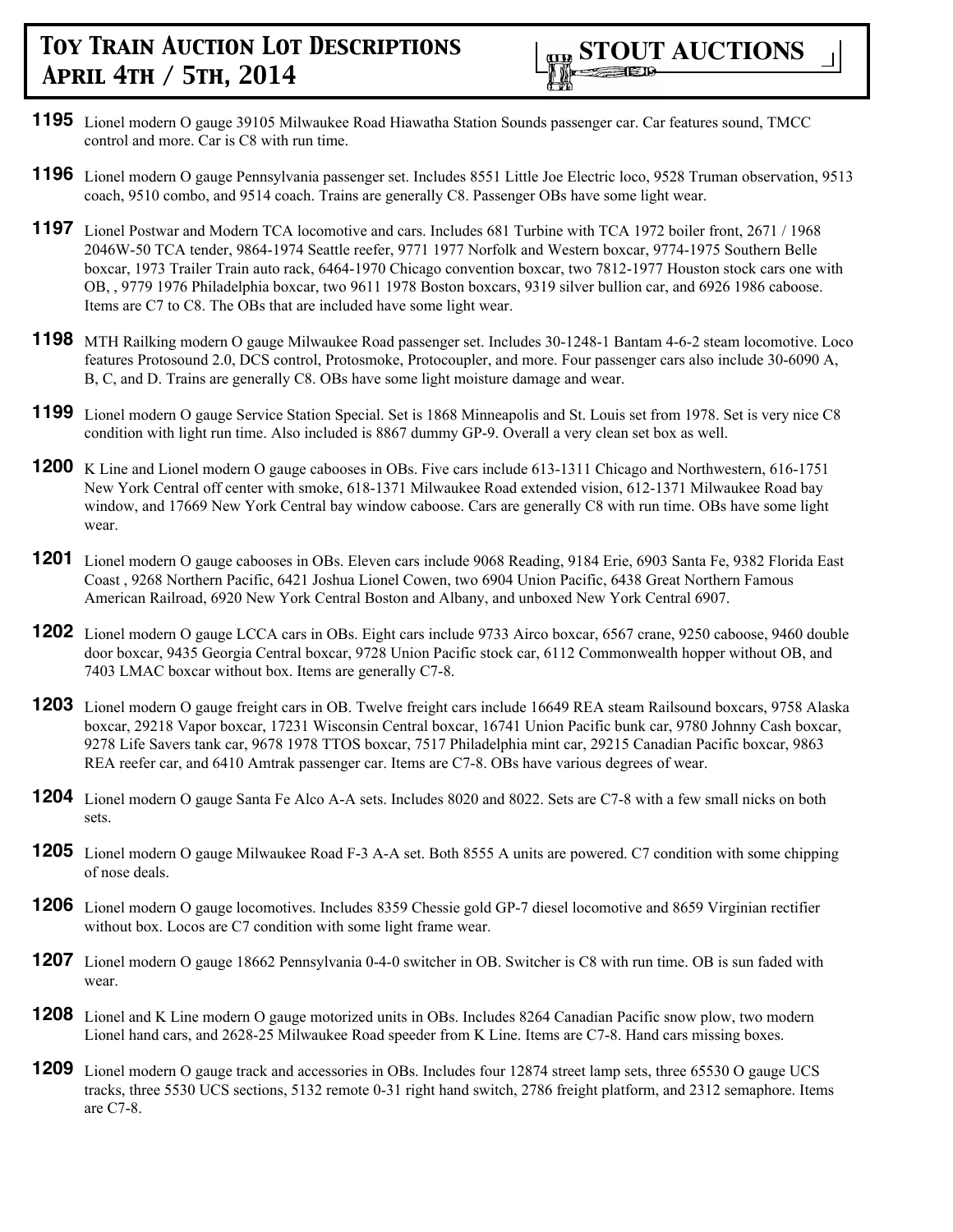**1195** Lionel modern O gauge 39105 Milwaukee Road Hiawatha Station Sounds passenger car. Car features sound, TMCC control and more. Car is C8 with run time.

**1196** Lionel modern O gauge Pennsylvania passenger set. Includes 8551 Little Joe Electric loco, 9528 Truman observation, 9513 coach, 9510 combo, and 9514 coach. Trains are generally C8. Passenger OBs have some light wear.

**1197** Lionel Postwar and Modern TCA locomotive and cars. Includes 681 Turbine with TCA 1972 boiler front, 2671 / 1968 2046W-50 TCA tender, 9864-1974 Seattle reefer, 9771 1977 Norfolk and Western boxcar, 9774-1975 Southern Belle boxcar, 1973 Trailer Train auto rack, 6464-1970 Chicago convention boxcar, two 7812-1977 Houston stock cars one with OB, , 9779 1976 Philadelphia boxcar, two 9611 1978 Boston boxcars, 9319 silver bullion car, and 6926 1986 caboose. Items are C7 to C8. The OBs that are included have some light wear.

**1198** MTH Railking modern O gauge Milwaukee Road passenger set. Includes 30-1248-1 Bantam 4-6-2 steam locomotive. Loco features Protosound 2.0, DCS control, Protosmoke, Protocoupler, and more. Four passenger cars also include 30-6090 A, B, C, and D. Trains are generally C8. OBs have some light moisture damage and wear.

**1199** Lionel modern O gauge Service Station Special. Set is 1868 Minneapolis and St. Louis set from 1978. Set is very nice C8 condition with light run time. Also included is 8867 dummy GP-9. Overall a very clean set box as well.

**1200** K Line and Lionel modern O gauge cabooses in OBs. Five cars include 613-1311 Chicago and Northwestern, 616-1751 New York Central off center with smoke, 618-1371 Milwaukee Road extended vision, 612-1371 Milwaukee Road bay window, and 17669 New York Central bay window caboose. Cars are generally C8 with run time. OBs have some light wear.

**1201** Lionel modern O gauge cabooses in OBs. Eleven cars include 9068 Reading, 9184 Erie, 6903 Santa Fe, 9382 Florida East Coast , 9268 Northern Pacific, 6421 Joshua Lionel Cowen, two 6904 Union Pacific, 6438 Great Northern Famous American Railroad, 6920 New York Central Boston and Albany, and unboxed New York Central 6907.

**1202** Lionel modern O gauge LCCA cars in OBs. Eight cars include 9733 Airco boxcar, 6567 crane, 9250 caboose, 9460 double door boxcar, 9435 Georgia Central boxcar, 9728 Union Pacific stock car, 6112 Commonwealth hopper without OB, and 7403 LMAC boxcar without box. Items are generally C7-8.

**1203** Lionel modern O gauge freight cars in OB. Twelve freight cars include 16649 REA steam Railsound boxcars, 9758 Alaska boxcar, 29218 Vapor boxcar, 17231 Wisconsin Central boxcar, 16741 Union Pacific bunk car, 9780 Johnny Cash boxcar, 9278 Life Savers tank car, 9678 1978 TTOS boxcar, 7517 Philadelphia mint car, 29215 Canadian Pacific boxcar, 9863 REA reefer car, and 6410 Amtrak passenger car. Items are C7-8. OBs have various degrees of wear.

**1204** Lionel modern O gauge Santa Fe Alco A-A sets. Includes 8020 and 8022. Sets are C7-8 with a few small nicks on both sets.

**1205** Lionel modern O gauge Milwaukee Road F-3 A-A set. Both 8555 A units are powered. C7 condition with some chipping of nose deals.

**1206** Lionel modern O gauge locomotives. Includes 8359 Chessie gold GP-7 diesel locomotive and 8659 Virginian rectifier without box. Locos are C7 condition with some light frame wear.

**1207** Lionel modern O gauge 18662 Pennsylvania 0-4-0 switcher in OB. Switcher is C8 with run time. OB is sun faded with wear.

**1208** Lionel and K Line modern O gauge motorized units in OBs. Includes 8264 Canadian Pacific snow plow, two modern Lionel hand cars, and 2628-25 Milwaukee Road speeder from K Line. Items are C7-8. Hand cars missing boxes.

**1209** Lionel modern O gauge track and accessories in OBs. Includes four 12874 street lamp sets, three 65530 O gauge UCS tracks, three 5530 UCS sections, 5132 remote 0-31 right hand switch, 2786 freight platform, and 2312 semaphore. Items are C7-8.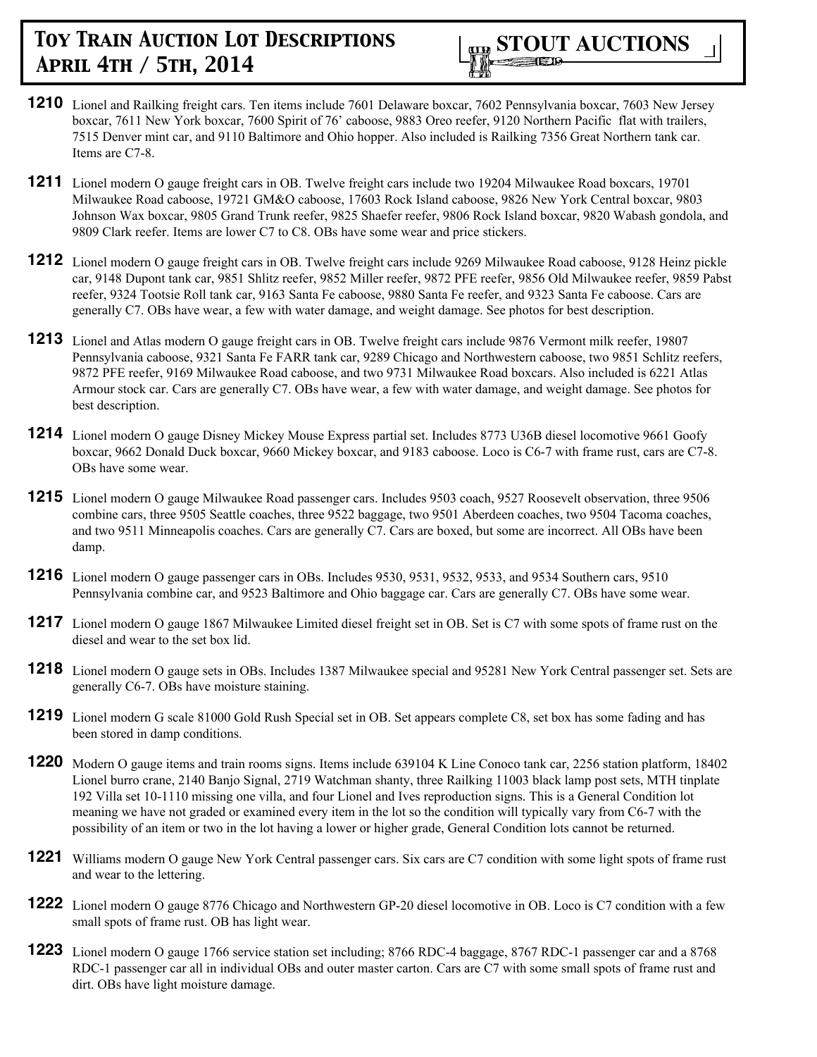**1210** Lionel and Railking freight cars. Ten items include 7601 Delaware boxcar, 7602 Pennsylvania boxcar, 7603 New Jersey boxcar, 7611 New York boxcar, 7600 Spirit of 76' caboose, 9883 Oreo reefer, 9120 Northern Pacific flat with trailers, 7515 Denver mint car, and 9110 Baltimore and Ohio hopper. Also included is Railking 7356 Great Northern tank car. Items are C7-8.

**1211** Lionel modern O gauge freight cars in OB. Twelve freight cars include two 19204 Milwaukee Road boxcars, 19701 Milwaukee Road caboose, 19721 GM&O caboose, 17603 Rock Island caboose, 9826 New York Central boxcar, 9803 Johnson Wax boxcar, 9805 Grand Trunk reefer, 9825 Shaefer reefer, 9806 Rock Island boxcar, 9820 Wabash gondola, and 9809 Clark reefer. Items are lower C7 to C8. OBs have some wear and price stickers.

**1212** Lionel modern O gauge freight cars in OB. Twelve freight cars include 9269 Milwaukee Road caboose, 9128 Heinz pickle car, 9148 Dupont tank car, 9851 Shlitz reefer, 9852 Miller reefer, 9872 PFE reefer, 9856 Old Milwaukee reefer, 9859 Pabst reefer, 9324 Tootsie Roll tank car, 9163 Santa Fe caboose, 9880 Santa Fe reefer, and 9323 Santa Fe caboose. Cars are generally C7. OBs have wear, a few with water damage, and weight damage. See photos for best description.

**1213** Lionel and Atlas modern O gauge freight cars in OB. Twelve freight cars include 9876 Vermont milk reefer, 19807 Pennsylvania caboose, 9321 Santa Fe FARR tank car, 9289 Chicago and Northwestern caboose, two 9851 Schlitz reefers, 9872 PFE reefer, 9169 Milwaukee Road caboose, and two 9731 Milwaukee Road boxcars. Also included is 6221 Atlas Armour stock car. Cars are generally C7. OBs have wear, a few with water damage, and weight damage. See photos for best description.

**1214** Lionel modern O gauge Disney Mickey Mouse Express partial set. Includes 8773 U36B diesel locomotive 9661 Goofy boxcar, 9662 Donald Duck boxcar, 9660 Mickey boxcar, and 9183 caboose. Loco is C6-7 with frame rust, cars are C7-8. OBs have some wear.

**1215** Lionel modern O gauge Milwaukee Road passenger cars. Includes 9503 coach, 9527 Roosevelt observation, three 9506 combine cars, three 9505 Seattle coaches, three 9522 baggage, two 9501 Aberdeen coaches, two 9504 Tacoma coaches, and two 9511 Minneapolis coaches. Cars are generally C7. Cars are boxed, but some are incorrect. All OBs have been damp.

**1216** Lionel modern O gauge passenger cars in OBs. Includes 9530, 9531, 9532, 9533, and 9534 Southern cars, 9510 Pennsylvania combine car, and 9523 Baltimore and Ohio baggage car. Cars are generally C7. OBs have some wear.

**1217** Lionel modern O gauge 1867 Milwaukee Limited diesel freight set in OB. Set is C7 with some spots of frame rust on the diesel and wear to the set box lid.

**1218** Lionel modern O gauge sets in OBs. Includes 1387 Milwaukee special and 95281 New York Central passenger set. Sets are generally C6-7. OBs have moisture staining.

**1219** Lionel modern G scale 81000 Gold Rush Special set in OB. Set appears complete C8, set box has some fading and has been stored in damp conditions.

**1220** Modern O gauge items and train rooms signs. Items include 639104 K Line Conoco tank car, 2256 station platform, 18402 Lionel burro crane, 2140 Banjo Signal, 2719 Watchman shanty, three Railking 11003 black lamp post sets, MTH tinplate 192 Villa set 10-1110 missing one villa, and four Lionel and Ives reproduction signs. This is a General Condition lot meaning we have not graded or examined every item in the lot so the condition will typically vary from C6-7 with the possibility of an item or two in the lot having a lower or higher grade, General Condition lots cannot be returned.

**1221** Williams modern O gauge New York Central passenger cars. Six cars are C7 condition with some light spots of frame rust and wear to the lettering.

**1222** Lionel modern O gauge 8776 Chicago and Northwestern GP-20 diesel locomotive in OB. Loco is C7 condition with a few small spots of frame rust. OB has light wear.

**1223** Lionel modern O gauge 1766 service station set including; 8766 RDC-4 baggage, 8767 RDC-1 passenger car and a 8768 RDC-1 passenger car all in individual OBs and outer master carton. Cars are C7 with some small spots of frame rust and dirt. OBs have light moisture damage.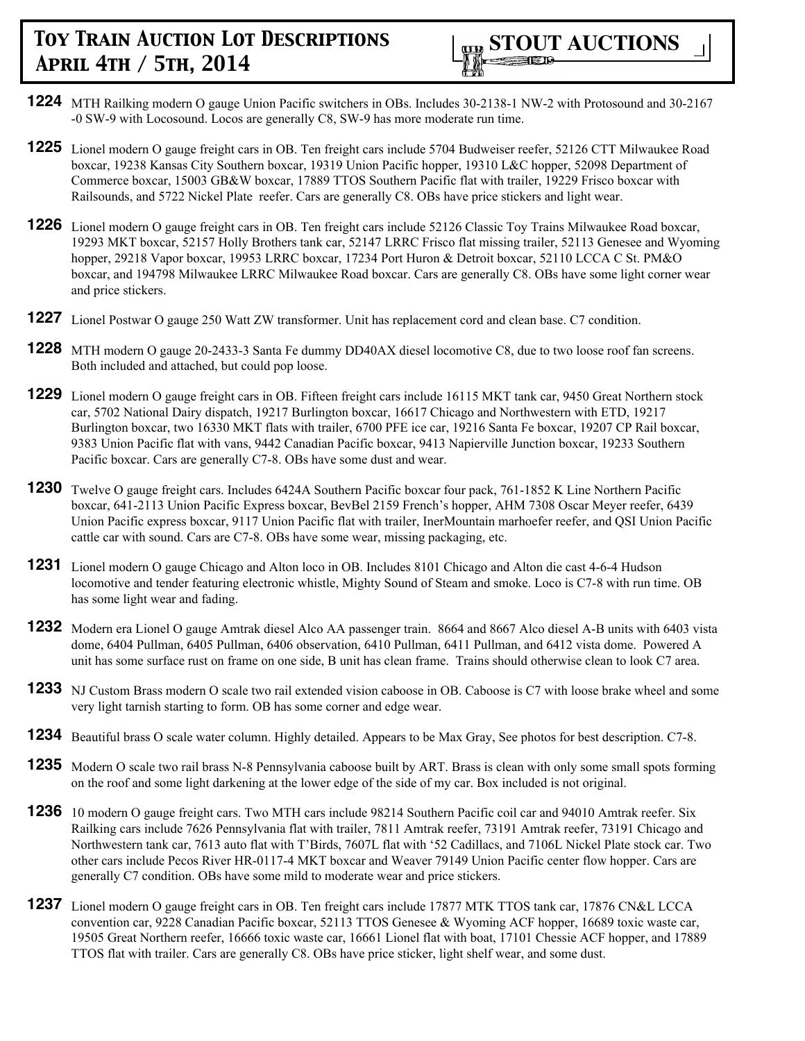**1224** MTH Railking modern O gauge Union Pacific switchers in OBs. Includes 30-2138-1 NW-2 with Protosound and 30-2167 -0 SW-9 with Locosound. Locos are generally C8, SW-9 has more moderate run time.

**1225** Lionel modern O gauge freight cars in OB. Ten freight cars include 5704 Budweiser reefer, 52126 CTT Milwaukee Road boxcar, 19238 Kansas City Southern boxcar, 19319 Union Pacific hopper, 19310 L&C hopper, 52098 Department of Commerce boxcar, 15003 GB&W boxcar, 17889 TTOS Southern Pacific flat with trailer, 19229 Frisco boxcar with Railsounds, and 5722 Nickel Plate reefer. Cars are generally C8. OBs have price stickers and light wear.

**1226** Lionel modern O gauge freight cars in OB. Ten freight cars include 52126 Classic Toy Trains Milwaukee Road boxcar, 19293 MKT boxcar, 52157 Holly Brothers tank car, 52147 LRRC Frisco flat missing trailer, 52113 Genesee and Wyoming hopper, 29218 Vapor boxcar, 19953 LRRC boxcar, 17234 Port Huron & Detroit boxcar, 52110 LCCA C St. PM&O boxcar, and 194798 Milwaukee LRRC Milwaukee Road boxcar. Cars are generally C8. OBs have some light corner wear and price stickers.

**1227** Lionel Postwar O gauge 250 Watt ZW transformer. Unit has replacement cord and clean base. C7 condition.

**1228** MTH modern O gauge 20-2433-3 Santa Fe dummy DD40AX diesel locomotive C8, due to two loose roof fan screens. Both included and attached, but could pop loose.

**1229** Lionel modern O gauge freight cars in OB. Fifteen freight cars include 16115 MKT tank car, 9450 Great Northern stock car, 5702 National Dairy dispatch, 19217 Burlington boxcar, 16617 Chicago and Northwestern with ETD, 19217 Burlington boxcar, two 16330 MKT flats with trailer, 6700 PFE ice car, 19216 Santa Fe boxcar, 19207 CP Rail boxcar, 9383 Union Pacific flat with vans, 9442 Canadian Pacific boxcar, 9413 Napierville Junction boxcar, 19233 Southern Pacific boxcar. Cars are generally C7-8. OBs have some dust and wear.

**1230** Twelve O gauge freight cars. Includes 6424A Southern Pacific boxcar four pack, 761-1852 K Line Northern Pacific boxcar, 641-2113 Union Pacific Express boxcar, BevBel 2159 French's hopper, AHM 7308 Oscar Meyer reefer, 6439 Union Pacific express boxcar, 9117 Union Pacific flat with trailer, InerMountain marhoefer reefer, and QSI Union Pacific cattle car with sound. Cars are C7-8. OBs have some wear, missing packaging, etc.

**1231** Lionel modern O gauge Chicago and Alton loco in OB. Includes 8101 Chicago and Alton die cast 4-6-4 Hudson locomotive and tender featuring electronic whistle, Mighty Sound of Steam and smoke. Loco is C7-8 with run time. OB has some light wear and fading.

**1232** Modern era Lionel O gauge Amtrak diesel Alco AA passenger train. 8664 and 8667 Alco diesel A-B units with 6403 vista dome, 6404 Pullman, 6405 Pullman, 6406 observation, 6410 Pullman, 6411 Pullman, and 6412 vista dome. Powered A unit has some surface rust on frame on one side, B unit has clean frame. Trains should otherwise clean to look C7 area.

**1233** NJ Custom Brass modern O scale two rail extended vision caboose in OB. Caboose is C7 with loose brake wheel and some very light tarnish starting to form. OB has some corner and edge wear.

**1234** Beautiful brass O scale water column. Highly detailed. Appears to be Max Gray, See photos for best description. C7-8.

**1235** Modern O scale two rail brass N-8 Pennsylvania caboose built by ART. Brass is clean with only some small spots forming on the roof and some light darkening at the lower edge of the side of my car. Box included is not original.

**1236** 10 modern O gauge freight cars. Two MTH cars include 98214 Southern Pacific coil car and 94010 Amtrak reefer. Six Railking cars include 7626 Pennsylvania flat with trailer, 7811 Amtrak reefer, 73191 Amtrak reefer, 73191 Chicago and Northwestern tank car, 7613 auto flat with T'Birds, 7607L flat with '52 Cadillacs, and 7106L Nickel Plate stock car. Two other cars include Pecos River HR-0117-4 MKT boxcar and Weaver 79149 Union Pacific center flow hopper. Cars are generally C7 condition. OBs have some mild to moderate wear and price stickers.

**1237** Lionel modern O gauge freight cars in OB. Ten freight cars include 17877 MTK TTOS tank car, 17876 CN&L LCCA convention car, 9228 Canadian Pacific boxcar, 52113 TTOS Genesee & Wyoming ACF hopper, 16689 toxic waste car, 19505 Great Northern reefer, 16666 toxic waste car, 16661 Lionel flat with boat, 17101 Chessie ACF hopper, and 17889 TTOS flat with trailer. Cars are generally C8. OBs have price sticker, light shelf wear, and some dust.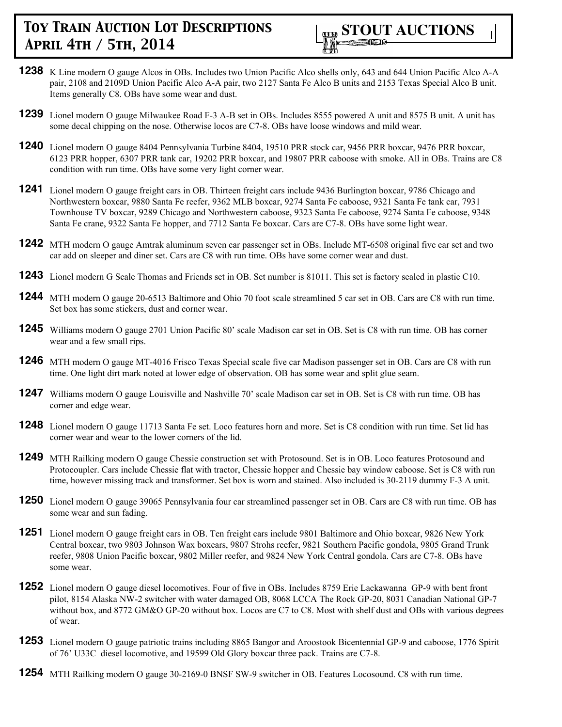**1238** K Line modern O gauge Alcos in OBs. Includes two Union Pacific Alco shells only, 643 and 644 Union Pacific Alco A-A pair, 2108 and 2109D Union Pacific Alco A-A pair, two 2127 Santa Fe Alco B units and 2153 Texas Special Alco B unit. Items generally C8. OBs have some wear and dust.

**1239** Lionel modern O gauge Milwaukee Road F-3 A-B set in OBs. Includes 8555 powered A unit and 8575 B unit. A unit has some decal chipping on the nose. Otherwise locos are C7-8. OBs have loose windows and mild wear.

**1240** Lionel modern O gauge 8404 Pennsylvania Turbine 8404, 19510 PRR stock car, 9456 PRR boxcar, 9476 PRR boxcar, 6123 PRR hopper, 6307 PRR tank car, 19202 PRR boxcar, and 19807 PRR caboose with smoke. All in OBs. Trains are C8 condition with run time. OBs have some very light corner wear.

**1241** Lionel modern O gauge freight cars in OB. Thirteen freight cars include 9436 Burlington boxcar, 9786 Chicago and Northwestern boxcar, 9880 Santa Fe reefer, 9362 MLB boxcar, 9274 Santa Fe caboose, 9321 Santa Fe tank car, 7931 Townhouse TV boxcar, 9289 Chicago and Northwestern caboose, 9323 Santa Fe caboose, 9274 Santa Fe caboose, 9348 Santa Fe crane, 9322 Santa Fe hopper, and 7712 Santa Fe boxcar. Cars are C7-8. OBs have some light wear.

**1242** MTH modern O gauge Amtrak aluminum seven car passenger set in OBs. Include MT-6508 original five car set and two car add on sleeper and diner set. Cars are C8 with run time. OBs have some corner wear and dust.

**1243** Lionel modern G Scale Thomas and Friends set in OB. Set number is 81011. This set is factory sealed in plastic C10.

**1244** MTH modern O gauge 20-6513 Baltimore and Ohio 70 foot scale streamlined 5 car set in OB. Cars are C8 with run time. Set box has some stickers, dust and corner wear.

**1245** Williams modern O gauge 2701 Union Pacific 80' scale Madison car set in OB. Set is C8 with run time. OB has corner wear and a few small rips.

**1246** MTH modern O gauge MT-4016 Frisco Texas Special scale five car Madison passenger set in OB. Cars are C8 with run time. One light dirt mark noted at lower edge of observation. OB has some wear and split glue seam.

**1247** Williams modern O gauge Louisville and Nashville 70' scale Madison car set in OB. Set is C8 with run time. OB has corner and edge wear.

**1248** Lionel modern O gauge 11713 Santa Fe set. Loco features horn and more. Set is C8 condition with run time. Set lid has corner wear and wear to the lower corners of the lid.

**1249** MTH Railking modern O gauge Chessie construction set with Protosound. Set is in OB. Loco features Protosound and Protocoupler. Cars include Chessie flat with tractor, Chessie hopper and Chessie bay window caboose. Set is C8 with run time, however missing track and transformer. Set box is worn and stained. Also included is 30-2119 dummy F-3 A unit.

**1250** Lionel modern O gauge 39065 Pennsylvania four car streamlined passenger set in OB. Cars are C8 with run time. OB has some wear and sun fading.

**1251** Lionel modern O gauge freight cars in OB. Ten freight cars include 9801 Baltimore and Ohio boxcar, 9826 New York Central boxcar, two 9803 Johnson Wax boxcars, 9807 Strohs reefer, 9821 Southern Pacific gondola, 9805 Grand Trunk reefer, 9808 Union Pacific boxcar, 9802 Miller reefer, and 9824 New York Central gondola. Cars are C7-8. OBs have some wear.

**1252** Lionel modern O gauge diesel locomotives. Four of five in OBs. Includes 8759 Erie Lackawanna GP-9 with bent front pilot, 8154 Alaska NW-2 switcher with water damaged OB, 8068 LCCA The Rock GP-20, 8031 Canadian National GP-7 without box, and 8772 GM&O GP-20 without box. Locos are C7 to C8. Most with shelf dust and OBs with various degrees of wear.

**1253** Lionel modern O gauge patriotic trains including 8865 Bangor and Aroostook Bicentennial GP-9 and caboose, 1776 Spirit of 76' U33C diesel locomotive, and 19599 Old Glory boxcar three pack. Trains are C7-8.

**1254** MTH Railking modern O gauge 30-2169-0 BNSF SW-9 switcher in OB. Features Locosound. C8 with run time.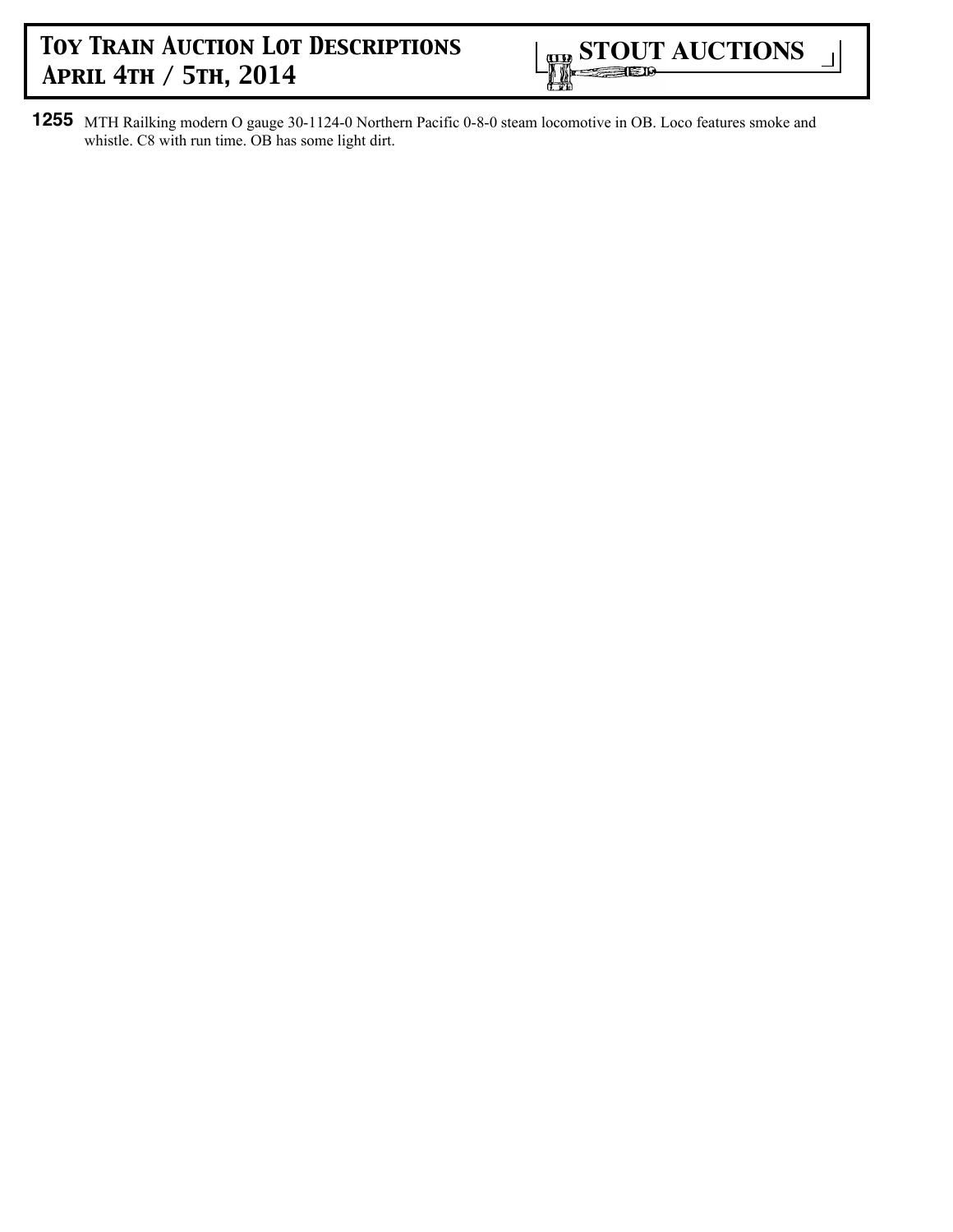**1255** MTH Railking modern O gauge 30-1124-0 Northern Pacific 0-8-0 steam locomotive in OB. Loco features smoke and whistle. C8 with run time. OB has some light dirt.